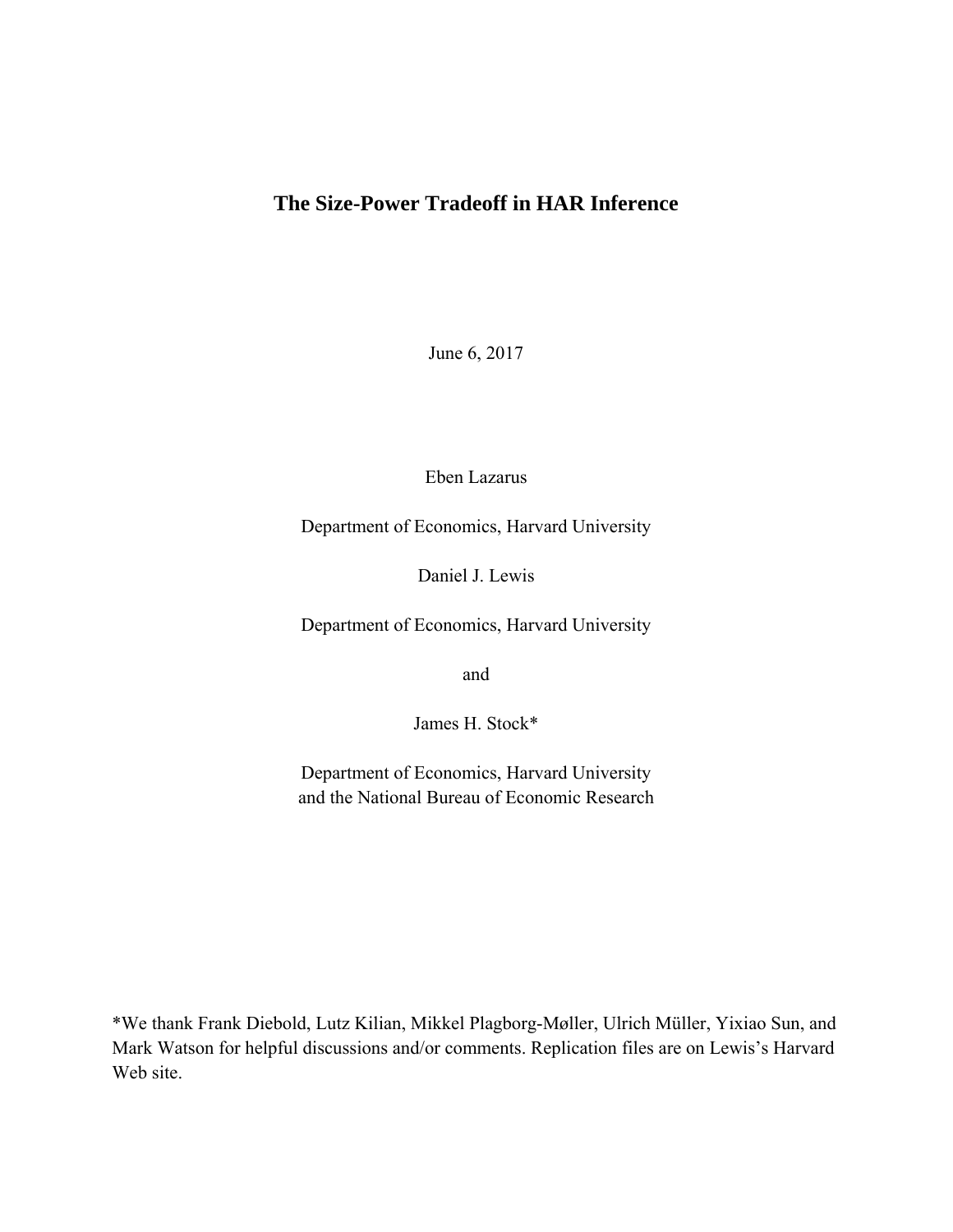# The Size-Power Tradeoff in HAR Inference

June 6, 2017

Eben Lazarus

Department of Economics, Harvard University

Daniel J. Lewis

Department of Economics, Harvard University

and

James H. Stock*

Department of Economics, Harvard University
and the National Bureau of Economic Research

*We thank Frank Diebold, Lutz Kilian, Mikkel Plagborg-Møller, Ulrich Müller, Yixiao Sun, and Mark Watson for helpful discussions and/or comments. Replication files are on Lewis's Harvard Web site.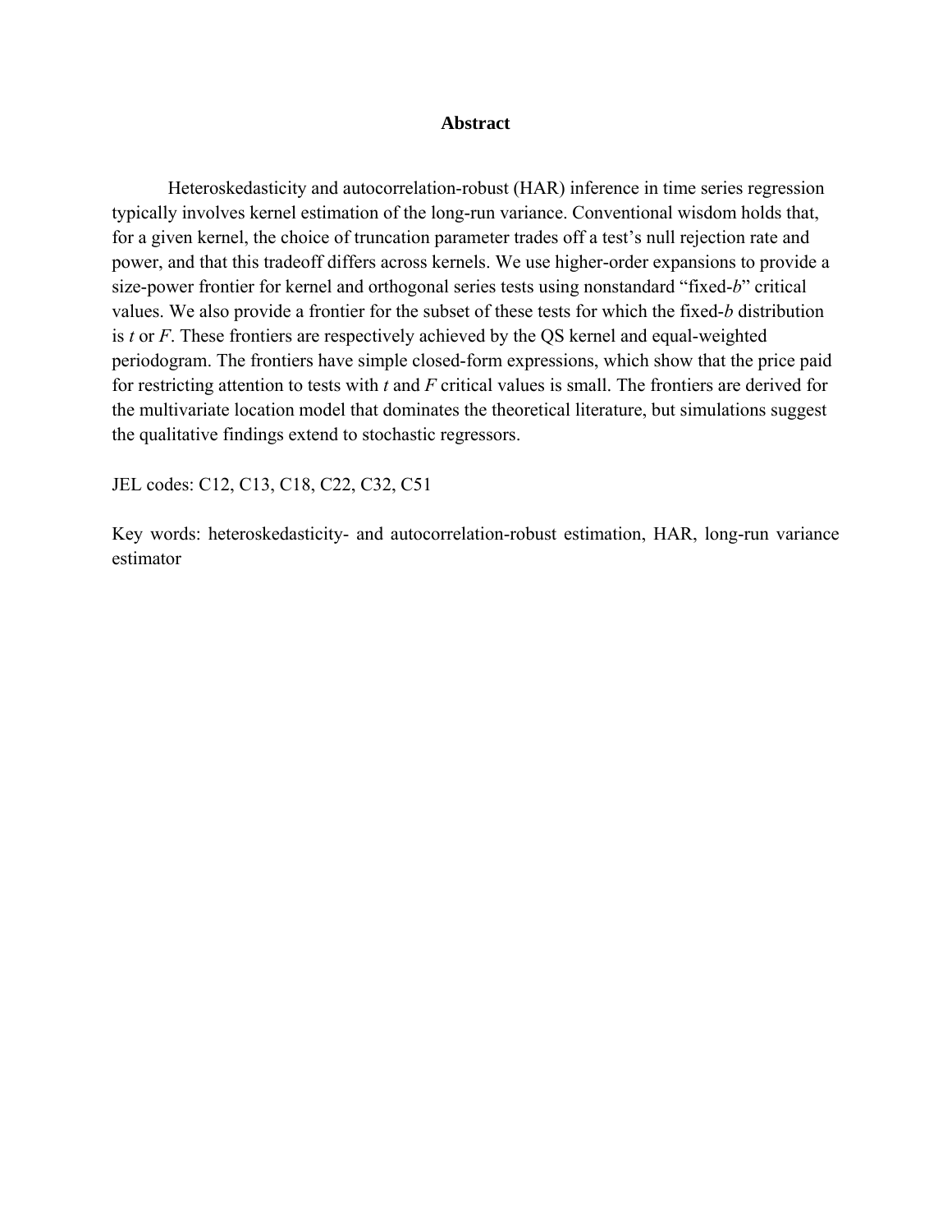# Abstract

Heteroskedasticity and autocorrelation-robust (HAR) inference in time series regression typically involves kernel estimation of the long-run variance. Conventional wisdom holds that, for a given kernel, the choice of truncation parameter trades off a test's null rejection rate and power, and that this tradeoff differs across kernels. We use higher-order expansions to provide a size-power frontier for kernel and orthogonal series tests using nonstandard "fixed-*b*" critical values. We also provide a frontier for the subset of these tests for which the fixed-*b* distribution is *t* or *F*. These frontiers are respectively achieved by the QS kernel and equal-weighted periodogram. The frontiers have simple closed-form expressions, which show that the price paid for restricting attention to tests with *t* and *F* critical values is small. The frontiers are derived for the multivariate location model that dominates the theoretical literature, but simulations suggest the qualitative findings extend to stochastic regressors.

JEL codes: C12, C13, C18, C22, C32, C51

Key words: heteroskedasticity- and autocorrelation-robust estimation, HAR, long-run variance estimator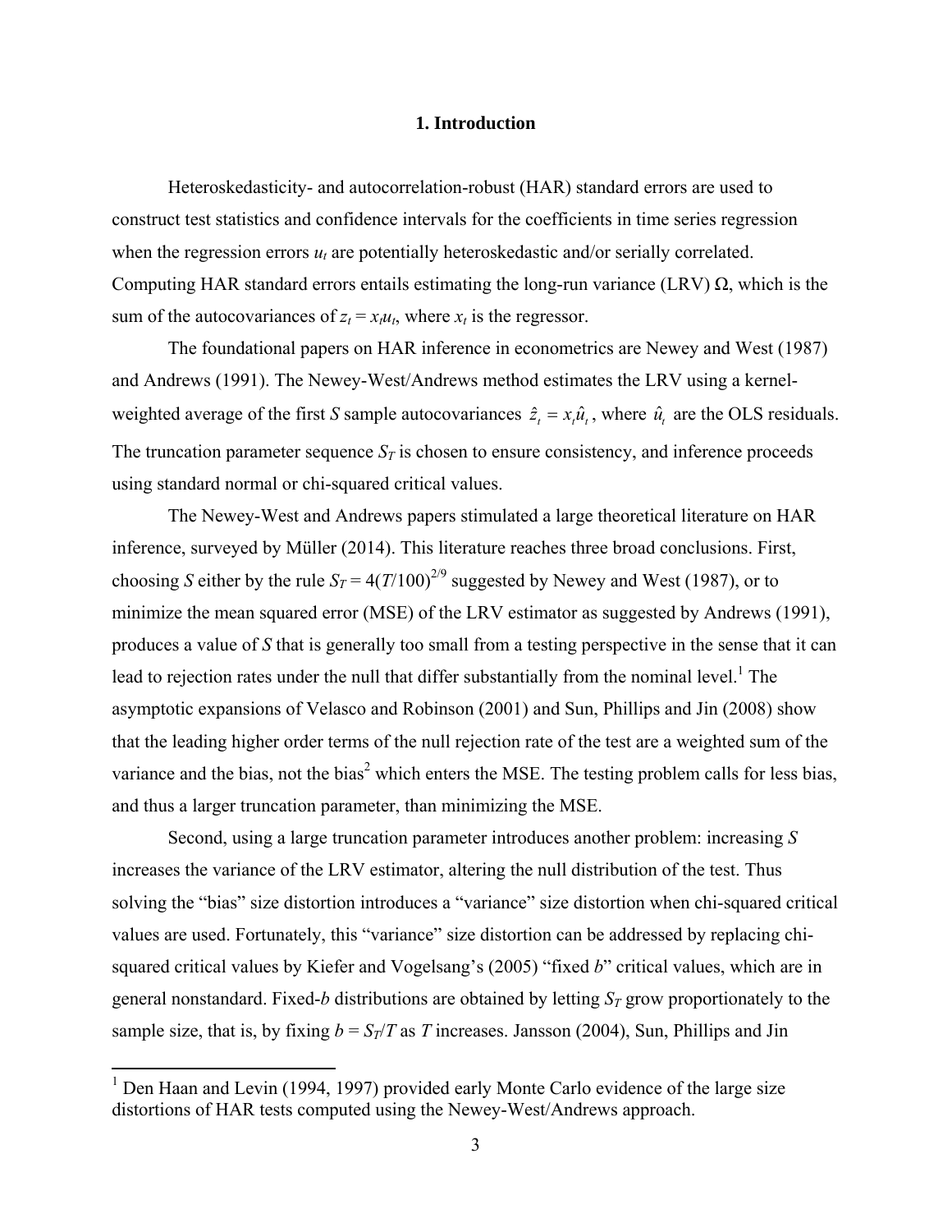## 1. Introduction

Heteroskedasticity- and autocorrelation-robust (HAR) standard errors are used to construct test statistics and confidence intervals for the coefficients in time series regression when the regression errors $u_t$ are potentially heteroskedastic and/or serially correlated. Computing HAR standard errors entails estimating the long-run variance (LRV) $\Omega$, which is the sum of the autocovariances of $z_t = x_t u_t$, where $x_t$ is the regressor.

The foundational papers on HAR inference in econometrics are Newey and West (1987) and Andrews (1991). The Newey-West/Andrews method estimates the LRV using a kernel-weighted average of the first $S$ sample autocovariances $\hat{z}_t = x_t \hat{u}_t$, where $\hat{u}_t$ are the OLS residuals. The truncation parameter sequence $S_T$ is chosen to ensure consistency, and inference proceeds using standard normal or chi-squared critical values.

The Newey-West and Andrews papers stimulated a large theoretical literature on HAR inference, surveyed by Müller (2014). This literature reaches three broad conclusions. First, choosing $S$ either by the rule $S_T = 4(T/100)^{2/9}$ suggested by Newey and West (1987), or to minimize the mean squared error (MSE) of the LRV estimator as suggested by Andrews (1991), produces a value of $S$ that is generally too small from a testing perspective in the sense that it can lead to rejection rates under the null that differ substantially from the nominal level.[1] The asymptotic expansions of Velasco and Robinson (2001) and Sun, Phillips and Jin (2008) show that the leading higher order terms of the null rejection rate of the test are a weighted sum of the variance and the bias, not the bias$^2$ which enters the MSE. The testing problem calls for less bias, and thus a larger truncation parameter, than minimizing the MSE.

Second, using a large truncation parameter introduces another problem: increasing $S$ increases the variance of the LRV estimator, altering the null distribution of the test. Thus solving the "bias" size distortion introduces a "variance" size distortion when chi-squared critical values are used. Fortunately, this "variance" size distortion can be addressed by replacing chi-squared critical values by Kiefer and Vogelsang's (2005) "fixed $b$" critical values, which are in general nonstandard. Fixed-$b$ distributions are obtained by letting $S_T$ grow proportionately to the sample size, that is, by fixing $b = S_T/T$ as $T$ increases. Jansson (2004), Sun, Phillips and Jin

[1] Den Haan and Levin (1994, 1997) provided early Monte Carlo evidence of the large size distortions of HAR tests computed using the Newey-West/Andrews approach.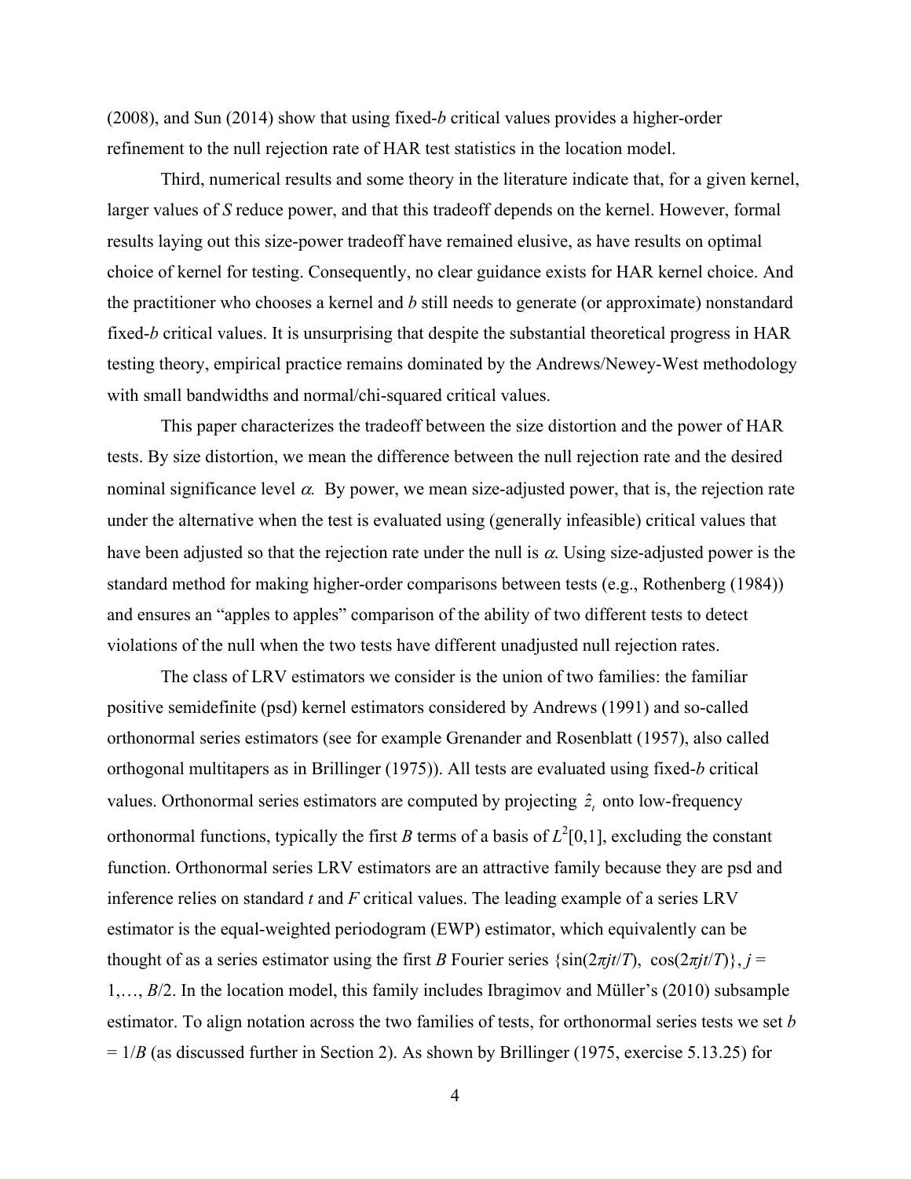(2008), and Sun (2014) show that using fixed-*b* critical values provides a higher-order refinement to the null rejection rate of HAR test statistics in the location model.

Third, numerical results and some theory in the literature indicate that, for a given kernel, larger values of *S* reduce power, and that this tradeoff depends on the kernel. However, formal results laying out this size-power tradeoff have remained elusive, as have results on optimal choice of kernel for testing. Consequently, no clear guidance exists for HAR kernel choice. And the practitioner who chooses a kernel and *b* still needs to generate (or approximate) nonstandard fixed-*b* critical values. It is unsurprising that despite the substantial theoretical progress in HAR testing theory, empirical practice remains dominated by the Andrews/Newey-West methodology with small bandwidths and normal/chi-squared critical values.

This paper characterizes the tradeoff between the size distortion and the power of HAR tests. By size distortion, we mean the difference between the null rejection rate and the desired nominal significance level $\alpha$. By power, we mean size-adjusted power, that is, the rejection rate under the alternative when the test is evaluated using (generally infeasible) critical values that have been adjusted so that the rejection rate under the null is $\alpha$. Using size-adjusted power is the standard method for making higher-order comparisons between tests (e.g., Rothenberg (1984)) and ensures an "apples to apples" comparison of the ability of two different tests to detect violations of the null when the two tests have different unadjusted null rejection rates.

The class of LRV estimators we consider is the union of two families: the familiar positive semidefinite (psd) kernel estimators considered by Andrews (1991) and so-called orthonormal series estimators (see for example Grenander and Rosenblatt (1957), also called orthogonal multitapers as in Brillinger (1975)). All tests are evaluated using fixed-*b* critical values. Orthonormal series estimators are computed by projecting $\hat{z}_t$ onto low-frequency orthonormal functions, typically the first *B* terms of a basis of $L^2[0,1]$, excluding the constant function. Orthonormal series LRV estimators are an attractive family because they are psd and inference relies on standard *t* and *F* critical values. The leading example of a series LRV estimator is the equal-weighted periodogram (EWP) estimator, which equivalently can be thought of as a series estimator using the first *B* Fourier series $\{\sin(2\pi jt/T), \cos(2\pi jt/T)\}$, $j = 1,\ldots, B/2$. In the location model, this family includes Ibragimov and Müller's (2010) subsample estimator. To align notation across the two families of tests, for orthonormal series tests we set $b = 1/B$ (as discussed further in Section 2). As shown by Brillinger (1975, exercise 5.13.25) for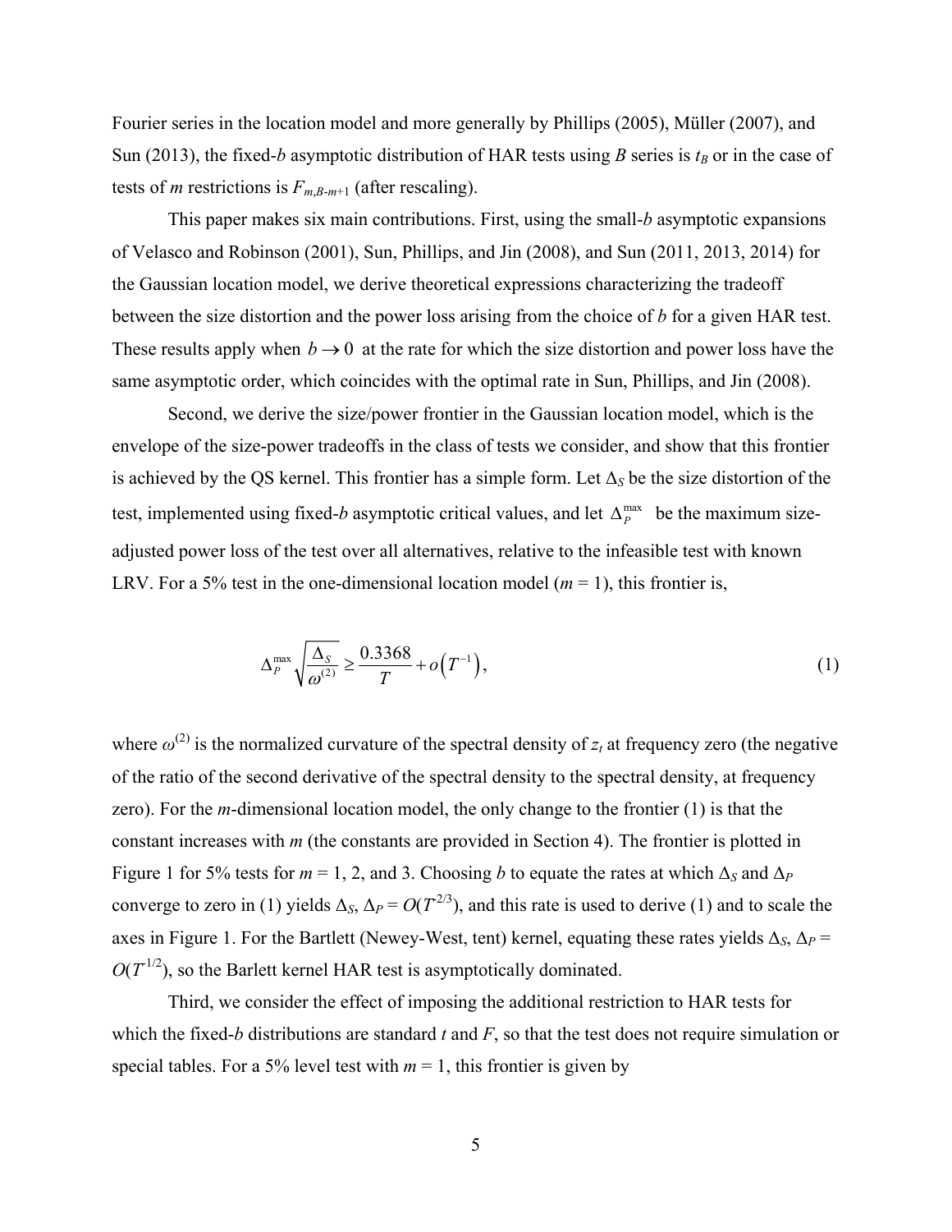Fourier series in the location model and more generally by Phillips (2005), Müller (2007), and Sun (2013), the fixed-$b$ asymptotic distribution of HAR tests using $B$ series is $t_B$ or in the case of tests of $m$ restrictions is $F_{m,B-m+1}$ (after rescaling).

This paper makes six main contributions. First, using the small-$b$ asymptotic expansions of Velasco and Robinson (2001), Sun, Phillips, and Jin (2008), and Sun (2011, 2013, 2014) for the Gaussian location model, we derive theoretical expressions characterizing the tradeoff between the size distortion and the power loss arising from the choice of $b$ for a given HAR test. These results apply when $b \to 0$ at the rate for which the size distortion and power loss have the same asymptotic order, which coincides with the optimal rate in Sun, Phillips, and Jin (2008).

Second, we derive the size/power frontier in the Gaussian location model, which is the envelope of the size-power tradeoffs in the class of tests we consider, and show that this frontier is achieved by the QS kernel. This frontier has a simple form. Let $\Delta_S$ be the size distortion of the test, implemented using fixed-$b$ asymptotic critical values, and let $\Delta_P^{\max}$ be the maximum size-adjusted power loss of the test over all alternatives, relative to the infeasible test with known LRV. For a 5% test in the one-dimensional location model ($m = 1$), this frontier is,

$$\Delta_P^{\max}\sqrt{\frac{\Delta_S}{\omega^{(2)}}} \geq \frac{0.3368}{T} + o\left(T^{-1}\right), \tag{1}$$

where $\omega^{(2)}$ is the normalized curvature of the spectral density of $z_t$ at frequency zero (the negative of the ratio of the second derivative of the spectral density to the spectral density, at frequency zero). For the $m$-dimensional location model, the only change to the frontier (1) is that the constant increases with $m$ (the constants are provided in Section 4). The frontier is plotted in Figure 1 for 5% tests for $m$ = 1, 2, and 3. Choosing $b$ to equate the rates at which $\Delta_S$ and $\Delta_P$ converge to zero in (1) yields $\Delta_S$, $\Delta_P = O(T^{-2/3})$, and this rate is used to derive (1) and to scale the axes in Figure 1. For the Bartlett (Newey-West, tent) kernel, equating these rates yields $\Delta_S$, $\Delta_P = O(T^{-1/2})$, so the Barlett kernel HAR test is asymptotically dominated.

Third, we consider the effect of imposing the additional restriction to HAR tests for which the fixed-$b$ distributions are standard $t$ and $F$, so that the test does not require simulation or special tables. For a 5% level test with $m = 1$, this frontier is given by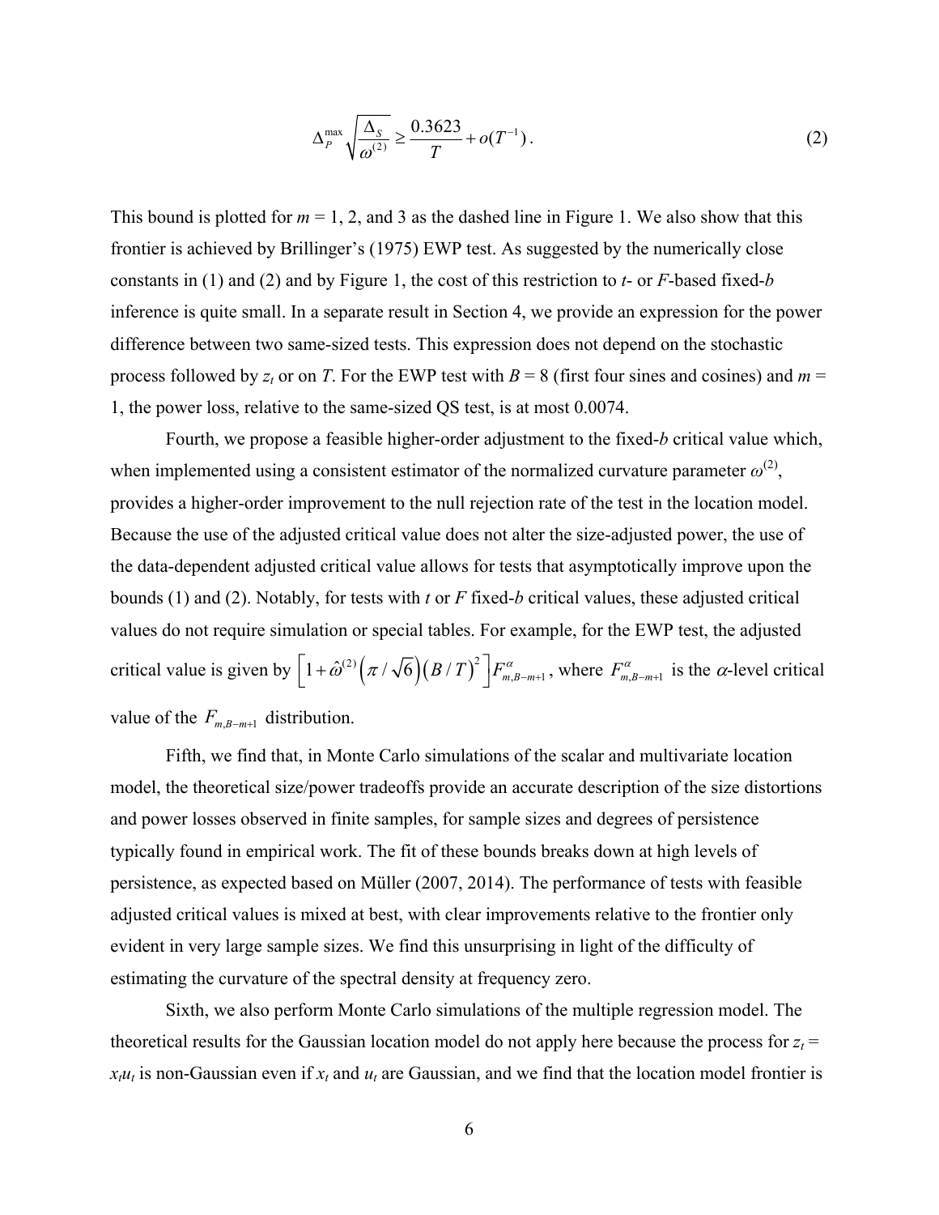$$\Delta_P^{\max}\sqrt{\frac{\Delta_S}{\omega^{(2)}}} \geq \frac{0.3623}{T} + o(T^{-1}). \tag{2}$$

This bound is plotted for $m = 1$, 2, and 3 as the dashed line in Figure 1. We also show that this frontier is achieved by Brillinger's (1975) EWP test. As suggested by the numerically close constants in (1) and (2) and by Figure 1, the cost of this restriction to *t*- or *F*-based fixed-*b* inference is quite small. In a separate result in Section 4, we provide an expression for the power difference between two same-sized tests. This expression does not depend on the stochastic process followed by $z_t$ or on $T$. For the EWP test with $B = 8$ (first four sines and cosines) and $m = 1$, the power loss, relative to the same-sized QS test, is at most 0.0074.

Fourth, we propose a feasible higher-order adjustment to the fixed-*b* critical value which, when implemented using a consistent estimator of the normalized curvature parameter $\omega^{(2)}$, provides a higher-order improvement to the null rejection rate of the test in the location model. Because the use of the adjusted critical value does not alter the size-adjusted power, the use of the data-dependent adjusted critical value allows for tests that asymptotically improve upon the bounds (1) and (2). Notably, for tests with *t* or *F* fixed-*b* critical values, these adjusted critical values do not require simulation or special tables. For example, for the EWP test, the adjusted critical value is given by $\left[1+\hat{\omega}^{(2)}\left(\pi/\sqrt{6}\right)\left(B/T\right)^2\right]F^{\alpha}_{m,B-m+1}$, where $F^{\alpha}_{m,B-m+1}$ is the $\alpha$-level critical value of the $F_{m,B-m+1}$ distribution.

Fifth, we find that, in Monte Carlo simulations of the scalar and multivariate location model, the theoretical size/power tradeoffs provide an accurate description of the size distortions and power losses observed in finite samples, for sample sizes and degrees of persistence typically found in empirical work. The fit of these bounds breaks down at high levels of persistence, as expected based on Müller (2007, 2014). The performance of tests with feasible adjusted critical values is mixed at best, with clear improvements relative to the frontier only evident in very large sample sizes. We find this unsurprising in light of the difficulty of estimating the curvature of the spectral density at frequency zero.

Sixth, we also perform Monte Carlo simulations of the multiple regression model. The theoretical results for the Gaussian location model do not apply here because the process for $z_t = x_t u_t$ is non-Gaussian even if $x_t$ and $u_t$ are Gaussian, and we find that the location model frontier is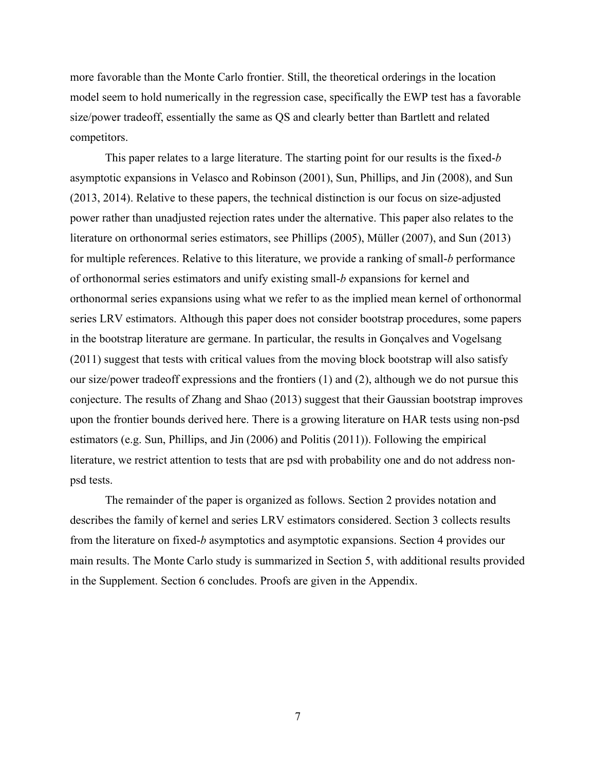more favorable than the Monte Carlo frontier. Still, the theoretical orderings in the location model seem to hold numerically in the regression case, specifically the EWP test has a favorable size/power tradeoff, essentially the same as QS and clearly better than Bartlett and related competitors.

This paper relates to a large literature. The starting point for our results is the fixed-*b* asymptotic expansions in Velasco and Robinson (2001), Sun, Phillips, and Jin (2008), and Sun (2013, 2014). Relative to these papers, the technical distinction is our focus on size-adjusted power rather than unadjusted rejection rates under the alternative. This paper also relates to the literature on orthonormal series estimators, see Phillips (2005), Müller (2007), and Sun (2013) for multiple references. Relative to this literature, we provide a ranking of small-*b* performance of orthonormal series estimators and unify existing small-*b* expansions for kernel and orthonormal series expansions using what we refer to as the implied mean kernel of orthonormal series LRV estimators. Although this paper does not consider bootstrap procedures, some papers in the bootstrap literature are germane. In particular, the results in Gonçalves and Vogelsang (2011) suggest that tests with critical values from the moving block bootstrap will also satisfy our size/power tradeoff expressions and the frontiers (1) and (2), although we do not pursue this conjecture. The results of Zhang and Shao (2013) suggest that their Gaussian bootstrap improves upon the frontier bounds derived here. There is a growing literature on HAR tests using non-psd estimators (e.g. Sun, Phillips, and Jin (2006) and Politis (2011)). Following the empirical literature, we restrict attention to tests that are psd with probability one and do not address non-psd tests.

The remainder of the paper is organized as follows. Section 2 provides notation and describes the family of kernel and series LRV estimators considered. Section 3 collects results from the literature on fixed-*b* asymptotics and asymptotic expansions. Section 4 provides our main results. The Monte Carlo study is summarized in Section 5, with additional results provided in the Supplement. Section 6 concludes. Proofs are given in the Appendix.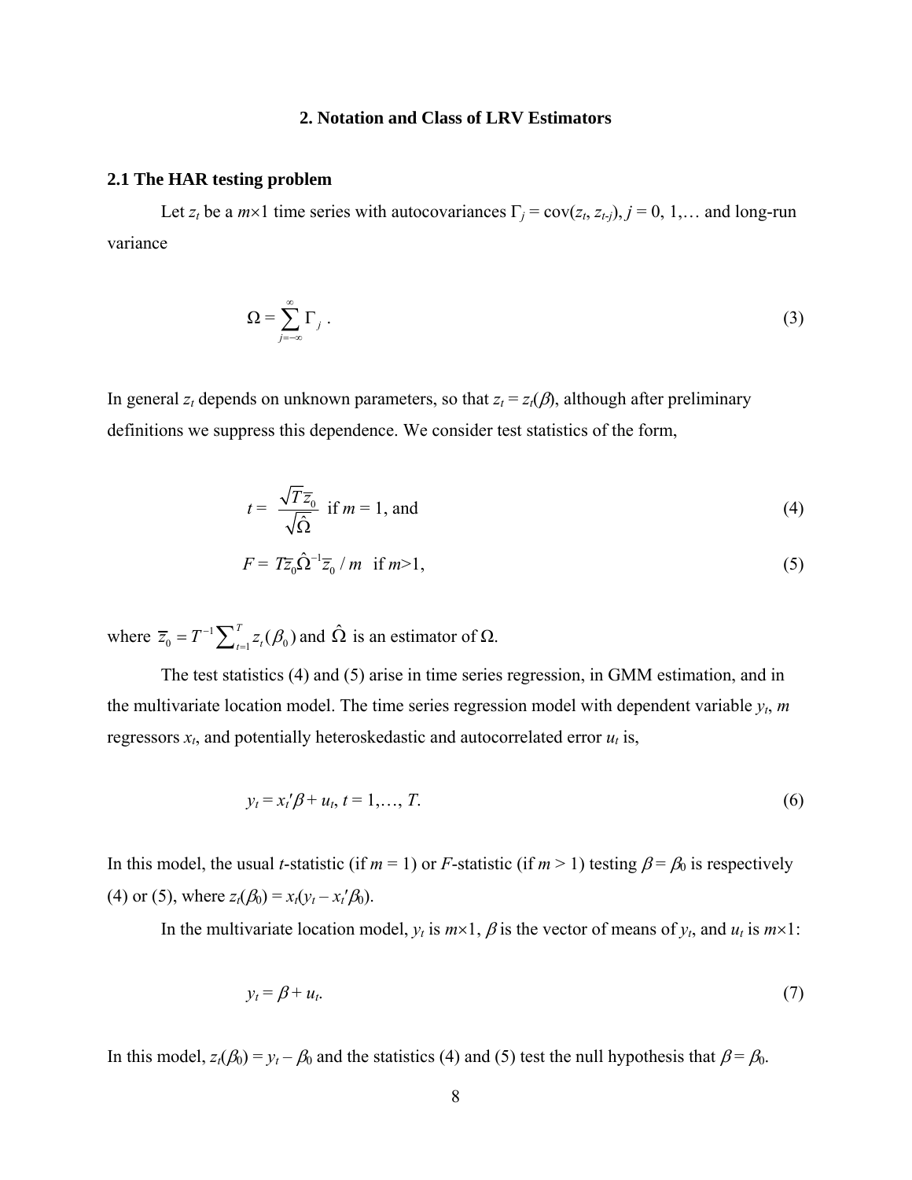## 2. Notation and Class of LRV Estimators

### 2.1 The HAR testing problem

Let $z_t$ be a $m\times1$ time series with autocovariances $\Gamma_j = \text{cov}(z_t, z_{t-j})$, $j = 0, 1,\ldots$ and long-run variance

$$\Omega = \sum_{j=-\infty}^{\infty} \Gamma_j \ . \tag{3}$$

In general $z_t$ depends on unknown parameters, so that $z_t = z_t(\beta)$, although after preliminary definitions we suppress this dependence. We consider test statistics of the form,

$$t = \frac{\sqrt{T}\bar{z}_0}{\sqrt{\hat{\Omega}}} \text{ if } m = 1, \text{ and} \tag{4}$$

$$F = T\bar{z}_0'\hat{\Omega}^{-1}\bar{z}_0 / m \ \text{ if } m>1, \tag{5}$$

where $\bar{z}_0 = T^{-1}\sum_{t=1}^{T} z_t(\beta_0)$ and $\hat{\Omega}$ is an estimator of $\Omega$.

The test statistics (4) and (5) arise in time series regression, in GMM estimation, and in the multivariate location model. The time series regression model with dependent variable $y_t$, $m$ regressors $x_t$, and potentially heteroskedastic and autocorrelated error $u_t$ is,

$$y_t = x_t'\beta + u_t, \ t = 1,\ldots, T. \tag{6}$$

In this model, the usual $t$-statistic (if $m = 1$) or $F$-statistic (if $m > 1$) testing $\beta = \beta_0$ is respectively (4) or (5), where $z_t(\beta_0) = x_t(y_t - x_t'\beta_0)$.

In the multivariate location model, $y_t$ is $m\times1$, $\beta$ is the vector of means of $y_t$, and $u_t$ is $m\times1$:

$$y_t = \beta + u_t. \tag{7}$$

In this model, $z_t(\beta_0) = y_t - \beta_0$ and the statistics (4) and (5) test the null hypothesis that $\beta = \beta_0$.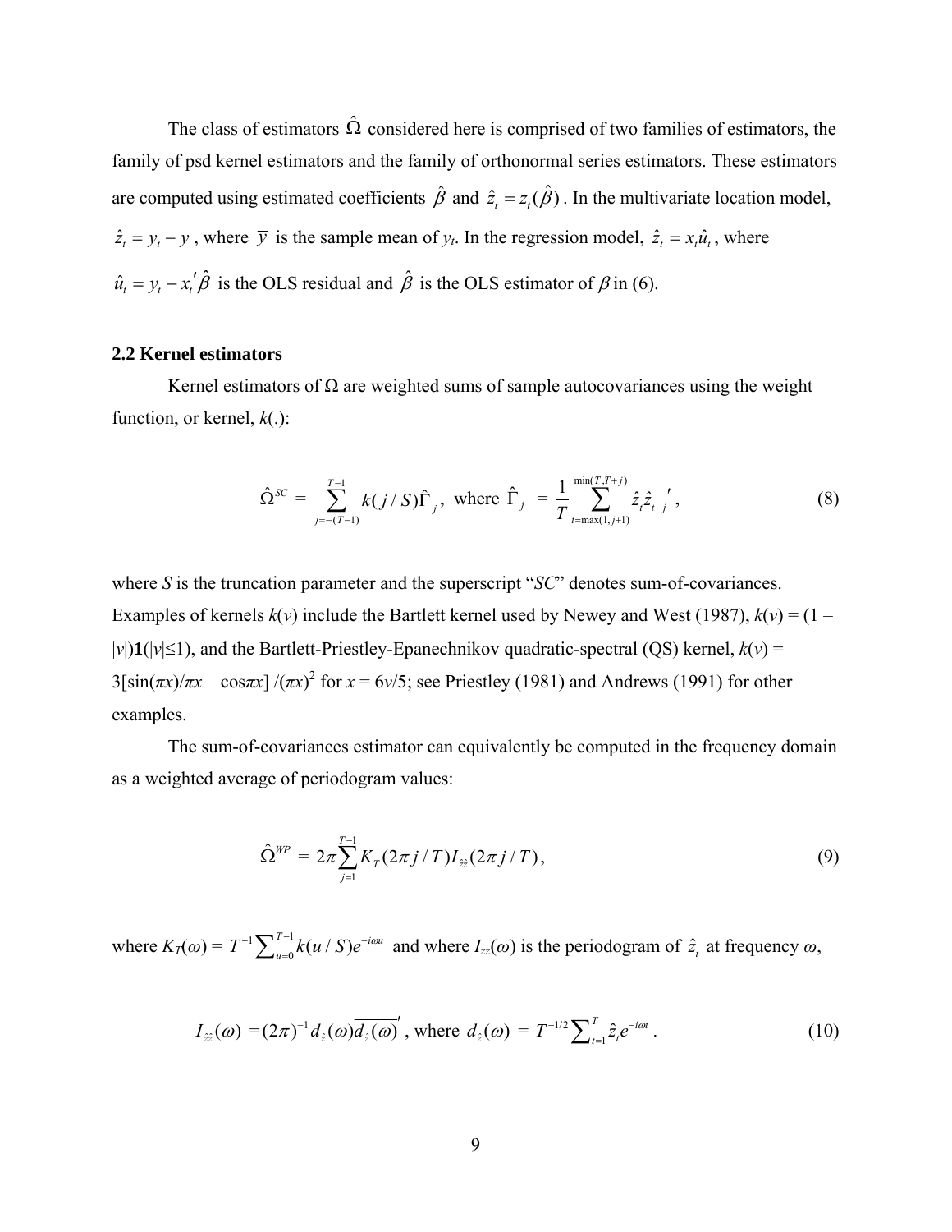The class of estimators $\hat{\Omega}$ considered here is comprised of two families of estimators, the family of psd kernel estimators and the family of orthonormal series estimators. These estimators are computed using estimated coefficients $\hat{\beta}$ and $\hat{z}_t = z_t(\hat{\beta})$. In the multivariate location model, $\hat{z}_t = y_t - \bar{y}$, where $\bar{y}$ is the sample mean of $y_t$. In the regression model, $\hat{z}_t = x_t\hat{u}_t$, where $\hat{u}_t = y_t - x_t'\hat{\beta}$ is the OLS residual and $\hat{\beta}$ is the OLS estimator of $\beta$ in (6).

## 2.2 Kernel estimators

Kernel estimators of Ω are weighted sums of sample autocovariances using the weight function, or kernel, $k(.)$:

$$\hat{\Omega}^{SC} = \sum_{j=-(T-1)}^{T-1} k(j/S)\hat{\Gamma}_j, \text{ where } \hat{\Gamma}_j = \frac{1}{T}\sum_{t=\max(1,j+1)}^{\min(T,T+j)} \hat{z}_t\hat{z}_{t-j}', \tag{8}$$

where $S$ is the truncation parameter and the superscript "*SC*" denotes sum-of-covariances. Examples of kernels $k(v)$ include the Bartlett kernel used by Newey and West (1987), $k(v) = (1 - |v|)\mathbf{1}(|v|\leq 1)$, and the Bartlett-Priestley-Epanechnikov quadratic-spectral (QS) kernel, $k(v) = 3[\sin(\pi x)/\pi x - \cos\pi x]/(\pi x)^2$ for $x = 6v/5$; see Priestley (1981) and Andrews (1991) for other examples.

The sum-of-covariances estimator can equivalently be computed in the frequency domain as a weighted average of periodogram values:

$$\hat{\Omega}^{WP} = 2\pi\sum_{j=1}^{T-1} K_T(2\pi j/T)I_{\hat{z}\hat{z}}(2\pi j/T), \tag{9}$$

where $K_T(\omega) = T^{-1}\sum_{u=0}^{T-1} k(u/S)e^{-i\omega u}$ and where $I_{zz}(\omega)$ is the periodogram of $\hat{z}_t$ at frequency $\omega$,

$$I_{\hat{z}\hat{z}}(\omega) = (2\pi)^{-1}d_{\hat{z}}(\omega)\overline{d_{\hat{z}}(\omega)}', \text{ where } d_{\hat{z}}(\omega) = T^{-1/2}\sum_{t=1}^{T}\hat{z}_t e^{-i\omega t}. \tag{10}$$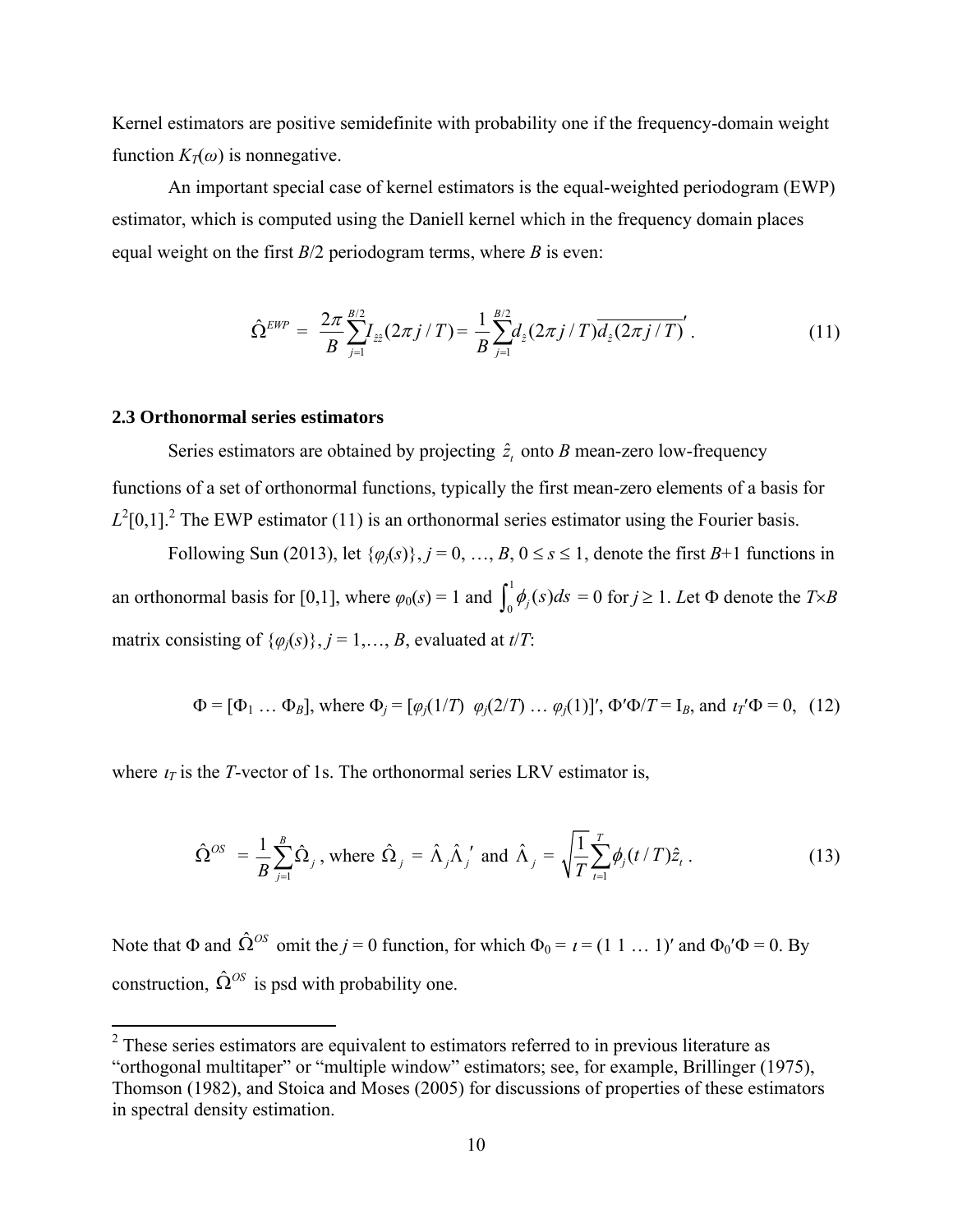Kernel estimators are positive semidefinite with probability one if the frequency-domain weight function $K_T(\omega)$ is nonnegative.

An important special case of kernel estimators is the equal-weighted periodogram (EWP) estimator, which is computed using the Daniell kernel which in the frequency domain places equal weight on the first $B/2$ periodogram terms, where $B$ is even:

$$\hat{\Omega}^{EWP} = \frac{2\pi}{B}\sum_{j=1}^{B/2} I_{\hat{z}\hat{z}}(2\pi j/T) = \frac{1}{B}\sum_{j=1}^{B/2} d_{\hat{z}}(2\pi j/T)\overline{d_{\hat{z}}(2\pi j/T)}' . \tag{11}$$

### 2.3 Orthonormal series estimators

Series estimators are obtained by projecting $\hat{z}_t$ onto $B$ mean-zero low-frequency functions of a set of orthonormal functions, typically the first mean-zero elements of a basis for $L^2[0,1]$.[2] The EWP estimator (11) is an orthonormal series estimator using the Fourier basis.

Following Sun (2013), let $\{\varphi_j(s)\}$, $j = 0, \ldots, B$, $0 \le s \le 1$, denote the first $B$+1 functions in an orthonormal basis for [0,1], where $\varphi_0(s) = 1$ and $\int_0^1 \phi_j(s)ds = 0$ for $j \ge 1$. Let $\Phi$ denote the $T\times B$ matrix consisting of $\{\varphi_j(s)\}$, $j = 1,\ldots, B$, evaluated at $t/T$:

$$\Phi = [\Phi_1 \ldots \Phi_B], \text{ where } \Phi_j = [\varphi_j(1/T) \;\; \varphi_j(2/T) \ldots \varphi_j(1)]', \; \Phi'\Phi/T = \text{I}_B, \text{ and } \iota_T'\Phi = 0, \tag{12}$$

where $\iota_T$ is the $T$-vector of 1s. The orthonormal series LRV estimator is,

$$\hat{\Omega}^{OS} = \frac{1}{B}\sum_{j=1}^{B}\hat{\Omega}_j, \text{ where } \hat{\Omega}_j = \hat{\Lambda}_j\hat{\Lambda}_j' \text{ and } \hat{\Lambda}_j = \sqrt{\frac{1}{T}}\sum_{t=1}^{T}\phi_j(t/T)\hat{z}_t . \tag{13}$$

Note that $\Phi$ and $\hat{\Omega}^{OS}$ omit the $j = 0$ function, for which $\Phi_0 = \iota = (1\ 1 \ldots 1)'$ and $\Phi_0'\Phi = 0$. By construction, $\hat{\Omega}^{OS}$ is psd with probability one.

---

[2] These series estimators are equivalent to estimators referred to in previous literature as "orthogonal multitaper" or "multiple window" estimators; see, for example, Brillinger (1975), Thomson (1982), and Stoica and Moses (2005) for discussions of properties of these estimators in spectral density estimation.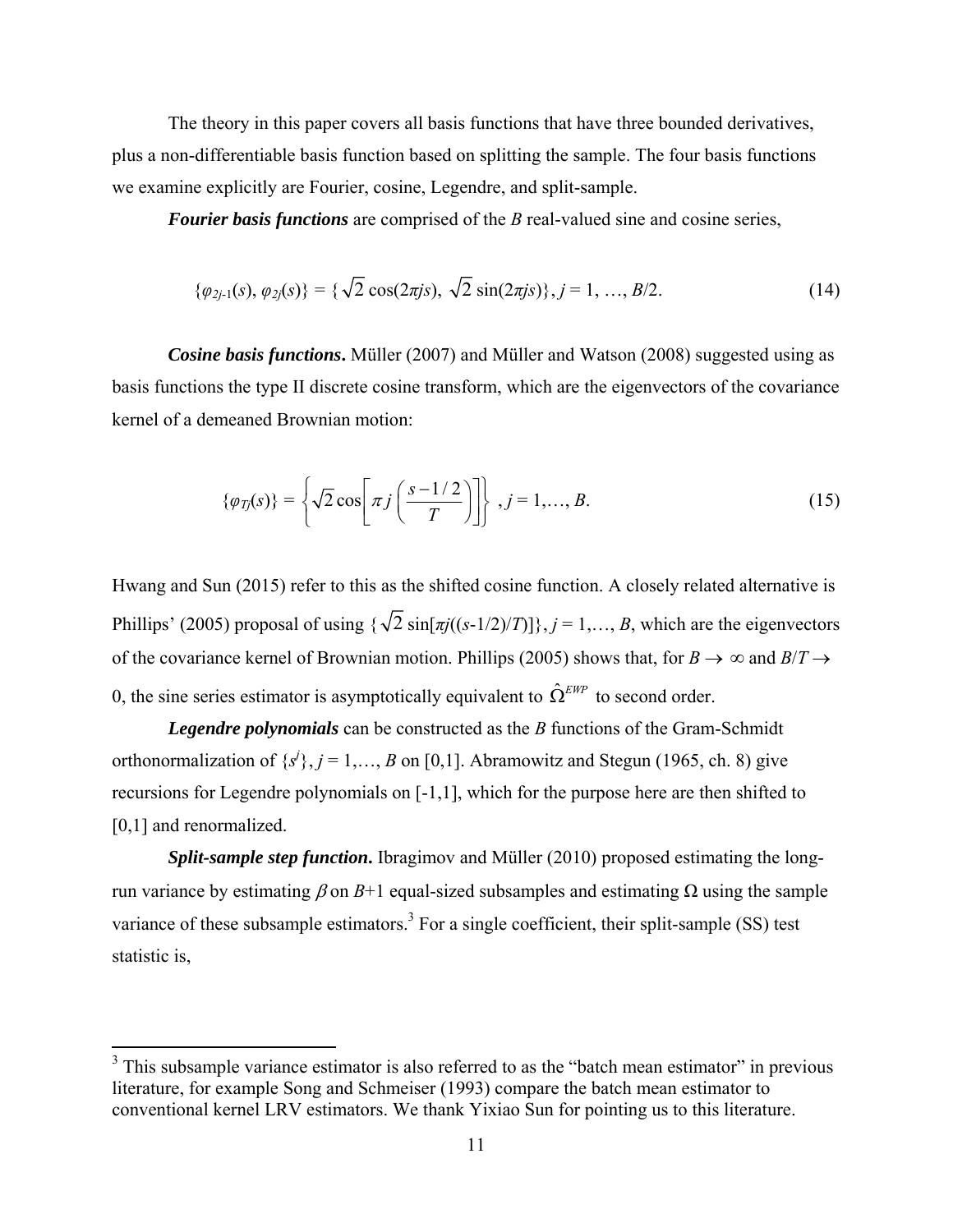The theory in this paper covers all basis functions that have three bounded derivatives, plus a non-differentiable basis function based on splitting the sample. The four basis functions we examine explicitly are Fourier, cosine, Legendre, and split-sample.

***Fourier basis functions*** are comprised of the $B$ real-valued sine and cosine series,

$$\{\varphi_{2j-1}(s), \varphi_{2j}(s)\} = \{\sqrt{2}\cos(2\pi js), \sqrt{2}\sin(2\pi js)\}, j = 1, \ldots, B/2. \tag{14}$$

***Cosine basis functions*.** Müller (2007) and Müller and Watson (2008) suggested using as basis functions the type II discrete cosine transform, which are the eigenvectors of the covariance kernel of a demeaned Brownian motion:

$$\{\varphi_{Tj}(s)\} = \left\{\sqrt{2}\cos\left[\pi j\left(\frac{s-1/2}{T}\right)\right]\right\}, j = 1,\ldots, B. \tag{15}$$

Hwang and Sun (2015) refer to this as the shifted cosine function. A closely related alternative is Phillips' (2005) proposal of using $\{\sqrt{2}\sin[\pi j((s-1/2)/T)]\}$, $j = 1,\ldots, B$, which are the eigenvectors of the covariance kernel of Brownian motion. Phillips (2005) shows that, for $B \to \infty$ and $B/T \to 0$, the sine series estimator is asymptotically equivalent to $\hat{\Omega}^{EWP}$ to second order.

***Legendre polynomials*** can be constructed as the $B$ functions of the Gram-Schmidt orthonormalization of $\{s^j\}$, $j = 1,\ldots, B$ on [0,1]. Abramowitz and Stegun (1965, ch. 8) give recursions for Legendre polynomials on [-1,1], which for the purpose here are then shifted to [0,1] and renormalized.

***Split-sample step function*.** Ibragimov and Müller (2010) proposed estimating the long-run variance by estimating $\beta$ on $B$+1 equal-sized subsamples and estimating $\Omega$ using the sample variance of these subsample estimators.[3] For a single coefficient, their split-sample (SS) test statistic is,

---

[3] This subsample variance estimator is also referred to as the "batch mean estimator" in previous literature, for example Song and Schmeiser (1993) compare the batch mean estimator to conventional kernel LRV estimators. We thank Yixiao Sun for pointing us to this literature.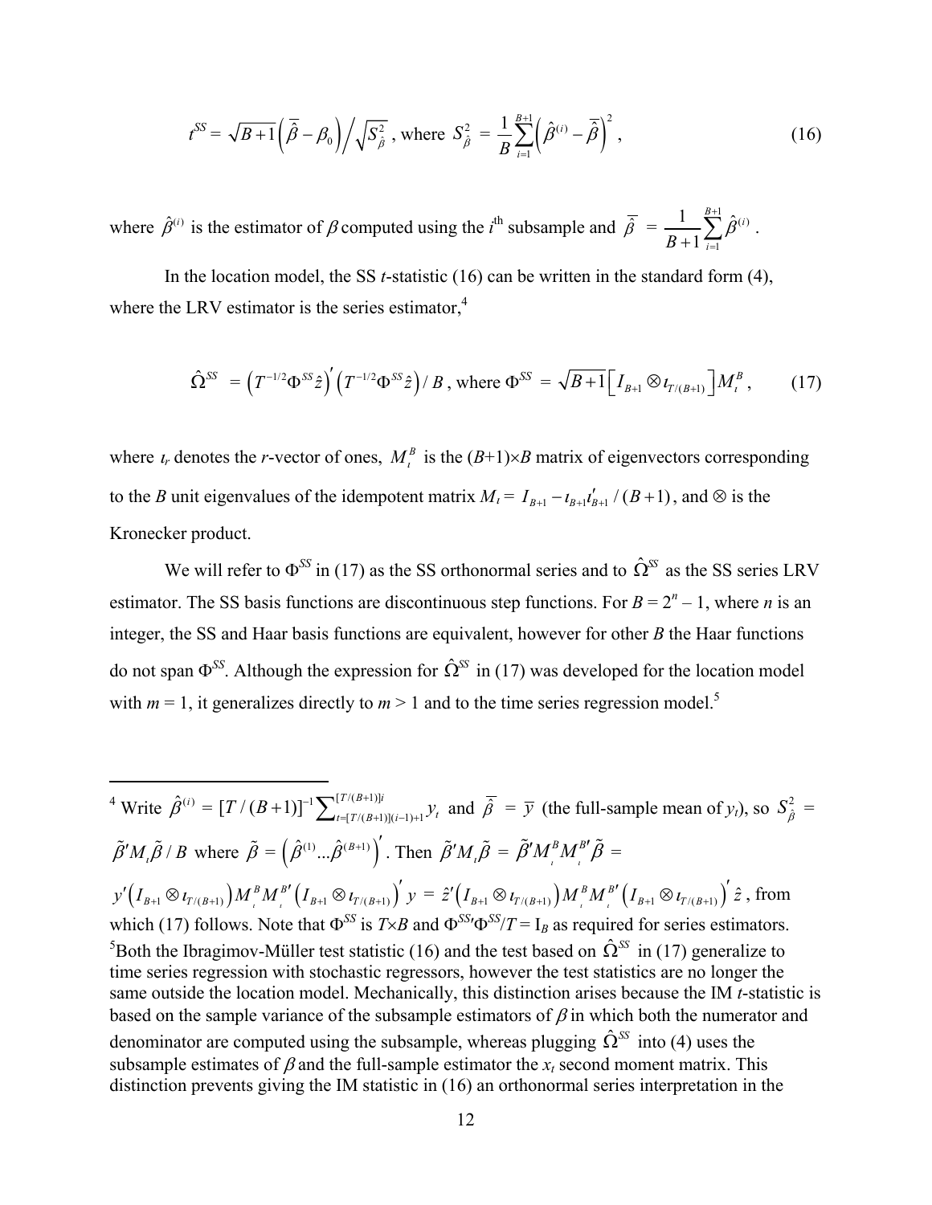$$t^{SS} = \sqrt{B+1}\left(\bar{\hat{\beta}} - \beta_0\right) \Big/ \sqrt{S_{\hat{\beta}}^2}\text{, where } S_{\hat{\beta}}^2 = \frac{1}{B}\sum_{i=1}^{B+1}\left(\hat{\beta}^{(i)} - \bar{\hat{\beta}}\right)^2, \tag{16}$$

where $\hat{\beta}^{(i)}$ is the estimator of $\beta$ computed using the $i^{\text{th}}$ subsample and $\bar{\hat{\beta}} = \frac{1}{B+1}\sum_{i=1}^{B+1}\hat{\beta}^{(i)}$.

In the location model, the SS $t$-statistic (16) can be written in the standard form (4), where the LRV estimator is the series estimator,[4]

$$\hat{\Omega}^{SS} = \left(T^{-1/2}\Phi^{SS}\hat{z}\right)'\left(T^{-1/2}\Phi^{SS}\hat{z}\right)/B\text{, where } \Phi^{SS} = \sqrt{B+1}\left[I_{B+1}\otimes \iota_{T/(B+1)}\right]M_\iota^B, \tag{17}$$

where $\iota_r$ denotes the $r$-vector of ones, $M_\iota^B$ is the $(B+1)\times B$ matrix of eigenvectors corresponding to the $B$ unit eigenvalues of the idempotent matrix $M_\iota = I_{B+1} - \iota_{B+1}\iota_{B+1}'/(B+1)$, and $\otimes$ is the Kronecker product.

We will refer to $\Phi^{SS}$ in (17) as the SS orthonormal series and to $\hat{\Omega}^{SS}$ as the SS series LRV estimator. The SS basis functions are discontinuous step functions. For $B = 2^n - 1$, where $n$ is an integer, the SS and Haar basis functions are equivalent, however for other $B$ the Haar functions do not span $\Phi^{SS}$. Although the expression for $\hat{\Omega}^{SS}$ in (17) was developed for the location model with $m = 1$, it generalizes directly to $m > 1$ and to the time series regression model.[5]

---

[4] Write $\hat{\beta}^{(i)} = [T/(B+1)]^{-1}\sum_{t=[T/(B+1)](i-1)+1}^{[T/(B+1)]i} y_t$ and $\bar{\hat{\beta}} = \bar{y}$ (the full-sample mean of $y_t$), so $S_{\hat{\beta}}^2 = \tilde{\beta}' M_\iota \tilde{\beta}/B$ where $\tilde{\beta} = \left(\hat{\beta}^{(1)} \ldots \hat{\beta}^{(B+1)}\right)'$. Then $\tilde{\beta}' M_\iota \tilde{\beta} = \tilde{\beta}' M_\iota^B M_\iota^{B\prime} \tilde{\beta} = y'\left(I_{B+1}\otimes \iota_{T/(B+1)}\right)M_\iota^B M_\iota^{B\prime}\left(I_{B+1}\otimes \iota_{T/(B+1)}\right)' y = \hat{z}'\left(I_{B+1}\otimes \iota_{T/(B+1)}\right)M_\iota^B M_\iota^{B\prime}\left(I_{B+1}\otimes \iota_{T/(B+1)}\right)'\hat{z}$, from which (17) follows. Note that $\Phi^{SS}$ is $T\times B$ and $\Phi^{SS\prime}\Phi^{SS}/T = \text{I}_B$ as required for series estimators.

[5] Both the Ibragimov-Müller test statistic (16) and the test based on $\hat{\Omega}^{SS}$ in (17) generalize to time series regression with stochastic regressors, however the test statistics are no longer the same outside the location model. Mechanically, this distinction arises because the IM $t$-statistic is based on the sample variance of the subsample estimators of $\beta$ in which both the numerator and denominator are computed using the subsample, whereas plugging $\hat{\Omega}^{SS}$ into (4) uses the subsample estimates of $\beta$ and the full-sample estimator the $x_t$ second moment matrix. This distinction prevents giving the IM statistic in (16) an orthonormal series interpretation in the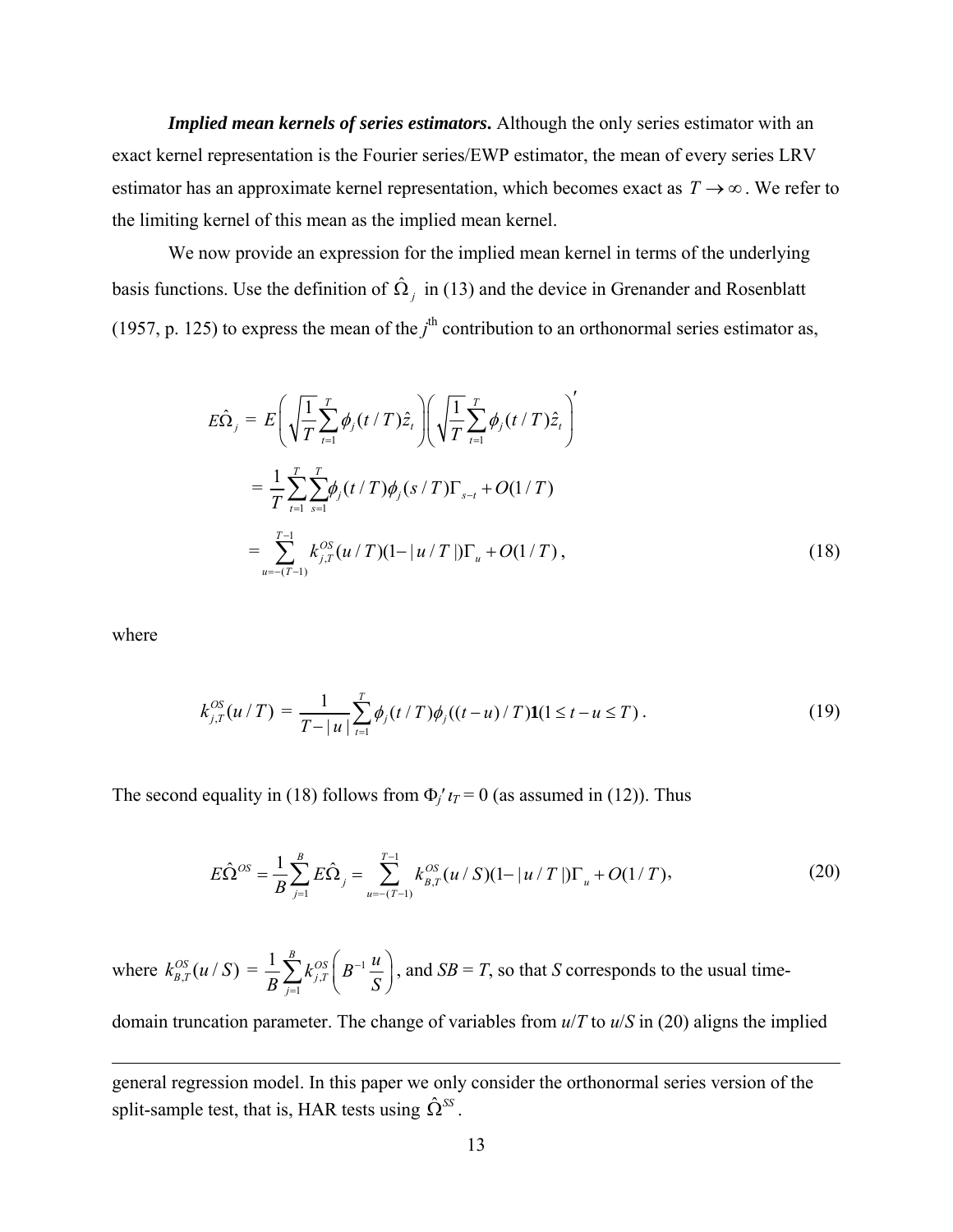***Implied mean kernels of series estimators.*** Although the only series estimator with an exact kernel representation is the Fourier series/EWP estimator, the mean of every series LRV estimator has an approximate kernel representation, which becomes exact as $T \to \infty$. We refer to the limiting kernel of this mean as the implied mean kernel.

We now provide an expression for the implied mean kernel in terms of the underlying basis functions. Use the definition of $\hat{\Omega}_j$ in (13) and the device in Grenander and Rosenblatt (1957, p. 125) to express the mean of the $j^{\text{th}}$ contribution to an orthonormal series estimator as,

$$
\begin{aligned}
E\hat{\Omega}_j &= E\left(\sqrt{\frac{1}{T}}\sum_{t=1}^{T}\phi_j(t/T)\hat{z}_t\right)\left(\sqrt{\frac{1}{T}}\sum_{t=1}^{T}\phi_j(t/T)\hat{z}_t\right)' \\
&= \frac{1}{T}\sum_{t=1}^{T}\sum_{s=1}^{T}\phi_j(t/T)\phi_j(s/T)\Gamma_{s-t} + O(1/T) \\
&= \sum_{u=-(T-1)}^{T-1} k_{j,T}^{OS}(u/T)(1-|u/T|)\Gamma_u + O(1/T), \qquad (18)
\end{aligned}
$$

where

$$
k_{j,T}^{OS}(u/T) = \frac{1}{T-|u|}\sum_{t=1}^{T}\phi_j(t/T)\phi_j((t-u)/T)\mathbf{1}(1 \le t-u \le T). \qquad (19)
$$

The second equality in (18) follows from $\Phi_j' \iota_T = 0$ (as assumed in (12)). Thus

$$
E\hat{\Omega}^{OS} = \frac{1}{B}\sum_{j=1}^{B}E\hat{\Omega}_j = \sum_{u=-(T-1)}^{T-1} k_{B,T}^{OS}(u/S)(1-|u/T|)\Gamma_u + O(1/T), \qquad (20)
$$

where $k_{B,T}^{OS}(u/S) = \frac{1}{B}\sum_{j=1}^{B}k_{j,T}^{OS}\left(B^{-1}\frac{u}{S}\right)$, and $SB = T$, so that $S$ corresponds to the usual time-domain truncation parameter. The change of variables from $u/T$ to $u/S$ in (20) aligns the implied

---

general regression model. In this paper we only consider the orthonormal series version of the split-sample test, that is, HAR tests using $\hat{\Omega}^{SS}$.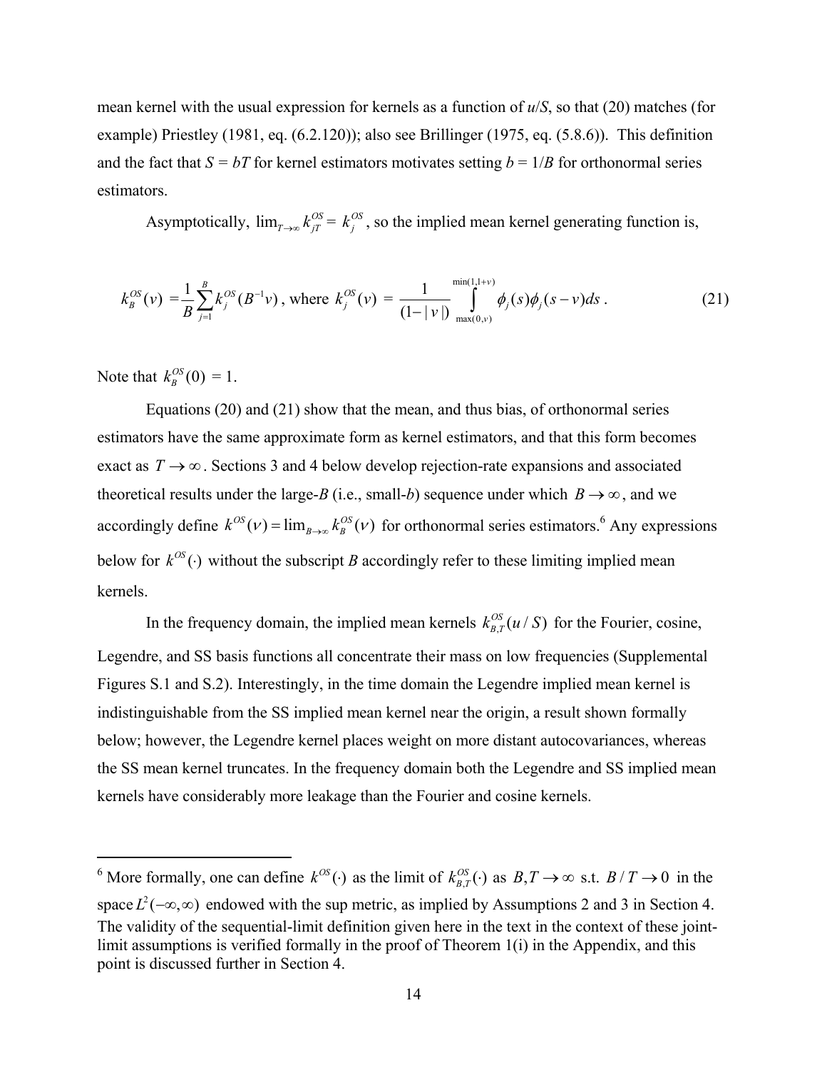mean kernel with the usual expression for kernels as a function of $u/S$, so that (20) matches (for example) Priestley (1981, eq. (6.2.120)); also see Brillinger (1975, eq. (5.8.6)). This definition and the fact that $S = bT$ for kernel estimators motivates setting $b = 1/B$ for orthonormal series estimators.

Asymptotically, $\lim_{T\to\infty} k_{jT}^{OS} = k_j^{OS}$, so the implied mean kernel generating function is,

$$k_B^{OS}(v) = \frac{1}{B}\sum_{j=1}^{B} k_j^{OS}(B^{-1}v), \text{ where } k_j^{OS}(v) = \frac{1}{(1-|v|)}\int_{\max(0,v)}^{\min(1,1+v)} \phi_j(s)\phi_j(s-v)ds. \tag{21}$$

Note that $k_B^{OS}(0) = 1$.

Equations (20) and (21) show that the mean, and thus bias, of orthonormal series estimators have the same approximate form as kernel estimators, and that this form becomes exact as $T \to \infty$. Sections 3 and 4 below develop rejection-rate expansions and associated theoretical results under the large-$B$ (i.e., small-$b$) sequence under which $B \to \infty$, and we accordingly define $k^{OS}(v) = \lim_{B\to\infty} k_B^{OS}(v)$ for orthonormal series estimators.[6] Any expressions below for $k^{OS}(\cdot)$ without the subscript $B$ accordingly refer to these limiting implied mean kernels.

In the frequency domain, the implied mean kernels $k_{B,T}^{OS}(u/S)$ for the Fourier, cosine, Legendre, and SS basis functions all concentrate their mass on low frequencies (Supplemental Figures S.1 and S.2). Interestingly, in the time domain the Legendre implied mean kernel is indistinguishable from the SS implied mean kernel near the origin, a result shown formally below; however, the Legendre kernel places weight on more distant autocovariances, whereas the SS mean kernel truncates. In the frequency domain both the Legendre and SS implied mean kernels have considerably more leakage than the Fourier and cosine kernels.

[6] More formally, one can define $k^{OS}(\cdot)$ as the limit of $k_{B,T}^{OS}(\cdot)$ as $B, T \to \infty$ s.t. $B/T \to 0$ in the space $L^2(-\infty,\infty)$ endowed with the sup metric, as implied by Assumptions 2 and 3 in Section 4. The validity of the sequential-limit definition given here in the text in the context of these joint-limit assumptions is verified formally in the proof of Theorem 1(i) in the Appendix, and this point is discussed further in Section 4.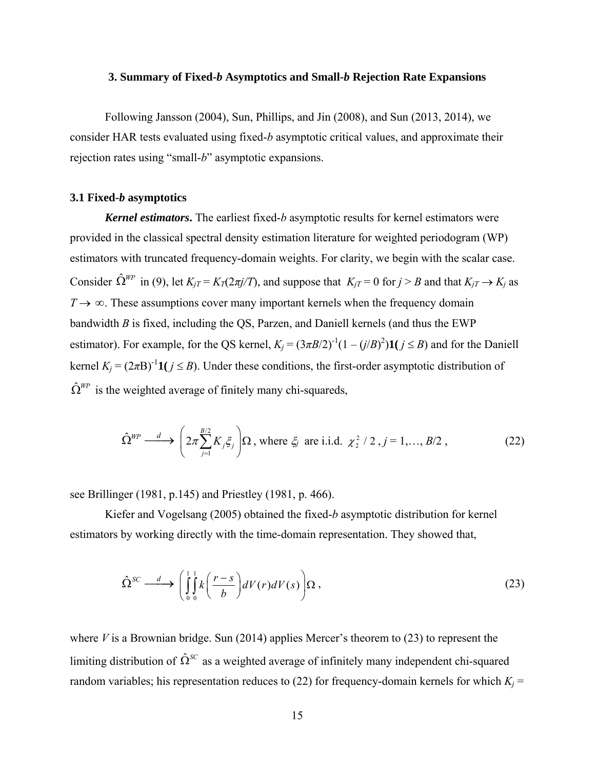### 3. Summary of Fixed-*b* Asymptotics and Small-*b* Rejection Rate Expansions

Following Jansson (2004), Sun, Phillips, and Jin (2008), and Sun (2013, 2014), we consider HAR tests evaluated using fixed-*b* asymptotic critical values, and approximate their rejection rates using "small-*b*" asymptotic expansions.

#### 3.1 Fixed-*b* asymptotics

***Kernel estimators***. The earliest fixed-*b* asymptotic results for kernel estimators were provided in the classical spectral density estimation literature for weighted periodogram (WP) estimators with truncated frequency-domain weights. For clarity, we begin with the scalar case. Consider $\hat{\Omega}^{WP}$ in (9), let $K_{jT} = K_T(2\pi j/T)$, and suppose that $K_{jT} = 0$ for $j > B$ and that $K_{jT} \to K_j$ as $T \to \infty$. These assumptions cover many important kernels when the frequency domain bandwidth $B$ is fixed, including the QS, Parzen, and Daniell kernels (and thus the EWP estimator). For example, for the QS kernel, $K_j = (3\pi B/2)^{-1}(1 - (j/B)^2)\mathbf{1}(j \le B)$ and for the Daniell kernel $K_j = (2\pi B)^{-1}\mathbf{1}(j \le B)$. Under these conditions, the first-order asymptotic distribution of $\hat{\Omega}^{WP}$ is the weighted average of finitely many chi-squareds,

$$\hat{\Omega}^{WP} \xrightarrow{d} \left(2\pi \sum_{j=1}^{B/2} K_j \xi_j\right)\Omega \text{, where } \xi_j \text{ are i.i.d. } \chi_2^2/2, \; j = 1,\ldots, B/2, \tag{22}$$

see Brillinger (1981, p.145) and Priestley (1981, p. 466).

Kiefer and Vogelsang (2005) obtained the fixed-*b* asymptotic distribution for kernel estimators by working directly with the time-domain representation. They showed that,

$$\hat{\Omega}^{SC} \xrightarrow{d} \left(\int_0^1\int_0^1 k\left(\frac{r-s}{b}\right) dV(r)dV(s)\right)\Omega, \tag{23}$$

where $V$ is a Brownian bridge. Sun (2014) applies Mercer's theorem to (23) to represent the limiting distribution of $\hat{\Omega}^{SC}$ as a weighted average of infinitely many independent chi-squared random variables; his representation reduces to (22) for frequency-domain kernels for which $K_j =$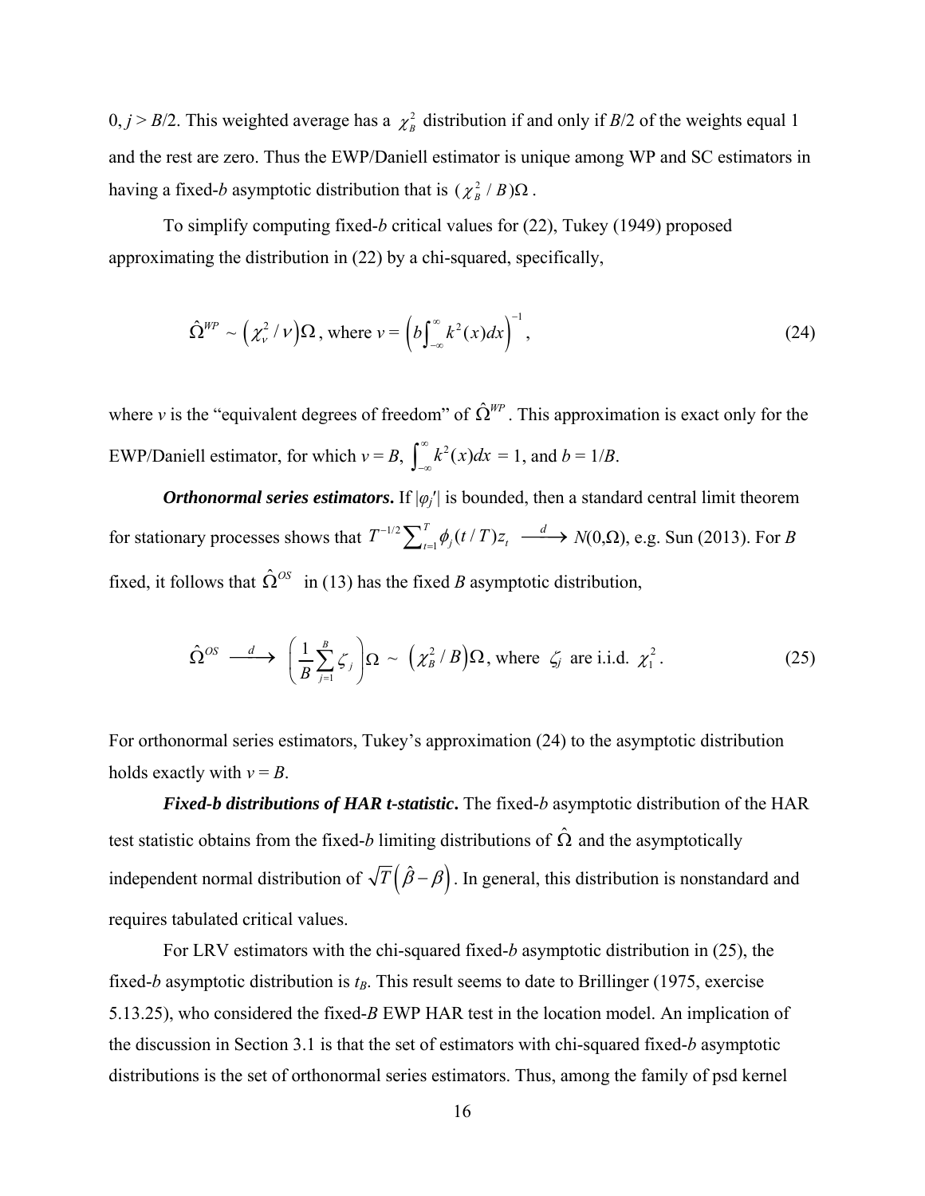$0, j > B/2$. This weighted average has a $\chi^2_B$ distribution if and only if $B/2$ of the weights equal 1 and the rest are zero. Thus the EWP/Daniell estimator is unique among WP and SC estimators in having a fixed-*b* asymptotic distribution that is $(\chi^2_B / B)\Omega$.

To simplify computing fixed-*b* critical values for (22), Tukey (1949) proposed approximating the distribution in (22) by a chi-squared, specifically,

$$\hat{\Omega}^{WP} \sim \left(\chi^2_\nu / \nu\right)\Omega \text{, where } \nu = \left(b\int_{-\infty}^{\infty} k^2(x)dx\right)^{-1}, \tag{24}$$

where $\nu$ is the "equivalent degrees of freedom" of $\hat{\Omega}^{WP}$. This approximation is exact only for the EWP/Daniell estimator, for which $\nu = B$, $\int_{-\infty}^{\infty} k^2(x)dx = 1$, and $b = 1/B$.

***Orthonormal series estimators.*** If $|\varphi_j'|$ is bounded, then a standard central limit theorem for stationary processes shows that $T^{-1/2}\sum_{t=1}^{T}\phi_j(t/T)z_t \xrightarrow{d} N(0,\Omega)$, e.g. Sun (2013). For $B$ fixed, it follows that $\hat{\Omega}^{OS}$ in (13) has the fixed $B$ asymptotic distribution,

$$\hat{\Omega}^{OS} \xrightarrow{d} \left(\frac{1}{B}\sum_{j=1}^{B}\zeta_j\right)\Omega \sim \left(\chi^2_B / B\right)\Omega \text{, where } \zeta_j \text{ are i.i.d. } \chi^2_1. \tag{25}$$

For orthonormal series estimators, Tukey's approximation (24) to the asymptotic distribution holds exactly with $\nu = B$.

***Fixed-b distributions of HAR t-statistic.*** The fixed-*b* asymptotic distribution of the HAR test statistic obtains from the fixed-*b* limiting distributions of $\hat{\Omega}$ and the asymptotically independent normal distribution of $\sqrt{T}\left(\hat{\beta}-\beta\right)$. In general, this distribution is nonstandard and requires tabulated critical values.

For LRV estimators with the chi-squared fixed-*b* asymptotic distribution in (25), the fixed-*b* asymptotic distribution is $t_B$. This result seems to date to Brillinger (1975, exercise 5.13.25), who considered the fixed-*B* EWP HAR test in the location model. An implication of the discussion in Section 3.1 is that the set of estimators with chi-squared fixed-*b* asymptotic distributions is the set of orthonormal series estimators. Thus, among the family of psd kernel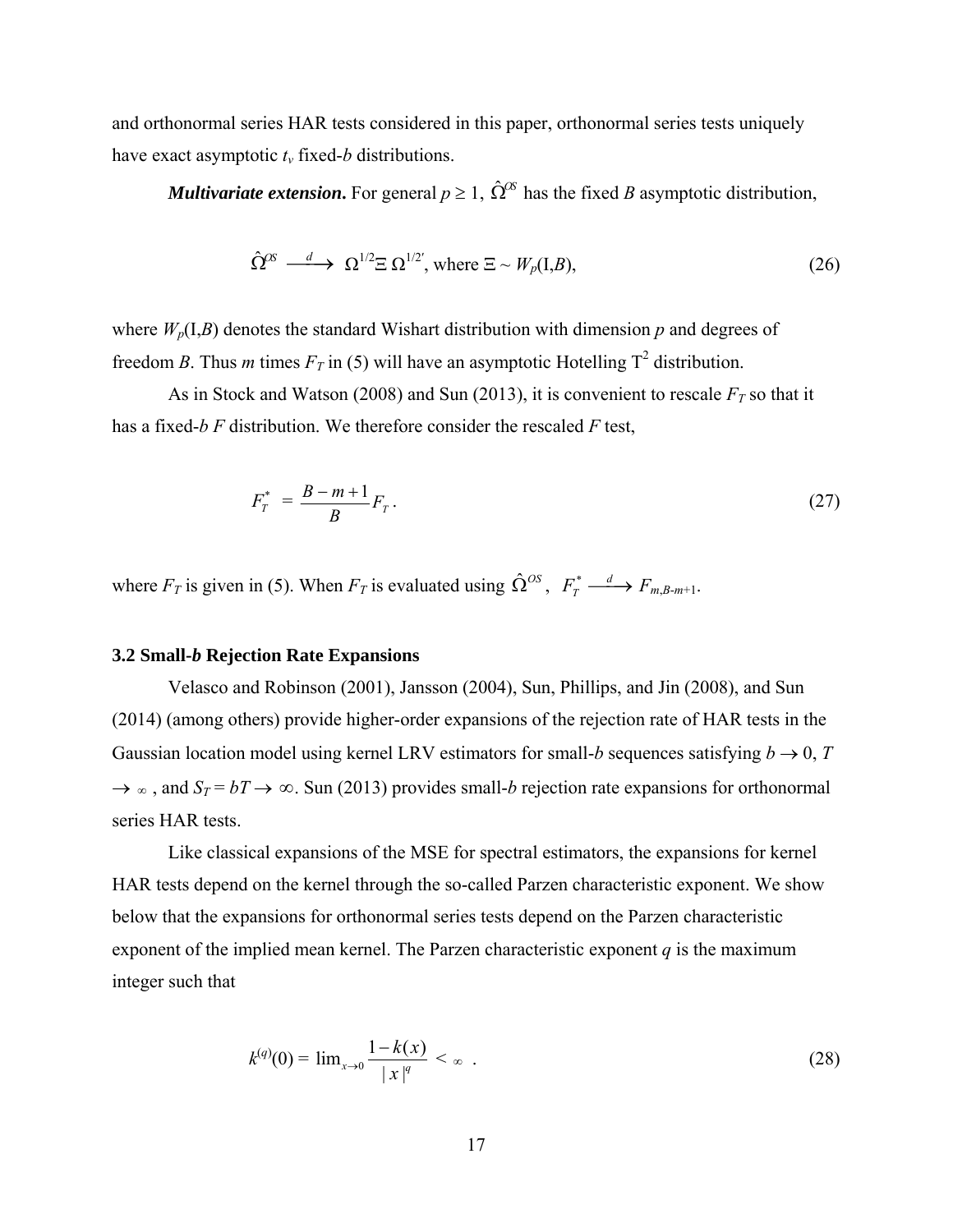and orthonormal series HAR tests considered in this paper, orthonormal series tests uniquely have exact asymptotic $t_\nu$ fixed-$b$ distributions.

***Multivariate extension***. For general $p \geq 1$, $\hat{\Omega}^{OS}$ has the fixed $B$ asymptotic distribution,

$$\hat{\Omega}^{OS} \xrightarrow{d} \Omega^{1/2}\Xi\,\Omega^{1/2\prime}\text{, where } \Xi \sim W_p(\mathrm{I},B), \tag{26}$$

where $W_p(\mathrm{I},B)$ denotes the standard Wishart distribution with dimension $p$ and degrees of freedom $B$. Thus $m$ times $F_T$ in (5) will have an asymptotic Hotelling $\mathrm{T}^2$ distribution.

As in Stock and Watson (2008) and Sun (2013), it is convenient to rescale $F_T$ so that it has a fixed-$b$ $F$ distribution. We therefore consider the rescaled $F$ test,

$$F_T^* = \frac{B-m+1}{B}F_T. \tag{27}$$

where $F_T$ is given in (5). When $F_T$ is evaluated using $\hat{\Omega}^{OS}$, $F_T^* \xrightarrow{d} F_{m,B-m+1}$.

### 3.2 Small-*b* Rejection Rate Expansions

Velasco and Robinson (2001), Jansson (2004), Sun, Phillips, and Jin (2008), and Sun (2014) (among others) provide higher-order expansions of the rejection rate of HAR tests in the Gaussian location model using kernel LRV estimators for small-$b$ sequences satisfying $b \to 0$, $T \to \infty$, and $S_T = bT \to \infty$. Sun (2013) provides small-$b$ rejection rate expansions for orthonormal series HAR tests.

Like classical expansions of the MSE for spectral estimators, the expansions for kernel HAR tests depend on the kernel through the so-called Parzen characteristic exponent. We show below that the expansions for orthonormal series tests depend on the Parzen characteristic exponent of the implied mean kernel. The Parzen characteristic exponent $q$ is the maximum integer such that

$$k^{(q)}(0) = \lim_{x\to 0}\frac{1-k(x)}{|x|^q} < \infty \;\; . \tag{28}$$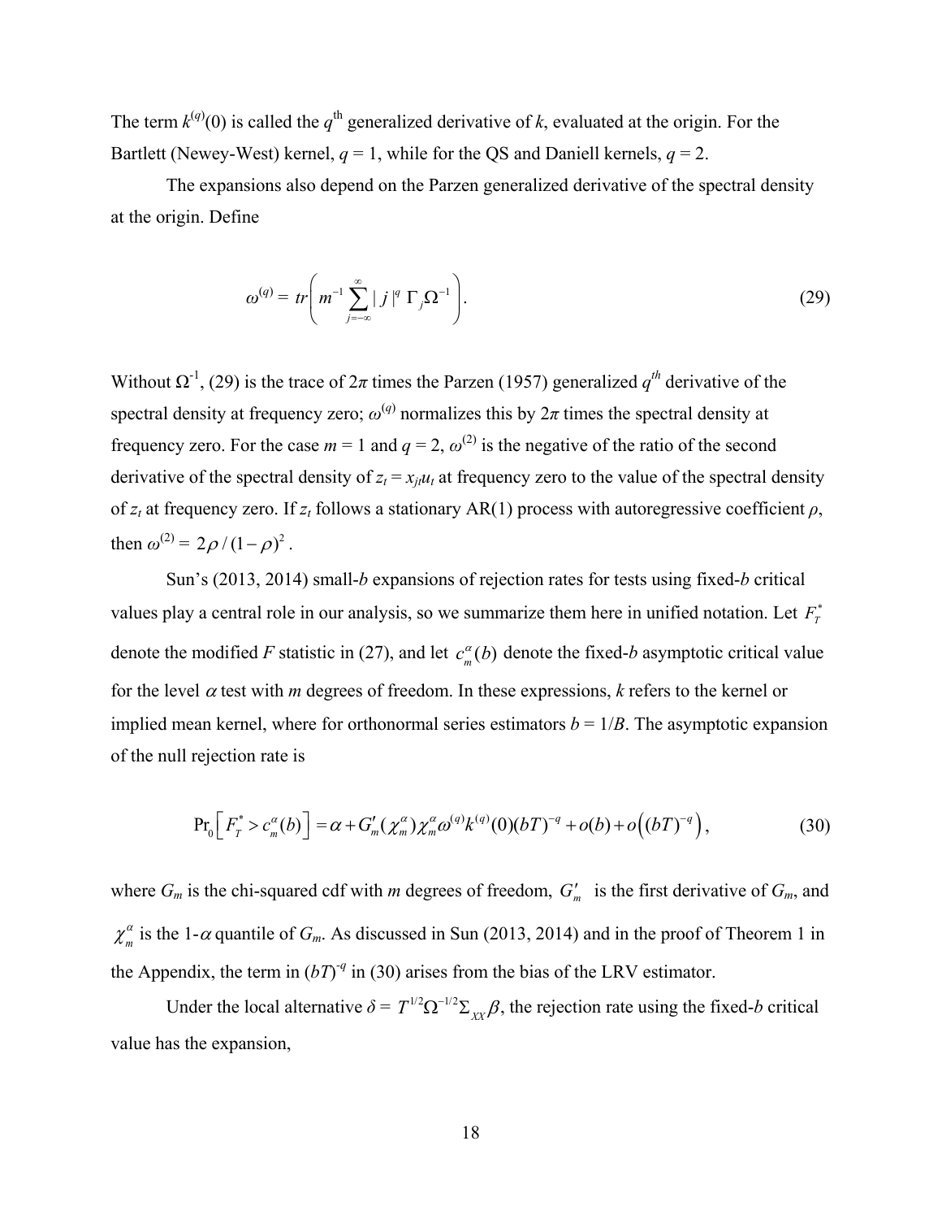The term $k^{(q)}(0)$ is called the $q^{\text{th}}$ generalized derivative of $k$, evaluated at the origin. For the Bartlett (Newey-West) kernel, $q = 1$, while for the QS and Daniell kernels, $q = 2$.

The expansions also depend on the Parzen generalized derivative of the spectral density at the origin. Define

$$\omega^{(q)} = tr\left( m^{-1} \sum_{j=-\infty}^{\infty} |j|^q \, \Gamma_j \Omega^{-1} \right). \tag{29}$$

Without $\Omega^{-1}$, (29) is the trace of $2\pi$ times the Parzen (1957) generalized $q^{th}$ derivative of the spectral density at frequency zero; $\omega^{(q)}$ normalizes this by $2\pi$ times the spectral density at frequency zero. For the case $m = 1$ and $q = 2$, $\omega^{(2)}$ is the negative of the ratio of the second derivative of the spectral density of $z_t = x_{jt}u_t$ at frequency zero to the value of the spectral density of $z_t$ at frequency zero. If $z_t$ follows a stationary AR(1) process with autoregressive coefficient $\rho$, then $\omega^{(2)} = 2\rho/(1-\rho)^2$.

Sun's (2013, 2014) small-$b$ expansions of rejection rates for tests using fixed-$b$ critical values play a central role in our analysis, so we summarize them here in unified notation. Let $F_T^*$ denote the modified $F$ statistic in (27), and let $c_m^\alpha(b)$ denote the fixed-$b$ asymptotic critical value for the level $\alpha$ test with $m$ degrees of freedom. In these expressions, $k$ refers to the kernel or implied mean kernel, where for orthonormal series estimators $b = 1/B$. The asymptotic expansion of the null rejection rate is

$$\Pr_0\left[ F_T^* > c_m^\alpha(b) \right] = \alpha + G_m'(\chi_m^\alpha)\chi_m^\alpha \omega^{(q)} k^{(q)}(0)(bT)^{-q} + o(b) + o\left((bT)^{-q}\right), \tag{30}$$

where $G_m$ is the chi-squared cdf with $m$ degrees of freedom, $G_m'$ is the first derivative of $G_m$, and $\chi_m^\alpha$ is the 1-$\alpha$ quantile of $G_m$. As discussed in Sun (2013, 2014) and in the proof of Theorem 1 in the Appendix, the term in $(bT)^{-q}$ in (30) arises from the bias of the LRV estimator.

Under the local alternative $\delta = T^{1/2}\Omega^{-1/2}\Sigma_{XX}\beta$, the rejection rate using the fixed-$b$ critical value has the expansion,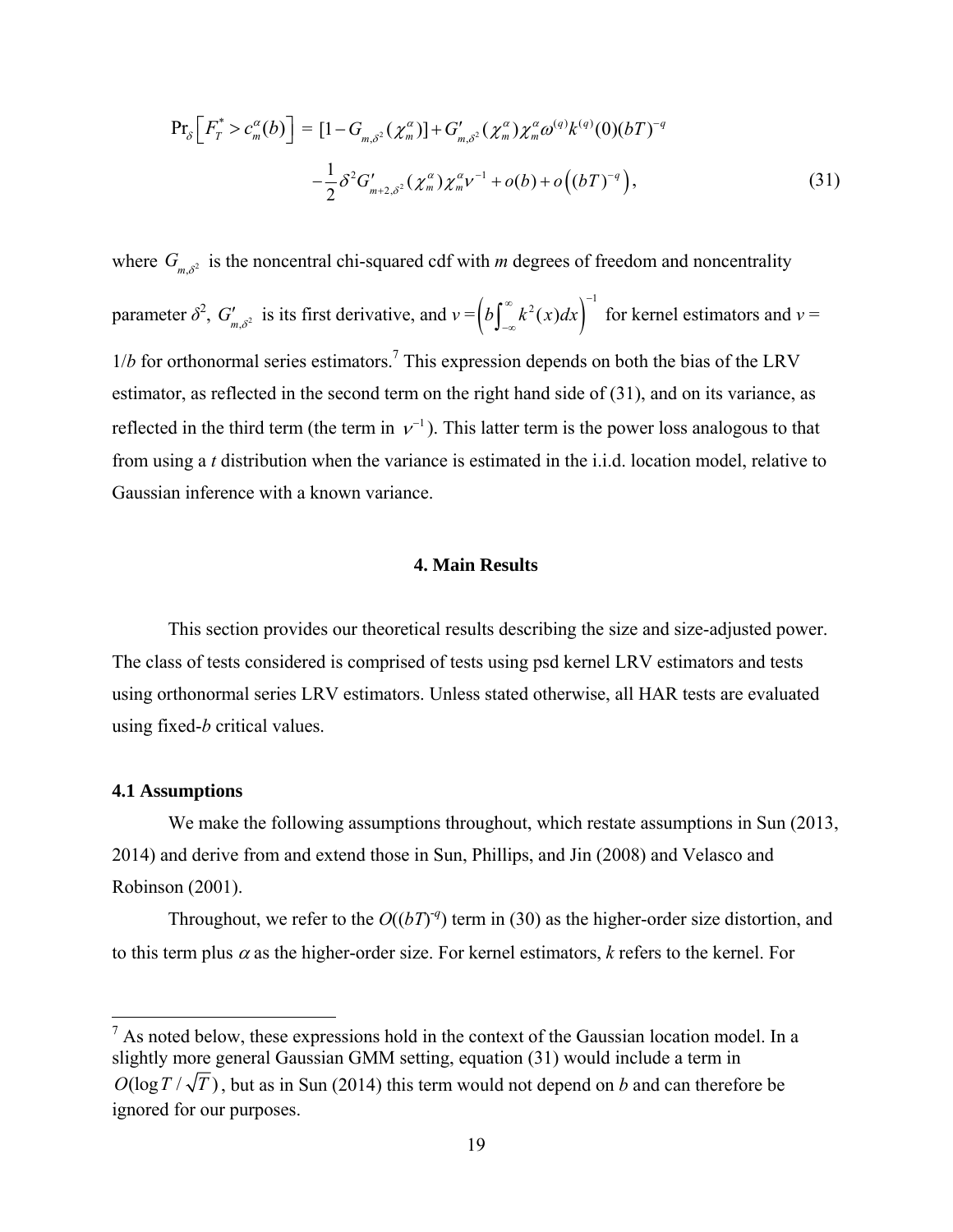$$\Pr_{\delta}\left[F_T^* > c_m^{\alpha}(b)\right] = [1 - G_{m,\delta^2}(\chi_m^{\alpha})] + G'_{m,\delta^2}(\chi_m^{\alpha})\chi_m^{\alpha}\omega^{(q)}k^{(q)}(0)(bT)^{-q}$$
$$-\frac{1}{2}\delta^2 G'_{m+2,\delta^2}(\chi_m^{\alpha})\chi_m^{\alpha}\nu^{-1} + o(b) + o\left((bT)^{-q}\right), \tag{31}$$

where $G_{m,\delta^2}$ is the noncentral chi-squared cdf with *m* degrees of freedom and noncentrality parameter $\delta^2$, $G'_{m,\delta^2}$ is its first derivative, and $\nu = \left(b\int_{-\infty}^{\infty} k^2(x)dx\right)^{-1}$ for kernel estimators and $\nu = 1/b$ for orthonormal series estimators.[7] This expression depends on both the bias of the LRV estimator, as reflected in the second term on the right hand side of (31), and on its variance, as reflected in the third term (the term in $\nu^{-1}$). This latter term is the power loss analogous to that from using a *t* distribution when the variance is estimated in the i.i.d. location model, relative to Gaussian inference with a known variance.

## 4. Main Results

This section provides our theoretical results describing the size and size-adjusted power. The class of tests considered is comprised of tests using psd kernel LRV estimators and tests using orthonormal series LRV estimators. Unless stated otherwise, all HAR tests are evaluated using fixed-*b* critical values.

### 4.1 Assumptions

We make the following assumptions throughout, which restate assumptions in Sun (2013, 2014) and derive from and extend those in Sun, Phillips, and Jin (2008) and Velasco and Robinson (2001).

Throughout, we refer to the $O((bT)^{-q})$ term in (30) as the higher-order size distortion, and to this term plus $\alpha$ as the higher-order size. For kernel estimators, *k* refers to the kernel. For

---

[7] As noted below, these expressions hold in the context of the Gaussian location model. In a slightly more general Gaussian GMM setting, equation (31) would include a term in $O(\log T/\sqrt{T})$, but as in Sun (2014) this term would not depend on *b* and can therefore be ignored for our purposes.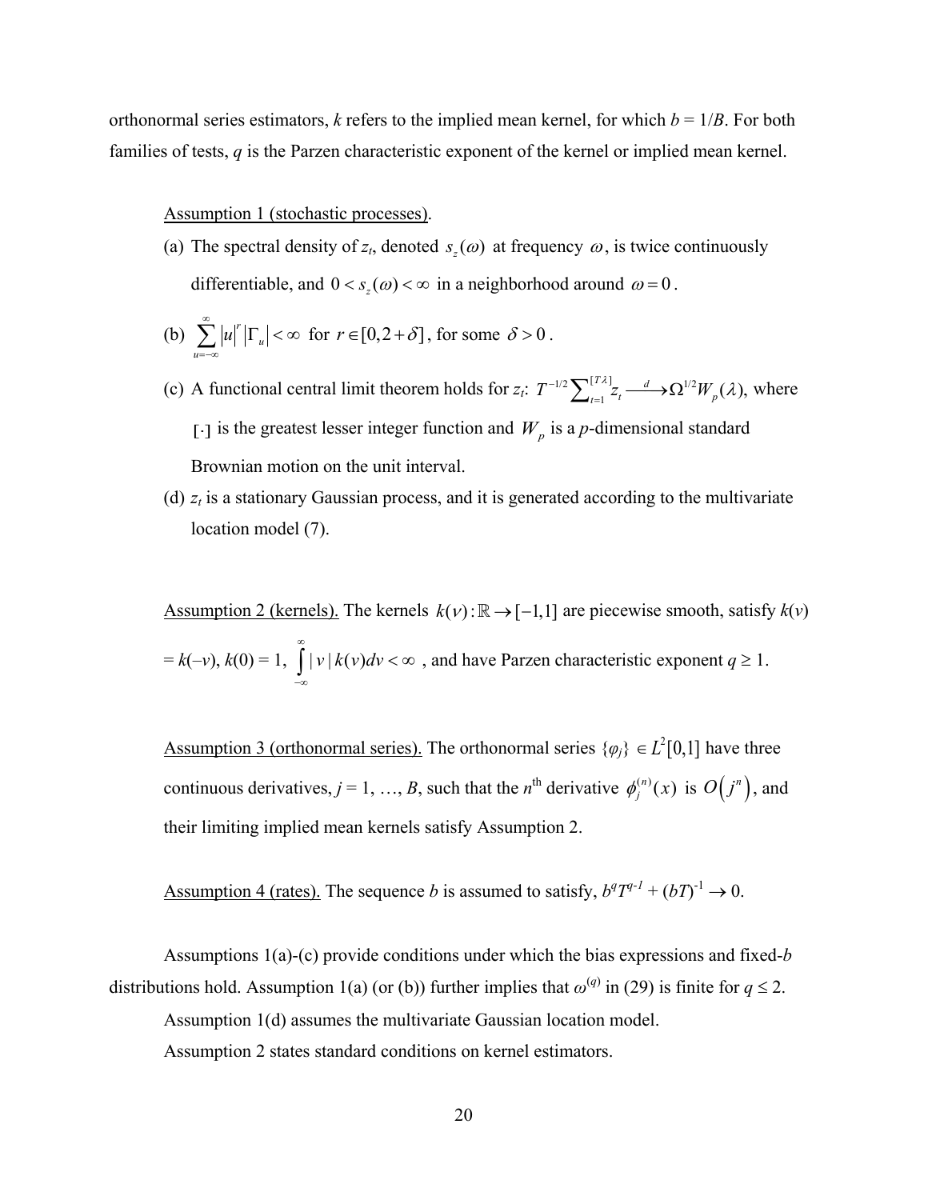orthonormal series estimators, $k$ refers to the implied mean kernel, for which $b = 1/B$. For both families of tests, $q$ is the Parzen characteristic exponent of the kernel or implied mean kernel.

<u>Assumption 1 (stochastic processes)</u>.

(a) The spectral density of $z_t$, denoted $s_z(\omega)$ at frequency $\omega$, is twice continuously differentiable, and $0 < s_z(\omega) < \infty$ in a neighborhood around $\omega = 0$.

(b) $\sum_{u=-\infty}^{\infty} |u|^r |\Gamma_u| < \infty$ for $r \in [0, 2+\delta]$, for some $\delta > 0$.

(c) A functional central limit theorem holds for $z_t$: $T^{-1/2}\sum_{t=1}^{[T\lambda]} z_t \xrightarrow{d} \Omega^{1/2} W_p(\lambda)$, where $[\cdot]$ is the greatest lesser integer function and $W_p$ is a $p$-dimensional standard Brownian motion on the unit interval.

(d) $z_t$ is a stationary Gaussian process, and it is generated according to the multivariate location model (7).

<u>Assumption 2 (kernels).</u> The kernels $k(v): \mathbb{R} \to [-1,1]$ are piecewise smooth, satisfy $k(v) = k(-v)$, $k(0) = 1$, $\int_{-\infty}^{\infty} |v|\, k(v) dv < \infty$, and have Parzen characteristic exponent $q \geq 1$.

<u>Assumption 3 (orthonormal series).</u> The orthonormal series $\{\varphi_j\} \in L^2[0,1]$ have three continuous derivatives, $j = 1, \ldots, B$, such that the $n^{\text{th}}$ derivative $\phi_j^{(n)}(x)$ is $O\left(j^n\right)$, and their limiting implied mean kernels satisfy Assumption 2.

<u>Assumption 4 (rates).</u> The sequence $b$ is assumed to satisfy, $b^q T^{q-1} + (bT)^{-1} \to 0$.

Assumptions 1(a)-(c) provide conditions under which the bias expressions and fixed-$b$ distributions hold. Assumption 1(a) (or (b)) further implies that $\omega^{(q)}$ in (29) is finite for $q \leq 2$.

Assumption 1(d) assumes the multivariate Gaussian location model.

Assumption 2 states standard conditions on kernel estimators.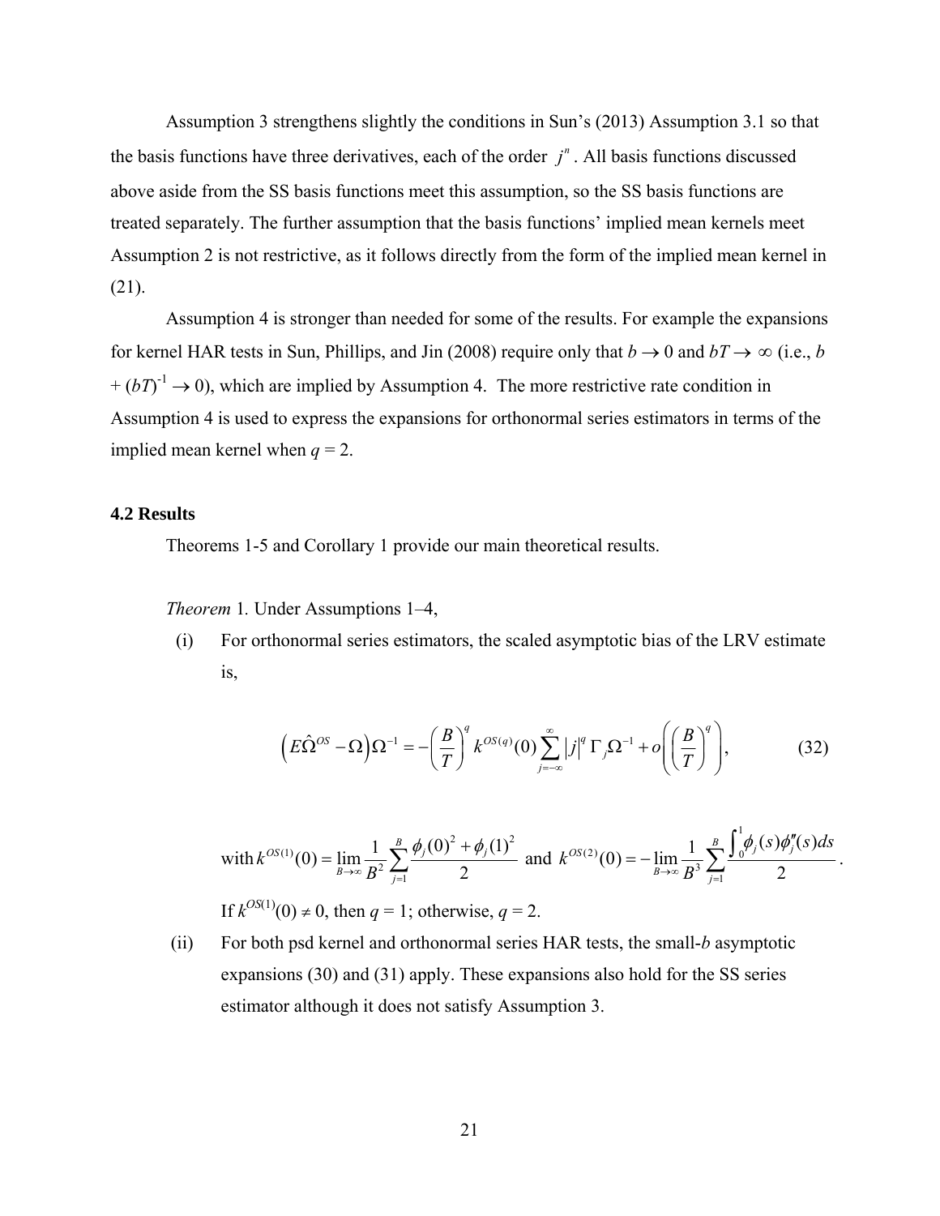Assumption 3 strengthens slightly the conditions in Sun's (2013) Assumption 3.1 so that the basis functions have three derivatives, each of the order $j^n$. All basis functions discussed above aside from the SS basis functions meet this assumption, so the SS basis functions are treated separately. The further assumption that the basis functions' implied mean kernels meet Assumption 2 is not restrictive, as it follows directly from the form of the implied mean kernel in (21).

Assumption 4 is stronger than needed for some of the results. For example the expansions for kernel HAR tests in Sun, Phillips, and Jin (2008) require only that $b \to 0$ and $bT \to \infty$ (i.e., $b + (bT)^{-1} \to 0$), which are implied by Assumption 4. The more restrictive rate condition in Assumption 4 is used to express the expansions for orthonormal series estimators in terms of the implied mean kernel when $q = 2$.

## 4.2 Results

Theorems 1-5 and Corollary 1 provide our main theoretical results.

*Theorem* 1. Under Assumptions 1–4,

(i) For orthonormal series estimators, the scaled asymptotic bias of the LRV estimate is,

$$\left(E\hat{\Omega}^{OS} - \Omega\right)\Omega^{-1} = -\left(\frac{B}{T}\right)^q k^{OS(q)}(0)\sum_{j=-\infty}^{\infty}|j|^q\,\Gamma_j\Omega^{-1} + o\left(\left(\frac{B}{T}\right)^q\right), \tag{32}$$

with $k^{OS(1)}(0) = \lim_{B\to\infty}\frac{1}{B^2}\sum_{j=1}^{B}\frac{\phi_j(0)^2 + \phi_j(1)^2}{2}$ and $k^{OS(2)}(0) = -\lim_{B\to\infty}\frac{1}{B^3}\sum_{j=1}^{B}\frac{\int_0^1\phi_j(s)\phi_j''(s)ds}{2}$.

If $k^{OS(1)}(0) \neq 0$, then $q = 1$; otherwise, $q = 2$.

(ii) For both psd kernel and orthonormal series HAR tests, the small-$b$ asymptotic expansions (30) and (31) apply. These expansions also hold for the SS series estimator although it does not satisfy Assumption 3.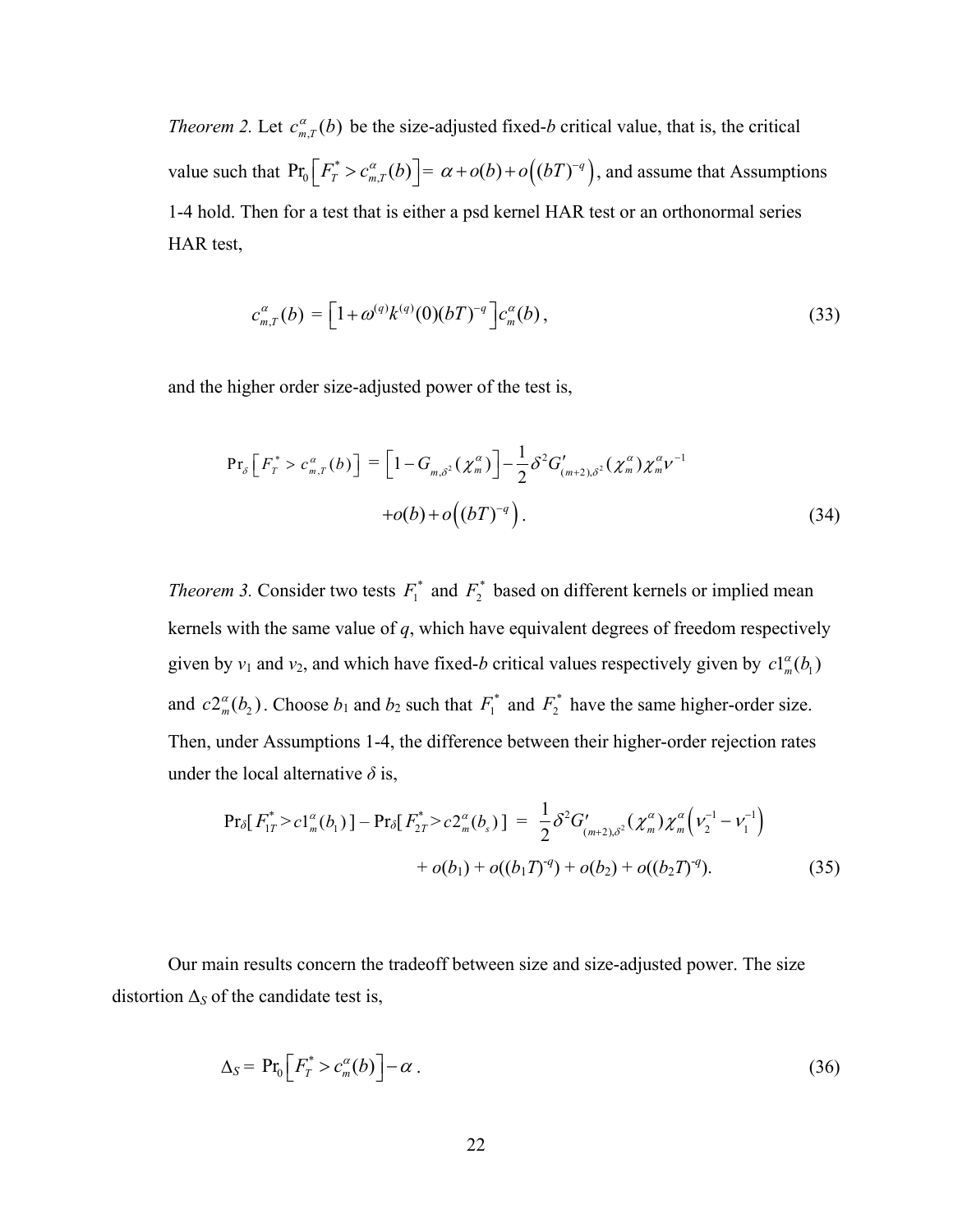*Theorem 2.* Let $c_{m,T}^{\alpha}(b)$ be the size-adjusted fixed-*b* critical value, that is, the critical value such that $\Pr_0\left[F_T^* > c_{m,T}^{\alpha}(b)\right] = \alpha + o(b) + o\left((bT)^{-q}\right)$, and assume that Assumptions 1-4 hold. Then for a test that is either a psd kernel HAR test or an orthonormal series HAR test,

$$c_{m,T}^{\alpha}(b) = \left[1 + \omega^{(q)} k^{(q)}(0)(bT)^{-q}\right] c_m^{\alpha}(b), \tag{33}$$

and the higher order size-adjusted power of the test is,

$$\Pr_{\delta}\left[F_T^* > c_{m,T}^{\alpha}(b)\right] = \left[1 - G_{m,\delta^2}(\chi_m^{\alpha})\right] - \frac{1}{2}\delta^2 G'_{(m+2),\delta^2}(\chi_m^{\alpha})\chi_m^{\alpha}\nu^{-1}$$
$$+ o(b) + o\left((bT)^{-q}\right). \tag{34}$$

*Theorem 3.* Consider two tests $F_1^*$ and $F_2^*$ based on different kernels or implied mean kernels with the same value of *q*, which have equivalent degrees of freedom respectively given by $\nu_1$ and $\nu_2$, and which have fixed-*b* critical values respectively given by $c1_m^{\alpha}(b_1)$ and $c2_m^{\alpha}(b_2)$. Choose $b_1$ and $b_2$ such that $F_1^*$ and $F_2^*$ have the same higher-order size. Then, under Assumptions 1-4, the difference between their higher-order rejection rates under the local alternative $\delta$ is,

$$\Pr_{\delta}[F_{1T}^* > c1_m^{\alpha}(b_1)] - \Pr_{\delta}[F_{2T}^* > c2_m^{\alpha}(b_s)] = \frac{1}{2}\delta^2 G'_{(m+2),\delta^2}(\chi_m^{\alpha})\chi_m^{\alpha}\left(\nu_2^{-1} - \nu_1^{-1}\right)$$
$$+ o(b_1) + o((b_1T)^{-q}) + o(b_2) + o((b_2T)^{-q}). \tag{35}$$

Our main results concern the tradeoff between size and size-adjusted power. The size distortion $\Delta_S$ of the candidate test is,

$$\Delta_S = \Pr_0\left[F_T^* > c_m^{\alpha}(b)\right] - \alpha. \tag{36}$$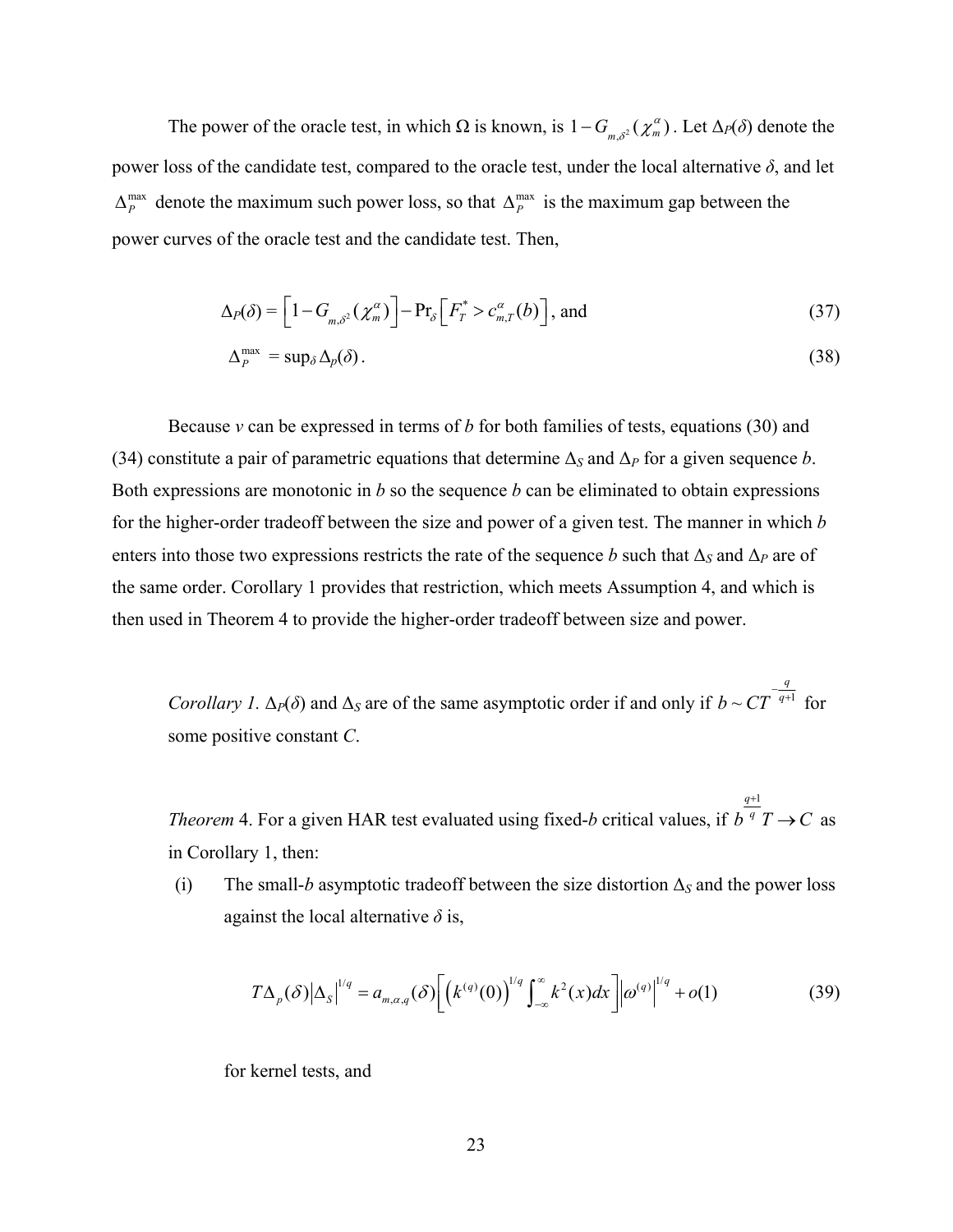The power of the oracle test, in which Ω is known, is $1 - G_{m,\delta^2}(\chi_m^\alpha)$. Let $\Delta_P(\delta)$ denote the power loss of the candidate test, compared to the oracle test, under the local alternative $\delta$, and let $\Delta_P^{\max}$ denote the maximum such power loss, so that $\Delta_P^{\max}$ is the maximum gap between the power curves of the oracle test and the candidate test. Then,

$$\Delta_P(\delta) = \left[1 - G_{m,\delta^2}(\chi_m^\alpha)\right] - \Pr_\delta\left[F_T^* > c_{m,T}^\alpha(b)\right], \text{ and} \tag{37}$$

$$\Delta_P^{\max} = \sup_\delta \Delta_p(\delta). \tag{38}$$

Because $v$ can be expressed in terms of $b$ for both families of tests, equations (30) and (34) constitute a pair of parametric equations that determine $\Delta_S$ and $\Delta_P$ for a given sequence $b$. Both expressions are monotonic in $b$ so the sequence $b$ can be eliminated to obtain expressions for the higher-order tradeoff between the size and power of a given test. The manner in which $b$ enters into those two expressions restricts the rate of the sequence $b$ such that $\Delta_S$ and $\Delta_P$ are of the same order. Corollary 1 provides that restriction, which meets Assumption 4, and which is then used in Theorem 4 to provide the higher-order tradeoff between size and power.

*Corollary 1.* $\Delta_P(\delta)$ and $\Delta_S$ are of the same asymptotic order if and only if $b \sim CT^{-\frac{q}{q+1}}$ for some positive constant $C$.

*Theorem* 4. For a given HAR test evaluated using fixed-$b$ critical values, if $b^{\frac{q+1}{q}} T \to C$ as in Corollary 1, then:

(i) The small-$b$ asymptotic tradeoff between the size distortion $\Delta_S$ and the power loss against the local alternative $\delta$ is,

$$T\Delta_p(\delta)\left|\Delta_S\right|^{1/q} = a_{m,\alpha,q}(\delta)\left[\left(k^{(q)}(0)\right)^{1/q}\int_{-\infty}^{\infty} k^2(x)dx\right]\left|\omega^{(q)}\right|^{1/q} + o(1) \tag{39}$$

for kernel tests, and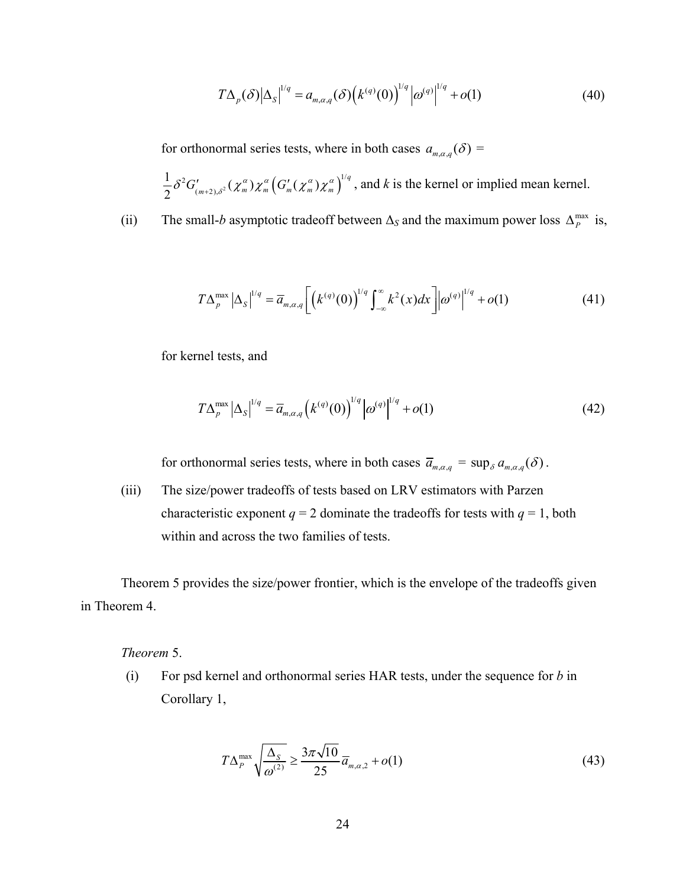$$T\Delta_p(\delta)\left|\Delta_S\right|^{1/q} = a_{m,\alpha,q}(\delta)\left(k^{(q)}(0)\right)^{1/q}\left|\omega^{(q)}\right|^{1/q} + o(1) \tag{40}$$

for orthonormal series tests, where in both cases $a_{m,\alpha,q}(\delta)$ =

$\frac{1}{2}\delta^2 G'_{(m+2),\delta^2}(\chi_m^\alpha)\chi_m^\alpha\left(G'_m(\chi_m^\alpha)\chi_m^\alpha\right)^{1/q}$, and $k$ is the kernel or implied mean kernel.

(ii) The small-$b$ asymptotic tradeoff between $\Delta_S$ and the maximum power loss $\Delta_P^{\max}$ is,

$$T\Delta_p^{\max}\left|\Delta_S\right|^{1/q} = \bar{a}_{m,\alpha,q}\left[\left(k^{(q)}(0)\right)^{1/q}\int_{-\infty}^{\infty}k^2(x)dx\right]\left|\omega^{(q)}\right|^{1/q} + o(1) \tag{41}$$

for kernel tests, and

$$T\Delta_p^{\max}\left|\Delta_S\right|^{1/q} = \bar{a}_{m,\alpha,q}\left(k^{(q)}(0)\right)^{1/q}\left|\omega^{(q)}\right|^{1/q} + o(1) \tag{42}$$

for orthonormal series tests, where in both cases $\bar{a}_{m,\alpha,q} = \sup_\delta a_{m,\alpha,q}(\delta)$.

(iii) The size/power tradeoffs of tests based on LRV estimators with Parzen characteristic exponent $q = 2$ dominate the tradeoffs for tests with $q = 1$, both within and across the two families of tests.

Theorem 5 provides the size/power frontier, which is the envelope of the tradeoffs given in Theorem 4.

*Theorem* 5.

(i) For psd kernel and orthonormal series HAR tests, under the sequence for $b$ in Corollary 1,

$$T\Delta_P^{\max}\sqrt{\frac{\Delta_S}{\omega^{(2)}}} \geq \frac{3\pi\sqrt{10}}{25}\bar{a}_{m,\alpha,2} + o(1) \tag{43}$$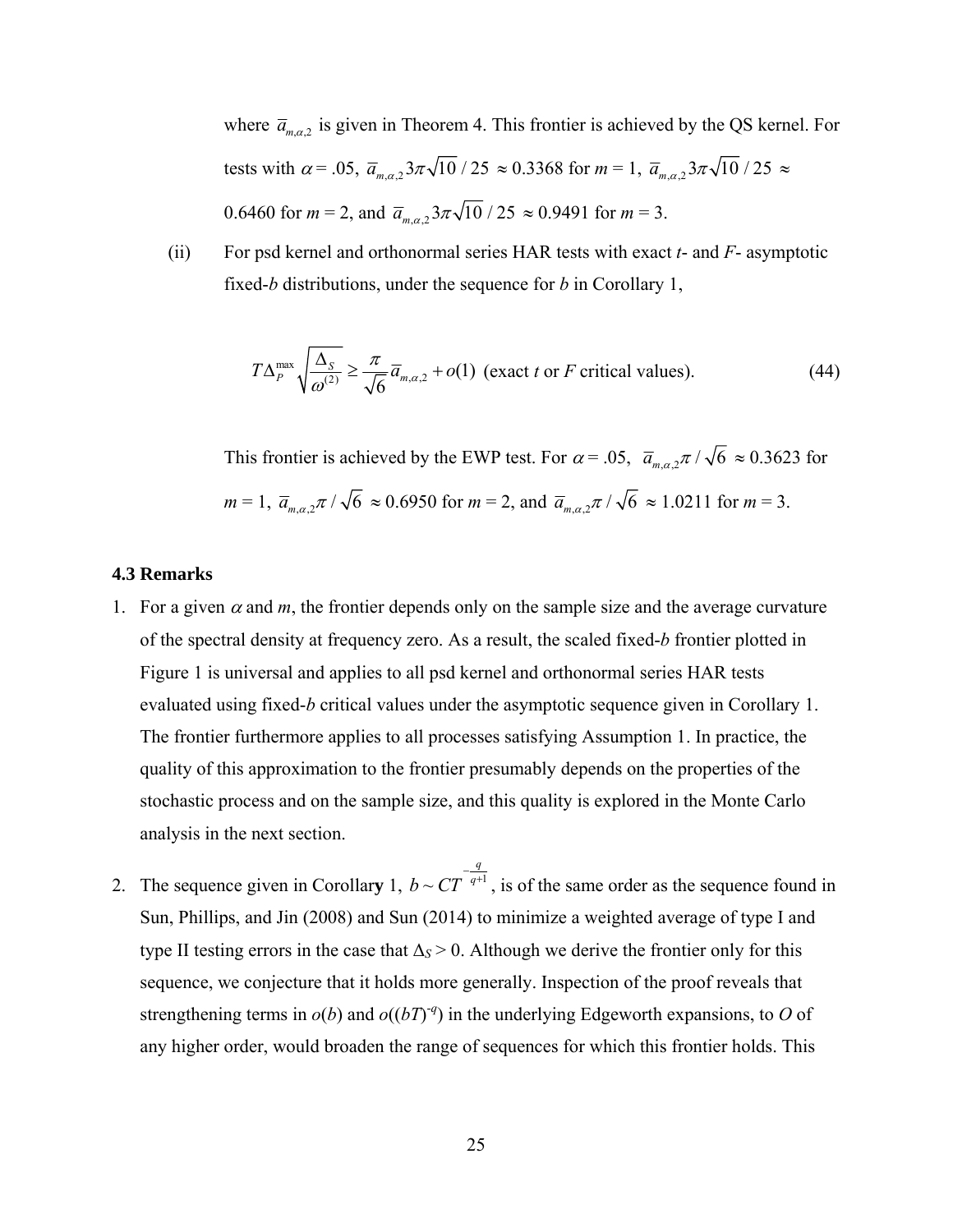where $\bar{a}_{m,\alpha,2}$ is given in Theorem 4. This frontier is achieved by the QS kernel. For tests with $\alpha = .05$, $\bar{a}_{m,\alpha,2} 3\pi\sqrt{10}/25 \approx 0.3368$ for $m = 1$, $\bar{a}_{m,\alpha,2} 3\pi\sqrt{10}/25 \approx 0.6460$ for $m = 2$, and $\bar{a}_{m,\alpha,2} 3\pi\sqrt{10}/25 \approx 0.9491$ for $m = 3$.

(ii) For psd kernel and orthonormal series HAR tests with exact *t*- and *F*- asymptotic fixed-*b* distributions, under the sequence for *b* in Corollary 1,

$$T\Delta_P^{\max}\sqrt{\frac{\Delta_S}{\omega^{(2)}}} \geq \frac{\pi}{\sqrt{6}}\bar{a}_{m,\alpha,2} + o(1) \text{ (exact } t \text{ or } F \text{ critical values).} \tag{44}$$

This frontier is achieved by the EWP test. For $\alpha = .05$, $\bar{a}_{m,\alpha,2}\pi/\sqrt{6} \approx 0.3623$ for $m = 1$, $\bar{a}_{m,\alpha,2}\pi/\sqrt{6} \approx 0.6950$ for $m = 2$, and $\bar{a}_{m,\alpha,2}\pi/\sqrt{6} \approx 1.0211$ for $m = 3$.

### 4.3 Remarks

1. For a given $\alpha$ and *m*, the frontier depends only on the sample size and the average curvature of the spectral density at frequency zero. As a result, the scaled fixed-*b* frontier plotted in Figure 1 is universal and applies to all psd kernel and orthonormal series HAR tests evaluated using fixed-*b* critical values under the asymptotic sequence given in Corollary 1. The frontier furthermore applies to all processes satisfying Assumption 1. In practice, the quality of this approximation to the frontier presumably depends on the properties of the stochastic process and on the sample size, and this quality is explored in the Monte Carlo analysis in the next section.

2. The sequence given in Corollary 1, $b \sim CT^{-\frac{q}{q+1}}$, is of the same order as the sequence found in Sun, Phillips, and Jin (2008) and Sun (2014) to minimize a weighted average of type I and type II testing errors in the case that $\Delta_S > 0$. Although we derive the frontier only for this sequence, we conjecture that it holds more generally. Inspection of the proof reveals that strengthening terms in $o(b)$ and $o((bT)^{-q})$ in the underlying Edgeworth expansions, to *O* of any higher order, would broaden the range of sequences for which this frontier holds. This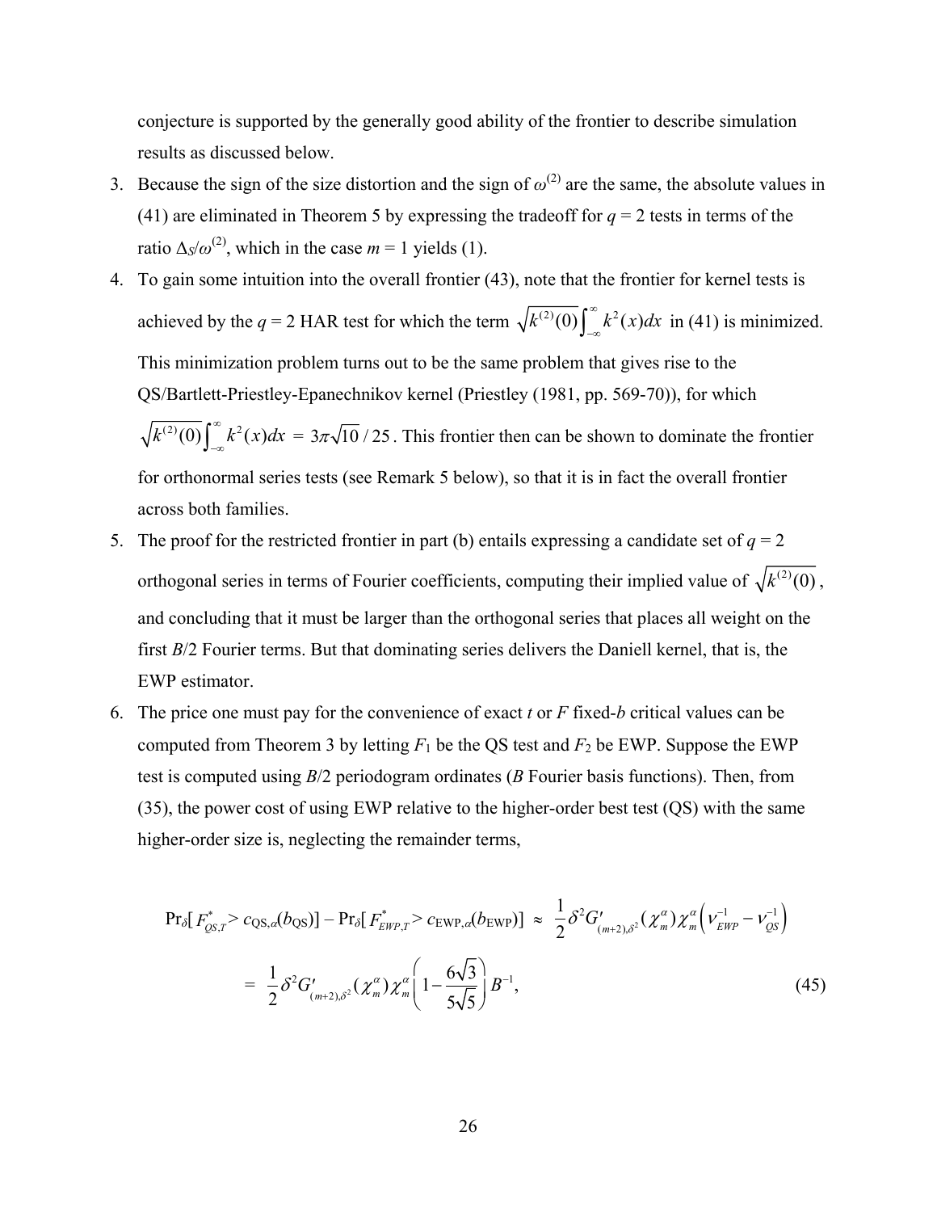conjecture is supported by the generally good ability of the frontier to describe simulation results as discussed below.

3. Because the sign of the size distortion and the sign of $\omega^{(2)}$ are the same, the absolute values in (41) are eliminated in Theorem 5 by expressing the tradeoff for $q = 2$ tests in terms of the ratio $\Delta_S/\omega^{(2)}$, which in the case $m = 1$ yields (1).
4. To gain some intuition into the overall frontier (43), note that the frontier for kernel tests is achieved by the $q = 2$ HAR test for which the term $\sqrt{k^{(2)}(0)}\int_{-\infty}^{\infty} k^2(x)dx$ in (41) is minimized. This minimization problem turns out to be the same problem that gives rise to the QS/Bartlett-Priestley-Epanechnikov kernel (Priestley (1981, pp. 569-70)), for which $\sqrt{k^{(2)}(0)}\int_{-\infty}^{\infty} k^2(x)dx = 3\pi\sqrt{10}/25$. This frontier then can be shown to dominate the frontier for orthonormal series tests (see Remark 5 below), so that it is in fact the overall frontier across both families.
5. The proof for the restricted frontier in part (b) entails expressing a candidate set of $q = 2$ orthogonal series in terms of Fourier coefficients, computing their implied value of $\sqrt{k^{(2)}(0)}$, and concluding that it must be larger than the orthogonal series that places all weight on the first $B/2$ Fourier terms. But that dominating series delivers the Daniell kernel, that is, the EWP estimator.
6. The price one must pay for the convenience of exact $t$ or $F$ fixed-$b$ critical values can be computed from Theorem 3 by letting $F_1$ be the QS test and $F_2$ be EWP. Suppose the EWP test is computed using $B/2$ periodogram ordinates ($B$ Fourier basis functions). Then, from (35), the power cost of using EWP relative to the higher-order best test (QS) with the same higher-order size is, neglecting the remainder terms,

$$\Pr_\delta[F^*_{QS,T} > c_{\text{QS},\alpha}(b_{\text{QS}})] - \Pr_\delta[F^*_{EWP,T} > c_{\text{EWP},\alpha}(b_{\text{EWP}})] \approx \frac{1}{2}\delta^2 G'_{(m+2),\delta^2}(\chi^\alpha_m)\chi^\alpha_m\left(\nu^{-1}_{EWP} - \nu^{-1}_{QS}\right)$$

$$= \frac{1}{2}\delta^2 G'_{(m+2),\delta^2}(\chi^\alpha_m)\chi^\alpha_m\left(1 - \frac{6\sqrt{3}}{5\sqrt{5}}\right)B^{-1}, \tag{45}$$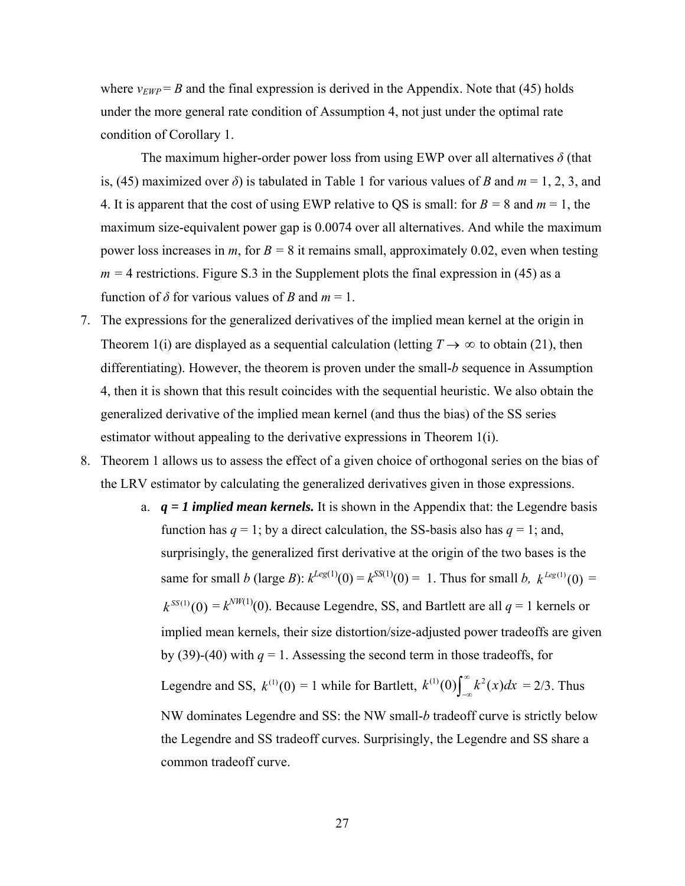where $v_{EWP} = B$ and the final expression is derived in the Appendix. Note that (45) holds under the more general rate condition of Assumption 4, not just under the optimal rate condition of Corollary 1.

The maximum higher-order power loss from using EWP over all alternatives $\delta$ (that is, (45) maximized over $\delta$) is tabulated in Table 1 for various values of $B$ and $m$ = 1, 2, 3, and 4. It is apparent that the cost of using EWP relative to QS is small: for $B$ = 8 and $m$ = 1, the maximum size-equivalent power gap is 0.0074 over all alternatives. And while the maximum power loss increases in $m$, for $B$ = 8 it remains small, approximately 0.02, even when testing $m$ = 4 restrictions. Figure S.3 in the Supplement plots the final expression in (45) as a function of $\delta$ for various values of $B$ and $m$ = 1.

7. The expressions for the generalized derivatives of the implied mean kernel at the origin in Theorem 1(i) are displayed as a sequential calculation (letting $T \to \infty$ to obtain (21), then differentiating). However, the theorem is proven under the small-$b$ sequence in Assumption 4, then it is shown that this result coincides with the sequential heuristic. We also obtain the generalized derivative of the implied mean kernel (and thus the bias) of the SS series estimator without appealing to the derivative expressions in Theorem 1(i).
8. Theorem 1 allows us to assess the effect of a given choice of orthogonal series on the bias of the LRV estimator by calculating the generalized derivatives given in those expressions.
   a. ***q = 1 implied mean kernels.*** It is shown in the Appendix that: the Legendre basis function has $q$ = 1; by a direct calculation, the SS-basis also has $q$ = 1; and, surprisingly, the generalized first derivative at the origin of the two bases is the same for small $b$ (large $B$): $k^{Leg(1)}(0) = k^{SS(1)}(0) = 1$. Thus for small $b$, $k^{Leg(1)}(0) = k^{SS(1)}(0) = k^{NW(1)}(0)$. Because Legendre, SS, and Bartlett are all $q$ = 1 kernels or implied mean kernels, their size distortion/size-adjusted power tradeoffs are given by (39)-(40) with $q$ = 1. Assessing the second term in those tradeoffs, for Legendre and SS, $k^{(1)}(0) = 1$ while for Bartlett, $k^{(1)}(0)\int_{-\infty}^{\infty} k^2(x)dx = 2/3$. Thus NW dominates Legendre and SS: the NW small-$b$ tradeoff curve is strictly below the Legendre and SS tradeoff curves. Surprisingly, the Legendre and SS share a common tradeoff curve.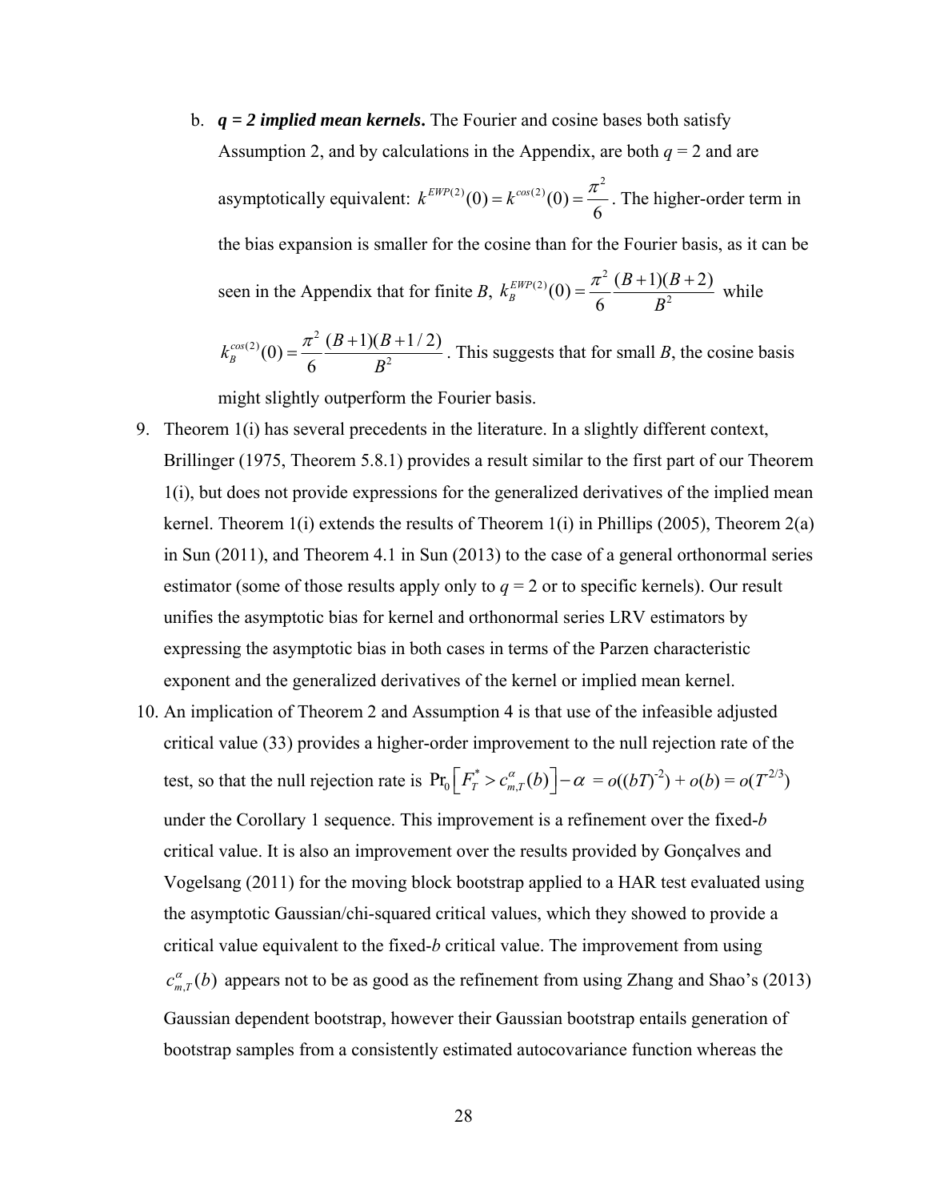b. ***q = 2 implied mean kernels.*** The Fourier and cosine bases both satisfy Assumption 2, and by calculations in the Appendix, are both $q = 2$ and are asymptotically equivalent: $k^{EWP(2)}(0) = k^{cos(2)}(0) = \frac{\pi^2}{6}$. The higher-order term in the bias expansion is smaller for the cosine than for the Fourier basis, as it can be seen in the Appendix that for finite $B$, $k_B^{EWP(2)}(0) = \frac{\pi^2}{6}\frac{(B+1)(B+2)}{B^2}$ while $k_B^{cos(2)}(0) = \frac{\pi^2}{6}\frac{(B+1)(B+1/2)}{B^2}$. This suggests that for small $B$, the cosine basis might slightly outperform the Fourier basis.

9. Theorem 1(i) has several precedents in the literature. In a slightly different context, Brillinger (1975, Theorem 5.8.1) provides a result similar to the first part of our Theorem 1(i), but does not provide expressions for the generalized derivatives of the implied mean kernel. Theorem 1(i) extends the results of Theorem 1(i) in Phillips (2005), Theorem 2(a) in Sun (2011), and Theorem 4.1 in Sun (2013) to the case of a general orthonormal series estimator (some of those results apply only to $q = 2$ or to specific kernels). Our result unifies the asymptotic bias for kernel and orthonormal series LRV estimators by expressing the asymptotic bias in both cases in terms of the Parzen characteristic exponent and the generalized derivatives of the kernel or implied mean kernel.

10. An implication of Theorem 2 and Assumption 4 is that use of the infeasible adjusted critical value (33) provides a higher-order improvement to the null rejection rate of the test, so that the null rejection rate is $\Pr_0\left[F_T^* > c_{m,T}^{\alpha}(b)\right] - \alpha = o((bT)^{-2}) + o(b) = o(T^{2/3})$ under the Corollary 1 sequence. This improvement is a refinement over the fixed-$b$ critical value. It is also an improvement over the results provided by Gonçalves and Vogelsang (2011) for the moving block bootstrap applied to a HAR test evaluated using the asymptotic Gaussian/chi-squared critical values, which they showed to provide a critical value equivalent to the fixed-$b$ critical value. The improvement from using $c_{m,T}^{\alpha}(b)$ appears not to be as good as the refinement from using Zhang and Shao's (2013) Gaussian dependent bootstrap, however their Gaussian bootstrap entails generation of bootstrap samples from a consistently estimated autocovariance function whereas the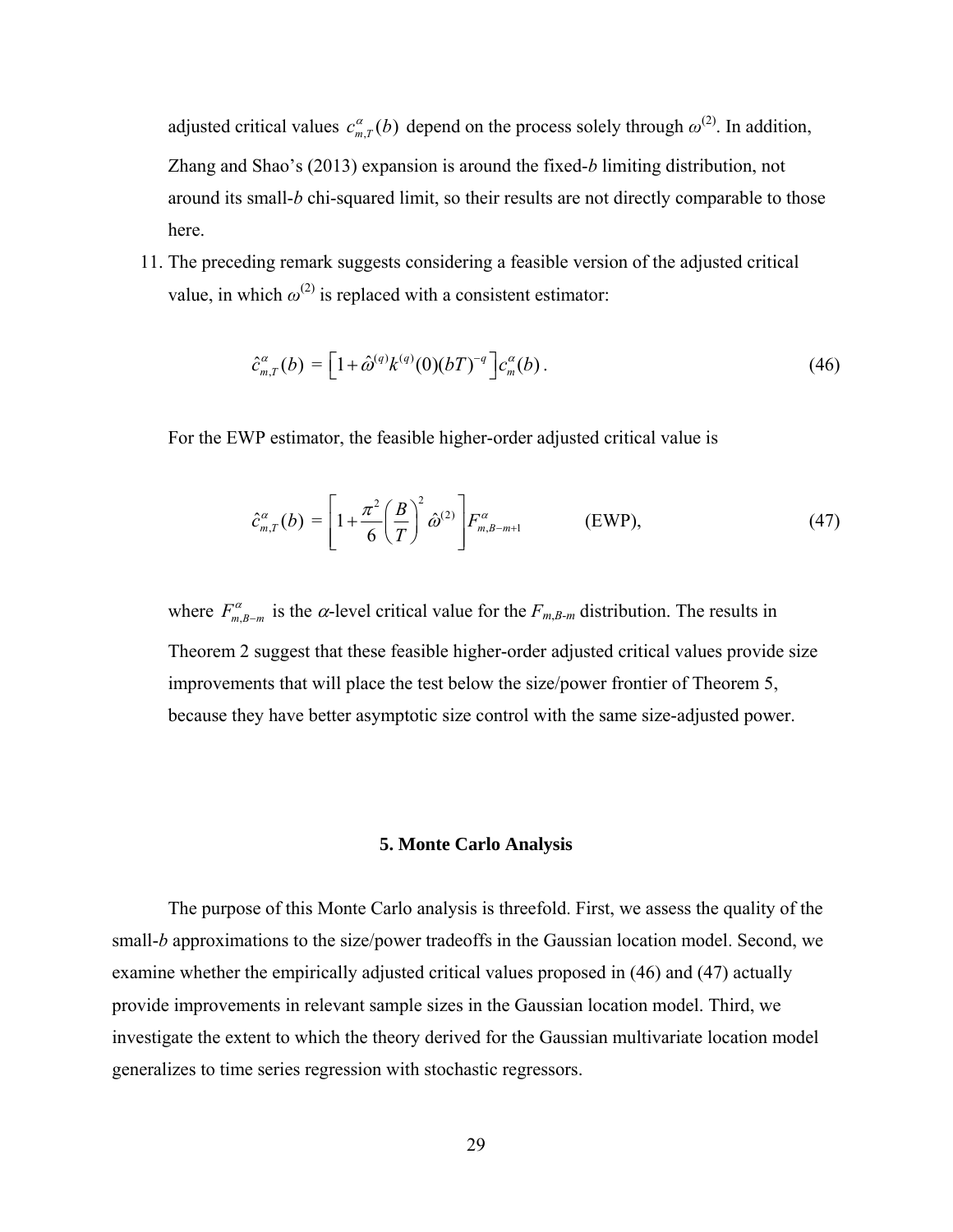adjusted critical values $c_{m,T}^{\alpha}(b)$ depend on the process solely through $\omega^{(2)}$. In addition, Zhang and Shao's (2013) expansion is around the fixed-*b* limiting distribution, not around its small-*b* chi-squared limit, so their results are not directly comparable to those here.

11. The preceding remark suggests considering a feasible version of the adjusted critical value, in which $\omega^{(2)}$ is replaced with a consistent estimator:

$$\hat{c}_{m,T}^{\alpha}(b) = \left[1 + \hat{\omega}^{(q)} k^{(q)}(0)(bT)^{-q}\right] c_m^{\alpha}(b). \tag{46}$$

For the EWP estimator, the feasible higher-order adjusted critical value is

$$\hat{c}_{m,T}^{\alpha}(b) = \left[1 + \frac{\pi^2}{6}\left(\frac{B}{T}\right)^2 \hat{\omega}^{(2)}\right] F_{m,B-m+1}^{\alpha} \qquad \text{(EWP)}, \tag{47}$$

where $F_{m,B-m}^{\alpha}$ is the $\alpha$-level critical value for the $F_{m,B-m}$ distribution. The results in Theorem 2 suggest that these feasible higher-order adjusted critical values provide size improvements that will place the test below the size/power frontier of Theorem 5, because they have better asymptotic size control with the same size-adjusted power.

## 5. Monte Carlo Analysis

The purpose of this Monte Carlo analysis is threefold. First, we assess the quality of the small-*b* approximations to the size/power tradeoffs in the Gaussian location model. Second, we examine whether the empirically adjusted critical values proposed in (46) and (47) actually provide improvements in relevant sample sizes in the Gaussian location model. Third, we investigate the extent to which the theory derived for the Gaussian multivariate location model generalizes to time series regression with stochastic regressors.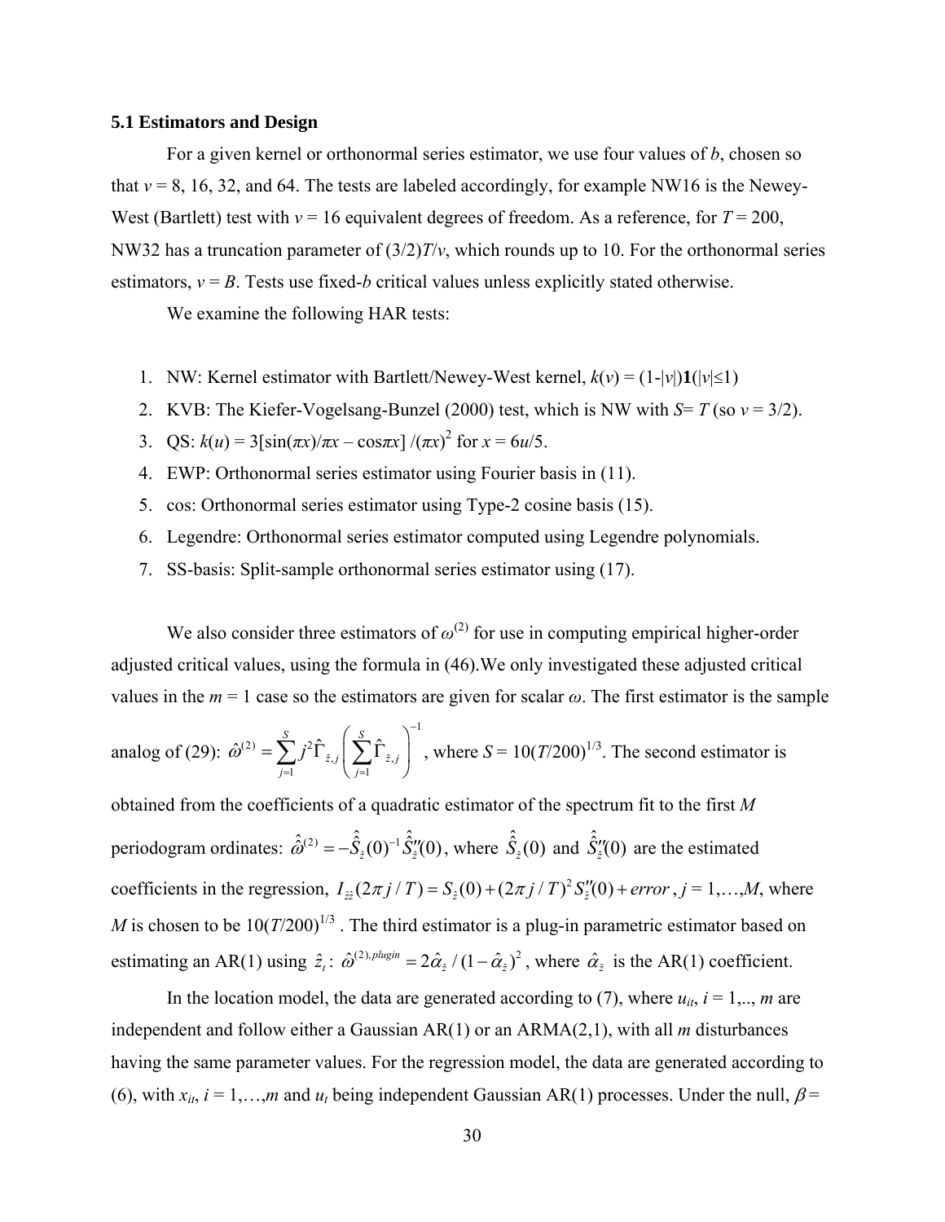### 5.1 Estimators and Design

For a given kernel or orthonormal series estimator, we use four values of $b$, chosen so that $v$ = 8, 16, 32, and 64. The tests are labeled accordingly, for example NW16 is the Newey-West (Bartlett) test with $v$ = 16 equivalent degrees of freedom. As a reference, for $T$ = 200, NW32 has a truncation parameter of $(3/2)T/v$, which rounds up to 10. For the orthonormal series estimators, $v = B$. Tests use fixed-$b$ critical values unless explicitly stated otherwise.

We examine the following HAR tests:

1. NW: Kernel estimator with Bartlett/Newey-West kernel, $k(v) = (1-|v|)\mathbf{1}(|v|\leq 1)$
2. KVB: The Kiefer-Vogelsang-Bunzel (2000) test, which is NW with $S = T$ (so $v = 3/2$).
3. QS: $k(u) = 3[\sin(\pi x)/\pi x - \cos\pi x]/(\pi x)^2$ for $x = 6u/5$.
4. EWP: Orthonormal series estimator using Fourier basis in (11).
5. cos: Orthonormal series estimator using Type-2 cosine basis (15).
6. Legendre: Orthonormal series estimator computed using Legendre polynomials.
7. SS-basis: Split-sample orthonormal series estimator using (17).

We also consider three estimators of $\omega^{(2)}$ for use in computing empirical higher-order adjusted critical values, using the formula in (46).We only investigated these adjusted critical values in the $m$ = 1 case so the estimators are given for scalar $\omega$. The first estimator is the sample analog of (29): $\hat{\omega}^{(2)} = \sum_{j=1}^{S} j^2 \hat{\Gamma}_{\hat{z},j} \left( \sum_{j=1}^{S} \hat{\Gamma}_{\hat{z},j} \right)^{-1}$, where $S = 10(T/200)^{1/3}$. The second estimator is obtained from the coefficients of a quadratic estimator of the spectrum fit to the first $M$ periodogram ordinates: $\hat{\hat{\omega}}^{(2)} = -\hat{\hat{S}}_{\hat{z}}(0)^{-1}\hat{\hat{S}}_{\hat{z}}''(0)$, where $\hat{\hat{S}}_{\hat{z}}(0)$ and $\hat{\hat{S}}_{\hat{z}}''(0)$ are the estimated coefficients in the regression, $I_{\hat{z}\hat{z}}(2\pi j/T) = S_{\hat{z}}(0) + (2\pi j/T)^2 S_{\hat{z}}''(0) + error$, $j = 1,\ldots,M$, where $M$ is chosen to be $10(T/200)^{1/3}$ . The third estimator is a plug-in parametric estimator based on estimating an AR(1) using $\hat{z}_t$: $\hat{\omega}^{(2),plugin} = 2\hat{\alpha}_{\hat{z}}/(1-\hat{\alpha}_{\hat{z}})^2$, where $\hat{\alpha}_{\hat{z}}$ is the AR(1) coefficient.

In the location model, the data are generated according to (7), where $u_{it}$, $i = 1,.., m$ are independent and follow either a Gaussian AR(1) or an ARMA(2,1), with all $m$ disturbances having the same parameter values. For the regression model, the data are generated according to (6), with $x_{it}$, $i = 1,\ldots,m$ and $u_t$ being independent Gaussian AR(1) processes. Under the null, $\beta$ =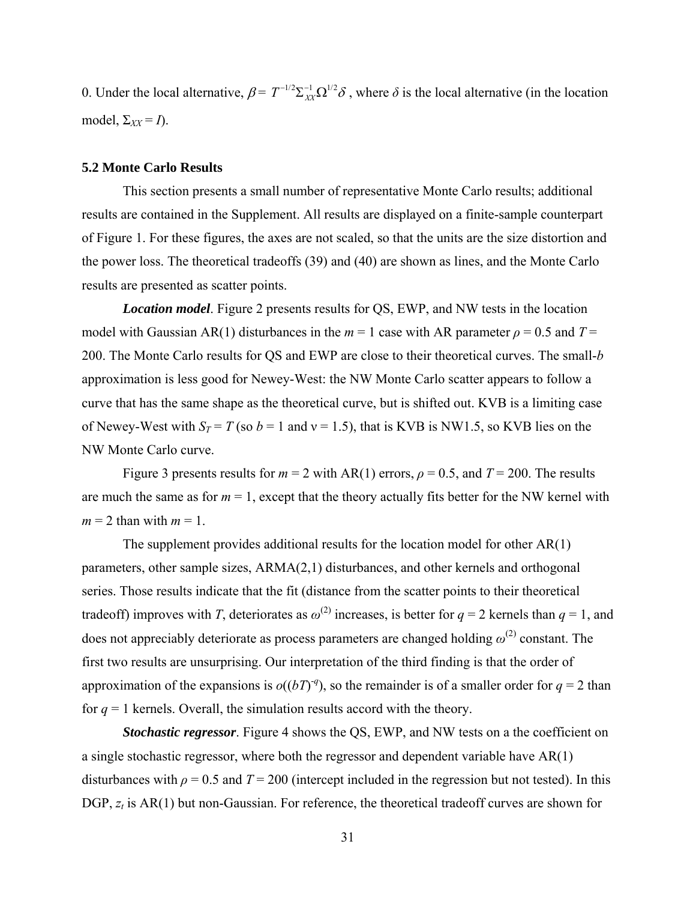0. Under the local alternative, $\beta = T^{-1/2}\Sigma_{XX}^{-1}\Omega^{1/2}\delta$ , where $\delta$ is the local alternative (in the location model, $\Sigma_{XX} = I$).

### 5.2 Monte Carlo Results

This section presents a small number of representative Monte Carlo results; additional results are contained in the Supplement. All results are displayed on a finite-sample counterpart of Figure 1. For these figures, the axes are not scaled, so that the units are the size distortion and the power loss. The theoretical tradeoffs (39) and (40) are shown as lines, and the Monte Carlo results are presented as scatter points.

***Location model***. Figure 2 presents results for QS, EWP, and NW tests in the location model with Gaussian AR(1) disturbances in the $m = 1$ case with AR parameter $\rho = 0.5$ and $T = 200$. The Monte Carlo results for QS and EWP are close to their theoretical curves. The small-$b$ approximation is less good for Newey-West: the NW Monte Carlo scatter appears to follow a curve that has the same shape as the theoretical curve, but is shifted out. KVB is a limiting case of Newey-West with $S_T = T$ (so $b = 1$ and $\nu = 1.5$), that is KVB is NW1.5, so KVB lies on the NW Monte Carlo curve.

Figure 3 presents results for $m = 2$ with AR(1) errors, $\rho = 0.5$, and $T = 200$. The results are much the same as for $m = 1$, except that the theory actually fits better for the NW kernel with $m = 2$ than with $m = 1$.

The supplement provides additional results for the location model for other AR(1) parameters, other sample sizes, ARMA(2,1) disturbances, and other kernels and orthogonal series. Those results indicate that the fit (distance from the scatter points to their theoretical tradeoff) improves with $T$, deteriorates as $\omega^{(2)}$ increases, is better for $q = 2$ kernels than $q = 1$, and does not appreciably deteriorate as process parameters are changed holding $\omega^{(2)}$ constant. The first two results are unsurprising. Our interpretation of the third finding is that the order of approximation of the expansions is $o((bT)^{-q})$, so the remainder is of a smaller order for $q = 2$ than for $q = 1$ kernels. Overall, the simulation results accord with the theory.

***Stochastic regressor***. Figure 4 shows the QS, EWP, and NW tests on a the coefficient on a single stochastic regressor, where both the regressor and dependent variable have AR(1) disturbances with $\rho = 0.5$ and $T = 200$ (intercept included in the regression but not tested). In this DGP, $z_t$ is AR(1) but non-Gaussian. For reference, the theoretical tradeoff curves are shown for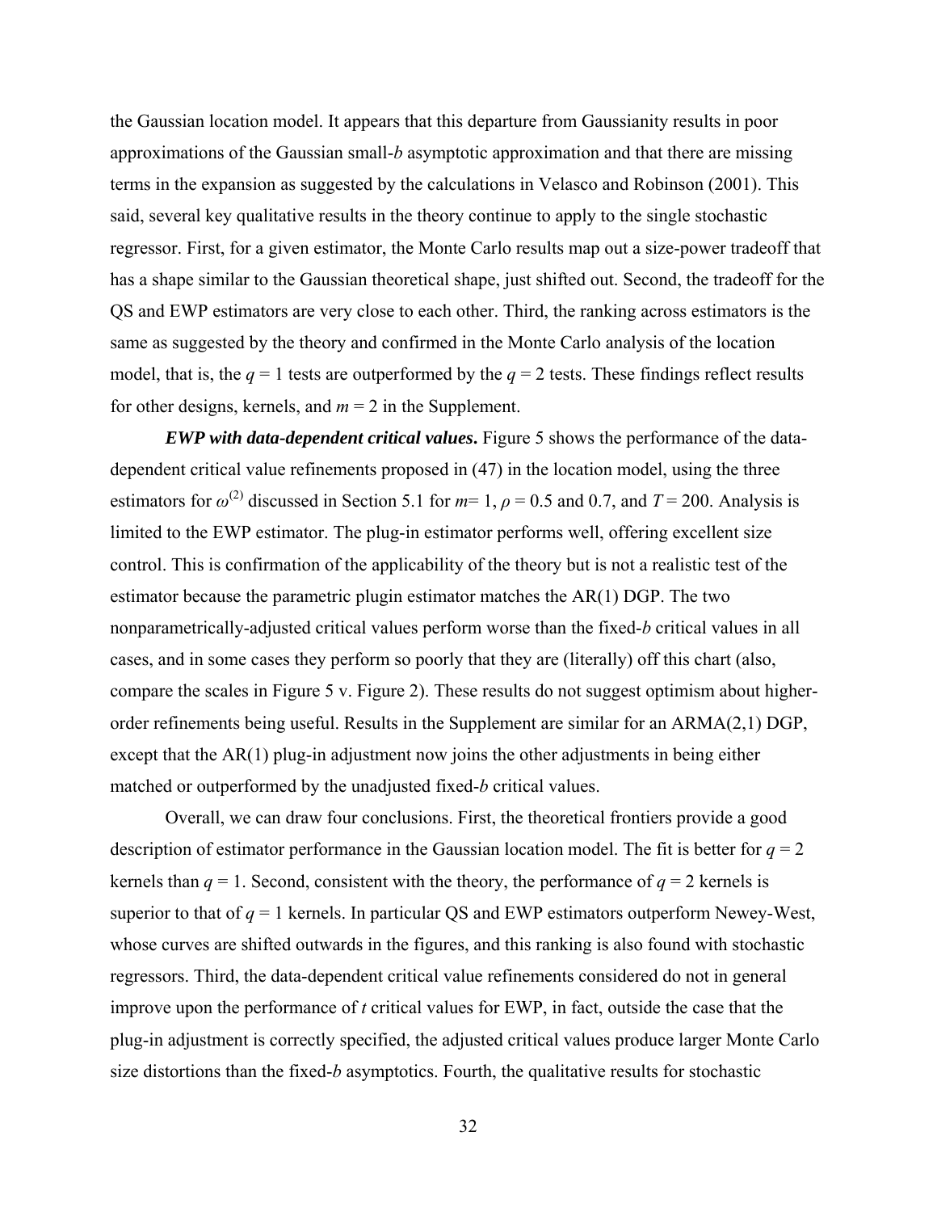the Gaussian location model. It appears that this departure from Gaussianity results in poor approximations of the Gaussian small-$b$ asymptotic approximation and that there are missing terms in the expansion as suggested by the calculations in Velasco and Robinson (2001). This said, several key qualitative results in the theory continue to apply to the single stochastic regressor. First, for a given estimator, the Monte Carlo results map out a size-power tradeoff that has a shape similar to the Gaussian theoretical shape, just shifted out. Second, the tradeoff for the QS and EWP estimators are very close to each other. Third, the ranking across estimators is the same as suggested by the theory and confirmed in the Monte Carlo analysis of the location model, that is, the $q = 1$ tests are outperformed by the $q = 2$ tests. These findings reflect results for other designs, kernels, and $m = 2$ in the Supplement.

***EWP with data-dependent critical values.*** Figure 5 shows the performance of the data-dependent critical value refinements proposed in (47) in the location model, using the three estimators for $\omega^{(2)}$ discussed in Section 5.1 for $m= 1$, $\rho = 0.5$ and 0.7, and $T = 200$. Analysis is limited to the EWP estimator. The plug-in estimator performs well, offering excellent size control. This is confirmation of the applicability of the theory but is not a realistic test of the estimator because the parametric plugin estimator matches the AR(1) DGP. The two nonparametrically-adjusted critical values perform worse than the fixed-$b$ critical values in all cases, and in some cases they perform so poorly that they are (literally) off this chart (also, compare the scales in Figure 5 v. Figure 2). These results do not suggest optimism about higher-order refinements being useful. Results in the Supplement are similar for an ARMA(2,1) DGP, except that the AR(1) plug-in adjustment now joins the other adjustments in being either matched or outperformed by the unadjusted fixed-$b$ critical values.

Overall, we can draw four conclusions. First, the theoretical frontiers provide a good description of estimator performance in the Gaussian location model. The fit is better for $q = 2$ kernels than $q = 1$. Second, consistent with the theory, the performance of $q = 2$ kernels is superior to that of $q = 1$ kernels. In particular QS and EWP estimators outperform Newey-West, whose curves are shifted outwards in the figures, and this ranking is also found with stochastic regressors. Third, the data-dependent critical value refinements considered do not in general improve upon the performance of $t$ critical values for EWP, in fact, outside the case that the plug-in adjustment is correctly specified, the adjusted critical values produce larger Monte Carlo size distortions than the fixed-$b$ asymptotics. Fourth, the qualitative results for stochastic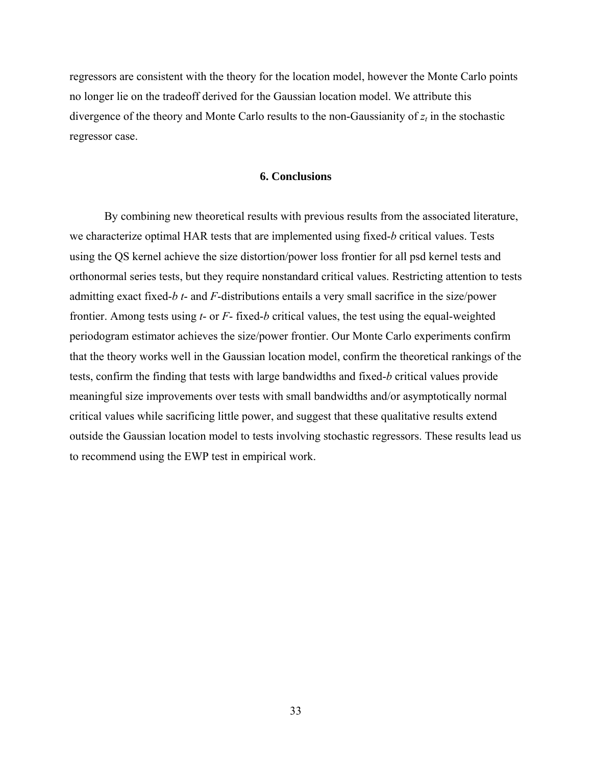regressors are consistent with the theory for the location model, however the Monte Carlo points no longer lie on the tradeoff derived for the Gaussian location model. We attribute this divergence of the theory and Monte Carlo results to the non-Gaussianity of $z_t$ in the stochastic regressor case.

## 6. Conclusions

By combining new theoretical results with previous results from the associated literature, we characterize optimal HAR tests that are implemented using fixed-*b* critical values. Tests using the QS kernel achieve the size distortion/power loss frontier for all psd kernel tests and orthonormal series tests, but they require nonstandard critical values. Restricting attention to tests admitting exact fixed-*b* *t*- and *F*-distributions entails a very small sacrifice in the size/power frontier. Among tests using *t*- or *F*- fixed-*b* critical values, the test using the equal-weighted periodogram estimator achieves the size/power frontier. Our Monte Carlo experiments confirm that the theory works well in the Gaussian location model, confirm the theoretical rankings of the tests, confirm the finding that tests with large bandwidths and fixed-*b* critical values provide meaningful size improvements over tests with small bandwidths and/or asymptotically normal critical values while sacrificing little power, and suggest that these qualitative results extend outside the Gaussian location model to tests involving stochastic regressors. These results lead us to recommend using the EWP test in empirical work.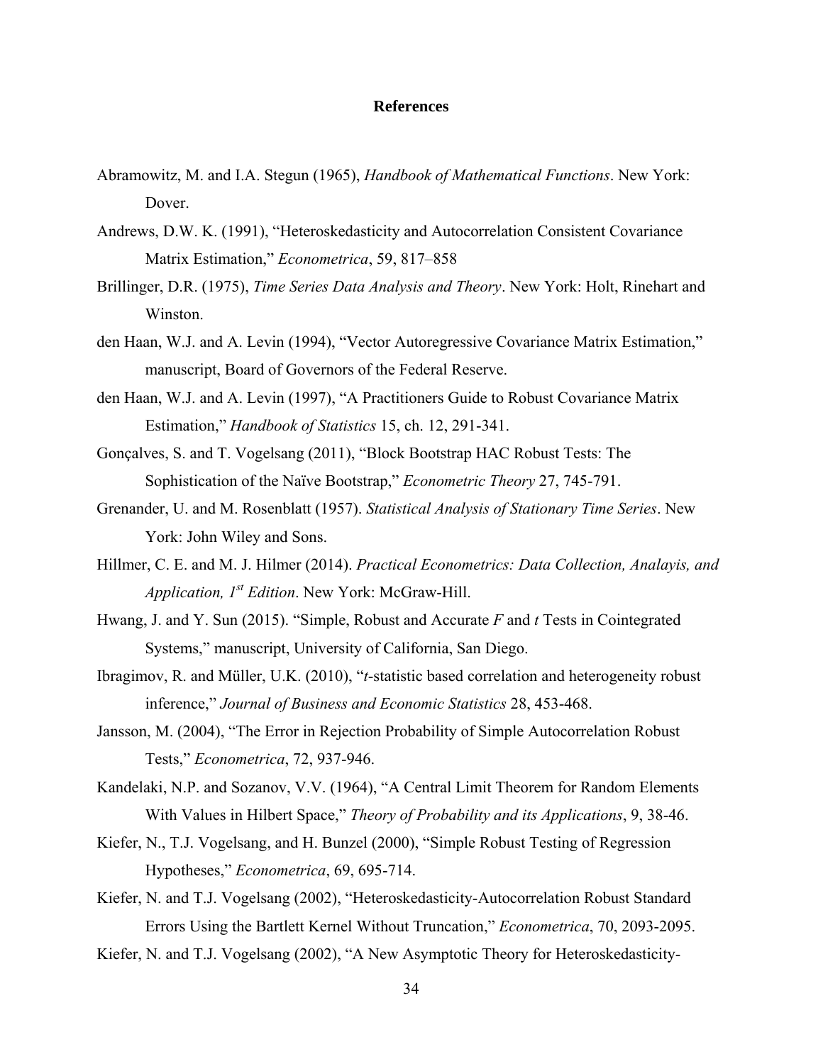## References

Abramowitz, M. and I.A. Stegun (1965), *Handbook of Mathematical Functions*. New York: Dover.

Andrews, D.W. K. (1991), "Heteroskedasticity and Autocorrelation Consistent Covariance Matrix Estimation," *Econometrica*, 59, 817–858

Brillinger, D.R. (1975), *Time Series Data Analysis and Theory*. New York: Holt, Rinehart and Winston.

den Haan, W.J. and A. Levin (1994), "Vector Autoregressive Covariance Matrix Estimation," manuscript, Board of Governors of the Federal Reserve.

den Haan, W.J. and A. Levin (1997), "A Practitioners Guide to Robust Covariance Matrix Estimation," *Handbook of Statistics* 15, ch. 12, 291-341.

Gonçalves, S. and T. Vogelsang (2011), "Block Bootstrap HAC Robust Tests: The Sophistication of the Naïve Bootstrap," *Econometric Theory* 27, 745-791.

Grenander, U. and M. Rosenblatt (1957). *Statistical Analysis of Stationary Time Series*. New York: John Wiley and Sons.

Hillmer, C. E. and M. J. Hilmer (2014). *Practical Econometrics: Data Collection, Analayis, and Application, 1st Edition*. New York: McGraw-Hill.

Hwang, J. and Y. Sun (2015). "Simple, Robust and Accurate *F* and *t* Tests in Cointegrated Systems," manuscript, University of California, San Diego.

Ibragimov, R. and Müller, U.K. (2010), "*t*-statistic based correlation and heterogeneity robust inference," *Journal of Business and Economic Statistics* 28, 453-468.

Jansson, M. (2004), "The Error in Rejection Probability of Simple Autocorrelation Robust Tests," *Econometrica*, 72, 937-946.

Kandelaki, N.P. and Sozanov, V.V. (1964), "A Central Limit Theorem for Random Elements With Values in Hilbert Space," *Theory of Probability and its Applications*, 9, 38-46.

Kiefer, N., T.J. Vogelsang, and H. Bunzel (2000), "Simple Robust Testing of Regression Hypotheses," *Econometrica*, 69, 695-714.

Kiefer, N. and T.J. Vogelsang (2002), "Heteroskedasticity-Autocorrelation Robust Standard Errors Using the Bartlett Kernel Without Truncation," *Econometrica*, 70, 2093-2095.

Kiefer, N. and T.J. Vogelsang (2002), "A New Asymptotic Theory for Heteroskedasticity-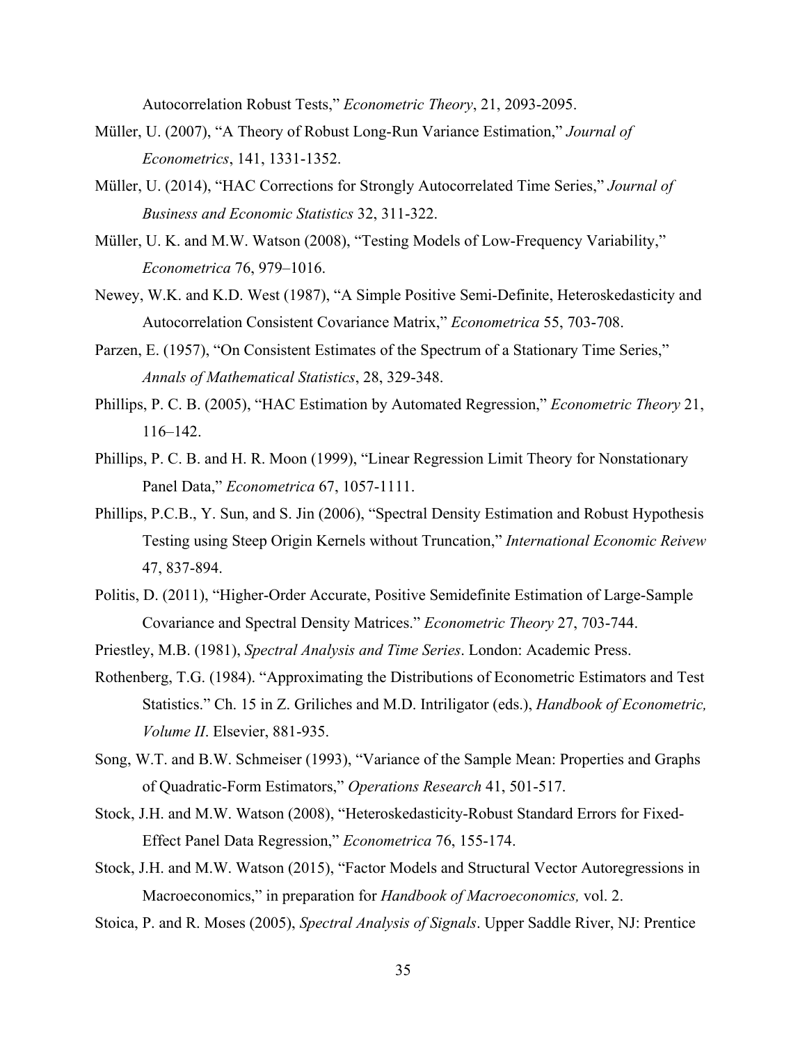Autocorrelation Robust Tests," *Econometric Theory*, 21, 2093-2095.

Müller, U. (2007), "A Theory of Robust Long-Run Variance Estimation," *Journal of Econometrics*, 141, 1331-1352.

Müller, U. (2014), "HAC Corrections for Strongly Autocorrelated Time Series," *Journal of Business and Economic Statistics* 32, 311-322.

Müller, U. K. and M.W. Watson (2008), "Testing Models of Low-Frequency Variability," *Econometrica* 76, 979–1016.

Newey, W.K. and K.D. West (1987), "A Simple Positive Semi-Definite, Heteroskedasticity and Autocorrelation Consistent Covariance Matrix," *Econometrica* 55, 703-708.

Parzen, E. (1957), "On Consistent Estimates of the Spectrum of a Stationary Time Series," *Annals of Mathematical Statistics*, 28, 329-348.

Phillips, P. C. B. (2005), "HAC Estimation by Automated Regression," *Econometric Theory* 21, 116–142.

Phillips, P. C. B. and H. R. Moon (1999), "Linear Regression Limit Theory for Nonstationary Panel Data," *Econometrica* 67, 1057-1111.

Phillips, P.C.B., Y. Sun, and S. Jin (2006), "Spectral Density Estimation and Robust Hypothesis Testing using Steep Origin Kernels without Truncation," *International Economic Reivew* 47, 837-894.

Politis, D. (2011), "Higher-Order Accurate, Positive Semidefinite Estimation of Large-Sample Covariance and Spectral Density Matrices." *Econometric Theory* 27, 703-744.

Priestley, M.B. (1981), *Spectral Analysis and Time Series*. London: Academic Press.

Rothenberg, T.G. (1984). "Approximating the Distributions of Econometric Estimators and Test Statistics." Ch. 15 in Z. Griliches and M.D. Intriligator (eds.), *Handbook of Econometric, Volume II*. Elsevier, 881-935.

Song, W.T. and B.W. Schmeiser (1993), "Variance of the Sample Mean: Properties and Graphs of Quadratic-Form Estimators," *Operations Research* 41, 501-517.

Stock, J.H. and M.W. Watson (2008), "Heteroskedasticity-Robust Standard Errors for Fixed-Effect Panel Data Regression," *Econometrica* 76, 155-174.

Stock, J.H. and M.W. Watson (2015), "Factor Models and Structural Vector Autoregressions in Macroeconomics," in preparation for *Handbook of Macroeconomics,* vol. 2.

Stoica, P. and R. Moses (2005), *Spectral Analysis of Signals*. Upper Saddle River, NJ: Prentice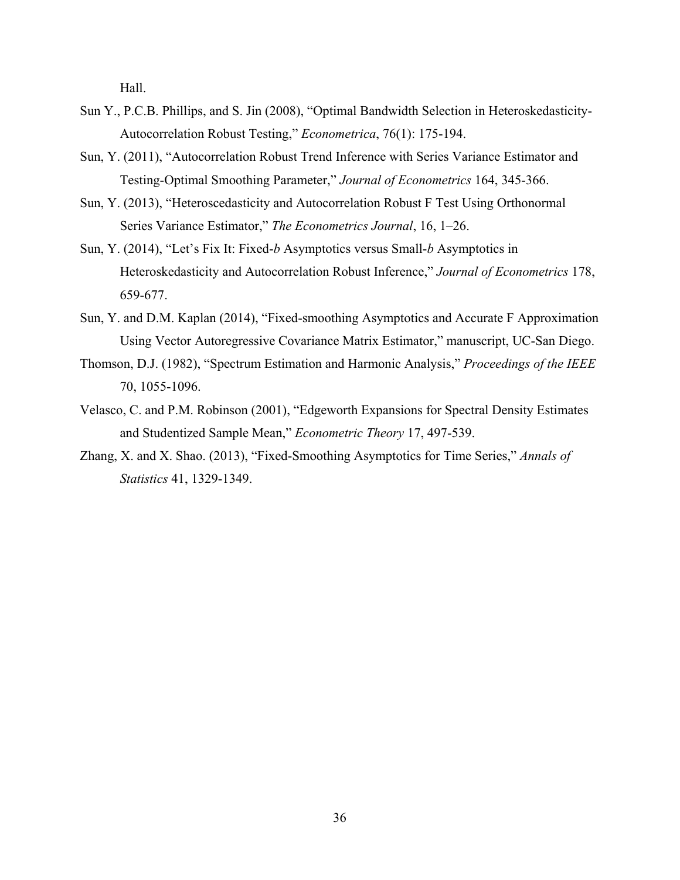Hall.

Sun Y., P.C.B. Phillips, and S. Jin (2008), "Optimal Bandwidth Selection in Heteroskedasticity-Autocorrelation Robust Testing," *Econometrica*, 76(1): 175-194.

Sun, Y. (2011), "Autocorrelation Robust Trend Inference with Series Variance Estimator and Testing-Optimal Smoothing Parameter," *Journal of Econometrics* 164, 345-366.

Sun, Y. (2013), "Heteroscedasticity and Autocorrelation Robust F Test Using Orthonormal Series Variance Estimator," *The Econometrics Journal*, 16, 1–26.

Sun, Y. (2014), "Let's Fix It: Fixed-*b* Asymptotics versus Small-*b* Asymptotics in Heteroskedasticity and Autocorrelation Robust Inference," *Journal of Econometrics* 178, 659-677.

Sun, Y. and D.M. Kaplan (2014), "Fixed-smoothing Asymptotics and Accurate F Approximation Using Vector Autoregressive Covariance Matrix Estimator," manuscript, UC-San Diego.

Thomson, D.J. (1982), "Spectrum Estimation and Harmonic Analysis," *Proceedings of the IEEE* 70, 1055-1096.

Velasco, C. and P.M. Robinson (2001), "Edgeworth Expansions for Spectral Density Estimates and Studentized Sample Mean," *Econometric Theory* 17, 497-539.

Zhang, X. and X. Shao. (2013), "Fixed-Smoothing Asymptotics for Time Series," *Annals of Statistics* 41, 1329-1349.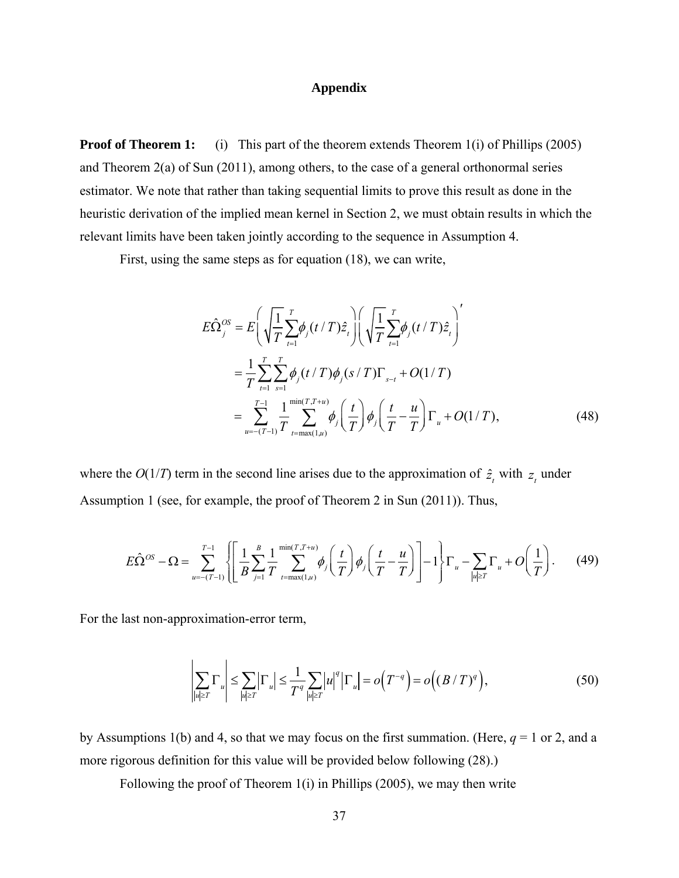# Appendix

**Proof of Theorem 1:** (i) This part of the theorem extends Theorem 1(i) of Phillips (2005) and Theorem 2(a) of Sun (2011), among others, to the case of a general orthonormal series estimator. We note that rather than taking sequential limits to prove this result as done in the heuristic derivation of the implied mean kernel in Section 2, we must obtain results in which the relevant limits have been taken jointly according to the sequence in Assumption 4.

First, using the same steps as for equation (18), we can write,

$$
\begin{aligned}
E\hat{\Omega}_j^{OS} &= E\left(\sqrt{\frac{1}{T}}\sum_{t=1}^{T}\phi_j(t/T)\hat{z}_t\right)\left(\sqrt{\frac{1}{T}}\sum_{t=1}^{T}\phi_j(t/T)\hat{z}_t\right)' \\
&= \frac{1}{T}\sum_{t=1}^{T}\sum_{s=1}^{T}\phi_j(t/T)\phi_j(s/T)\Gamma_{s-t} + O(1/T) \\
&= \sum_{u=-(T-1)}^{T-1}\frac{1}{T}\sum_{t=\max(1,u)}^{\min(T,T+u)}\phi_j\left(\frac{t}{T}\right)\phi_j\left(\frac{t}{T}-\frac{u}{T}\right)\Gamma_u + O(1/T),
\end{aligned}
\tag{48}
$$

where the $O(1/T)$ term in the second line arises due to the approximation of $\hat{z}_t$ with $z_t$ under Assumption 1 (see, for example, the proof of Theorem 2 in Sun (2011)). Thus,

$$
E\hat{\Omega}^{OS} - \Omega = \sum_{u=-(T-1)}^{T-1}\left\{\left[\frac{1}{B}\sum_{j=1}^{B}\frac{1}{T}\sum_{t=\max(1,u)}^{\min(T,T+u)}\phi_j\left(\frac{t}{T}\right)\phi_j\left(\frac{t}{T}-\frac{u}{T}\right)\right]-1\right\}\Gamma_u - \sum_{|u|\geq T}\Gamma_u + O\left(\frac{1}{T}\right). \tag{49}
$$

For the last non-approximation-error term,

$$
\left|\sum_{|u|\geq T}\Gamma_u\right| \leq \sum_{|u|\geq T}\left|\Gamma_u\right| \leq \frac{1}{T^q}\sum_{|u|\geq T}|u|^q\left|\Gamma_u\right| = o\left(T^{-q}\right) = o\left((B/T)^q\right), \tag{50}
$$

by Assumptions 1(b) and 4, so that we may focus on the first summation. (Here, $q$ = 1 or 2, and a more rigorous definition for this value will be provided below following (28).)

Following the proof of Theorem 1(i) in Phillips (2005), we may then write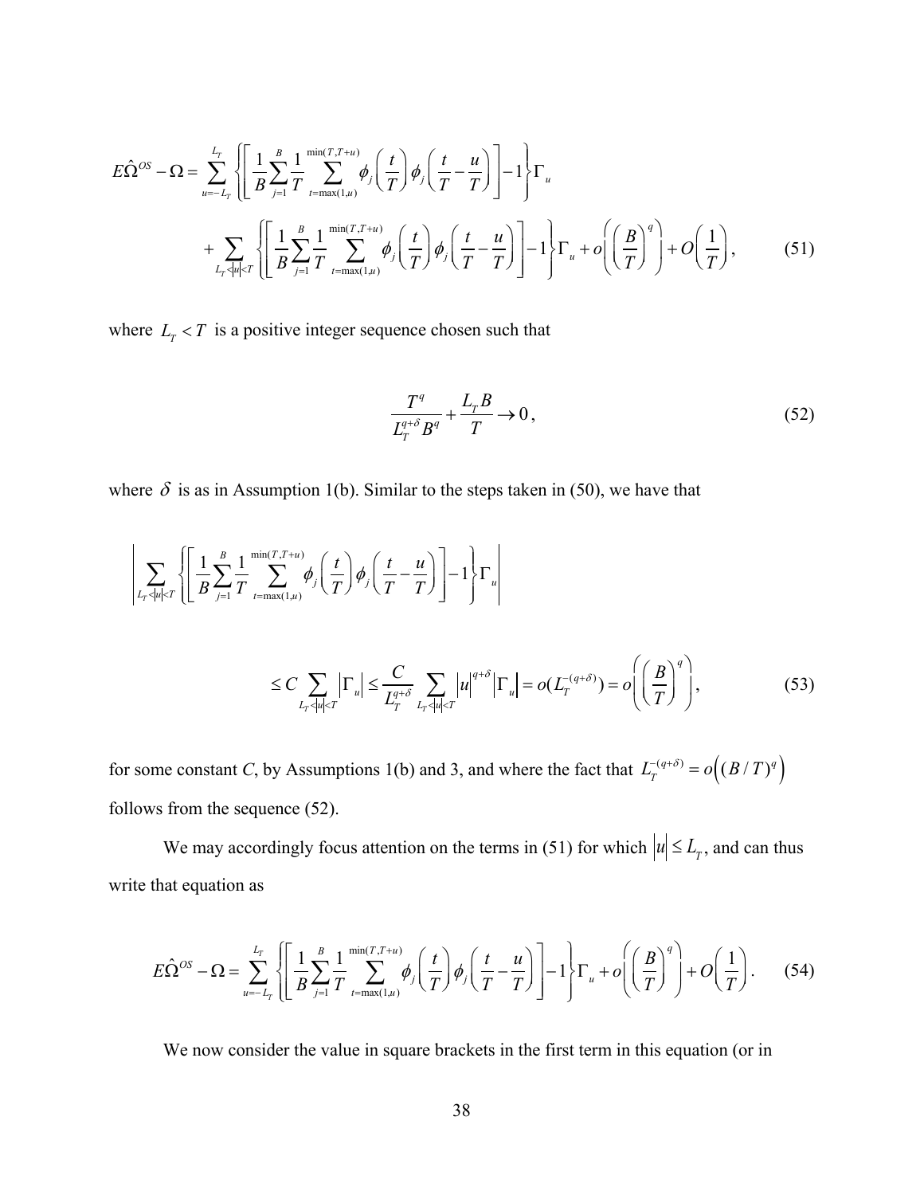$$E\hat{\Omega}^{OS} - \Omega = \sum_{u=-L_T}^{L_T} \left\{ \left[ \frac{1}{B} \sum_{j=1}^{B} \frac{1}{T} \sum_{t=\max(1,u)}^{\min(T,T+u)} \phi_j\left(\frac{t}{T}\right) \phi_j\left(\frac{t}{T} - \frac{u}{T}\right) \right] - 1 \right\} \Gamma_u$$

$$+ \sum_{L_T < |u| < T} \left\{ \left[ \frac{1}{B} \sum_{j=1}^{B} \frac{1}{T} \sum_{t=\max(1,u)}^{\min(T,T+u)} \phi_j\left(\frac{t}{T}\right) \phi_j\left(\frac{t}{T} - \frac{u}{T}\right) \right] - 1 \right\} \Gamma_u + o\left(\left(\frac{B}{T}\right)^q\right) + O\left(\frac{1}{T}\right), \tag{51}$$

where $L_T < T$ is a positive integer sequence chosen such that

$$\frac{T^q}{L_T^{q+\delta} B^q} + \frac{L_T B}{T} \to 0, \tag{52}$$

where $\delta$ is as in Assumption 1(b). Similar to the steps taken in (50), we have that

$$\left| \sum_{L_T < |u| < T} \left\{ \left[ \frac{1}{B} \sum_{j=1}^{B} \frac{1}{T} \sum_{t=\max(1,u)}^{\min(T,T+u)} \phi_j\left(\frac{t}{T}\right) \phi_j\left(\frac{t}{T} - \frac{u}{T}\right) \right] - 1 \right\} \Gamma_u \right|$$

$$\leq C \sum_{L_T < |u| < T} |\Gamma_u| \leq \frac{C}{L_T^{q+\delta}} \sum_{L_T < |u| < T} |u|^{q+\delta} |\Gamma_u| = o(L_T^{-(q+\delta)}) = o\left(\left(\frac{B}{T}\right)^q\right), \tag{53}$$

for some constant $C$, by Assumptions 1(b) and 3, and where the fact that $L_T^{-(q+\delta)} = o\left((B/T)^q\right)$ follows from the sequence (52).

We may accordingly focus attention on the terms in (51) for which $|u| \leq L_T$, and can thus write that equation as

$$E\hat{\Omega}^{OS} - \Omega = \sum_{u=-L_T}^{L_T} \left\{ \left[ \frac{1}{B} \sum_{j=1}^{B} \frac{1}{T} \sum_{t=\max(1,u)}^{\min(T,T+u)} \phi_j\left(\frac{t}{T}\right) \phi_j\left(\frac{t}{T} - \frac{u}{T}\right) \right] - 1 \right\} \Gamma_u + o\left(\left(\frac{B}{T}\right)^q\right) + O\left(\frac{1}{T}\right). \tag{54}$$

We now consider the value in square brackets in the first term in this equation (or in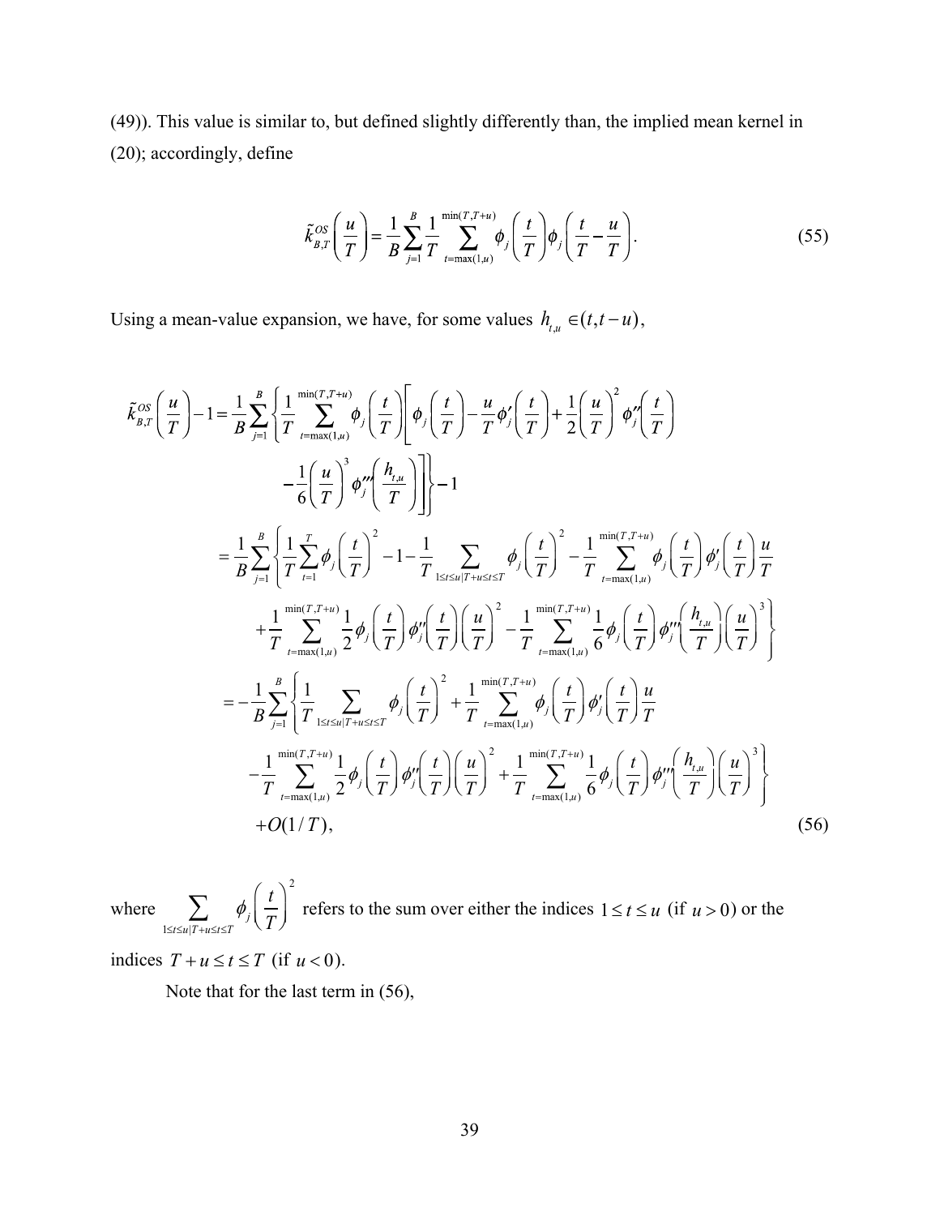(49)). This value is similar to, but defined slightly differently than, the implied mean kernel in (20); accordingly, define

$$\tilde{k}_{B,T}^{OS}\left(\frac{u}{T}\right) = \frac{1}{B}\sum_{j=1}^{B}\frac{1}{T}\sum_{t=\max(1,u)}^{\min(T,T+u)}\phi_j\left(\frac{t}{T}\right)\phi_j\left(\frac{t}{T}-\frac{u}{T}\right). \tag{55}$$

Using a mean-value expansion, we have, for some values $h_{t,u} \in (t, t-u)$,

$$\begin{aligned}
\tilde{k}_{B,T}^{OS}\left(\frac{u}{T}\right) - 1 &= \frac{1}{B}\sum_{j=1}^{B}\left\{\frac{1}{T}\sum_{t=\max(1,u)}^{\min(T,T+u)}\phi_j\left(\frac{t}{T}\right)\left[\phi_j\left(\frac{t}{T}\right) - \frac{u}{T}\phi_j'\left(\frac{t}{T}\right) + \frac{1}{2}\left(\frac{u}{T}\right)^2\phi_j''\left(\frac{t}{T}\right)\right.\right. \\
&\qquad \left.\left. - \frac{1}{6}\left(\frac{u}{T}\right)^3\phi_j'''\left(\frac{h_{t,u}}{T}\right)\right]\right\} - 1 \\
&= \frac{1}{B}\sum_{j=1}^{B}\left\{\frac{1}{T}\sum_{t=1}^{T}\phi_j\left(\frac{t}{T}\right)^2 - 1 - \frac{1}{T}\sum_{1\le t\le u|T+u\le t\le T}\phi_j\left(\frac{t}{T}\right)^2 - \frac{1}{T}\sum_{t=\max(1,u)}^{\min(T,T+u)}\phi_j\left(\frac{t}{T}\right)\phi_j'\left(\frac{t}{T}\right)\frac{u}{T}\right. \\
&\qquad \left. + \frac{1}{T}\sum_{t=\max(1,u)}^{\min(T,T+u)}\frac{1}{2}\phi_j\left(\frac{t}{T}\right)\phi_j''\left(\frac{t}{T}\right)\left(\frac{u}{T}\right)^2 - \frac{1}{T}\sum_{t=\max(1,u)}^{\min(T,T+u)}\frac{1}{6}\phi_j\left(\frac{t}{T}\right)\phi_j'''\left(\frac{h_{t,u}}{T}\right)\left(\frac{u}{T}\right)^3\right\} \\
&= -\frac{1}{B}\sum_{j=1}^{B}\left\{\frac{1}{T}\sum_{1\le t\le u|T+u\le t\le T}\phi_j\left(\frac{t}{T}\right)^2 + \frac{1}{T}\sum_{t=\max(1,u)}^{\min(T,T+u)}\phi_j\left(\frac{t}{T}\right)\phi_j'\left(\frac{t}{T}\right)\frac{u}{T}\right. \\
&\qquad \left. - \frac{1}{T}\sum_{t=\max(1,u)}^{\min(T,T+u)}\frac{1}{2}\phi_j\left(\frac{t}{T}\right)\phi_j''\left(\frac{t}{T}\right)\left(\frac{u}{T}\right)^2 + \frac{1}{T}\sum_{t=\max(1,u)}^{\min(T,T+u)}\frac{1}{6}\phi_j\left(\frac{t}{T}\right)\phi_j'''\left(\frac{h_{t,u}}{T}\right)\left(\frac{u}{T}\right)^3\right\} \\
&\qquad + O(1/T),
\end{aligned} \tag{56}$$

where $\sum_{1\le t\le u|T+u\le t\le T}\phi_j\left(\frac{t}{T}\right)^2$ refers to the sum over either the indices $1 \le t \le u$ (if $u > 0$) or the indices $T + u \le t \le T$ (if $u < 0$).

Note that for the last term in (56),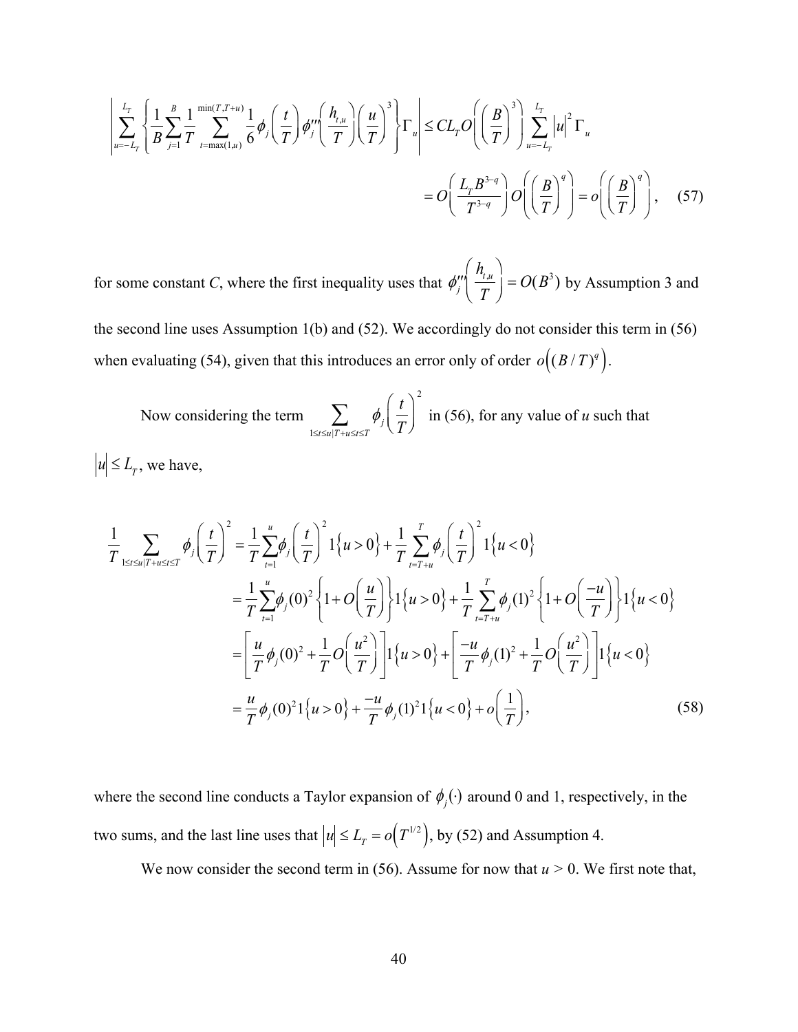$$\left| \sum_{u=-L_T}^{L_T} \left\{ \frac{1}{B} \sum_{j=1}^{B} \frac{1}{T} \sum_{t=\max(1,u)}^{\min(T,T+u)} \frac{1}{6} \phi_j\left(\frac{t}{T}\right) \phi_j'''\left(\frac{h_{t,u}}{T}\right) \left(\frac{u}{T}\right)^3 \right\} \Gamma_u \right| \leq C L_T O\left( \left(\frac{B}{T}\right)^3 \right) \sum_{u=-L_T}^{L_T} |u|^2 \Gamma_u$$

$$= O\left( \frac{L_T B^{3-q}}{T^{3-q}} \right) O\left( \left(\frac{B}{T}\right)^q \right) = o\left( \left(\frac{B}{T}\right)^q \right), \quad (57)$$

for some constant $C$, where the first inequality uses that $\phi_j'''\left(\frac{h_{t,u}}{T}\right) = O(B^3)$ by Assumption 3 and the second line uses Assumption 1(b) and (52). We accordingly do not consider this term in (56) when evaluating (54), given that this introduces an error only of order $o\left((B/T)^q\right)$.

Now considering the term $\sum_{1 \leq t \leq u | T+u \leq t \leq T} \phi_j\left(\frac{t}{T}\right)^2$ in (56), for any value of $u$ such that $|u| \leq L_T$, we have,

$$\begin{aligned}
\frac{1}{T} \sum_{1 \leq t \leq u | T+u \leq t \leq T} \phi_j\left(\frac{t}{T}\right)^2 &= \frac{1}{T} \sum_{t=1}^{u} \phi_j\left(\frac{t}{T}\right)^2 1\{u > 0\} + \frac{1}{T} \sum_{t=T+u}^{T} \phi_j\left(\frac{t}{T}\right)^2 1\{u < 0\} \\
&= \frac{1}{T} \sum_{t=1}^{u} \phi_j(0)^2 \left\{ 1 + O\left(\frac{u}{T}\right) \right\} 1\{u > 0\} + \frac{1}{T} \sum_{t=T+u}^{T} \phi_j(1)^2 \left\{ 1 + O\left(\frac{-u}{T}\right) \right\} 1\{u < 0\} \\
&= \left[ \frac{u}{T} \phi_j(0)^2 + \frac{1}{T} O\left(\frac{u^2}{T}\right) \right] 1\{u > 0\} + \left[ \frac{-u}{T} \phi_j(1)^2 + \frac{1}{T} O\left(\frac{u^2}{T}\right) \right] 1\{u < 0\} \\
&= \frac{u}{T} \phi_j(0)^2 1\{u > 0\} + \frac{-u}{T} \phi_j(1)^2 1\{u < 0\} + o\left(\frac{1}{T}\right),
\end{aligned} \quad (58)$$

where the second line conducts a Taylor expansion of $\phi_j(\cdot)$ around 0 and 1, respectively, in the two sums, and the last line uses that $|u| \leq L_T = o\left(T^{1/2}\right)$, by (52) and Assumption 4.

We now consider the second term in (56). Assume for now that $u > 0$. We first note that,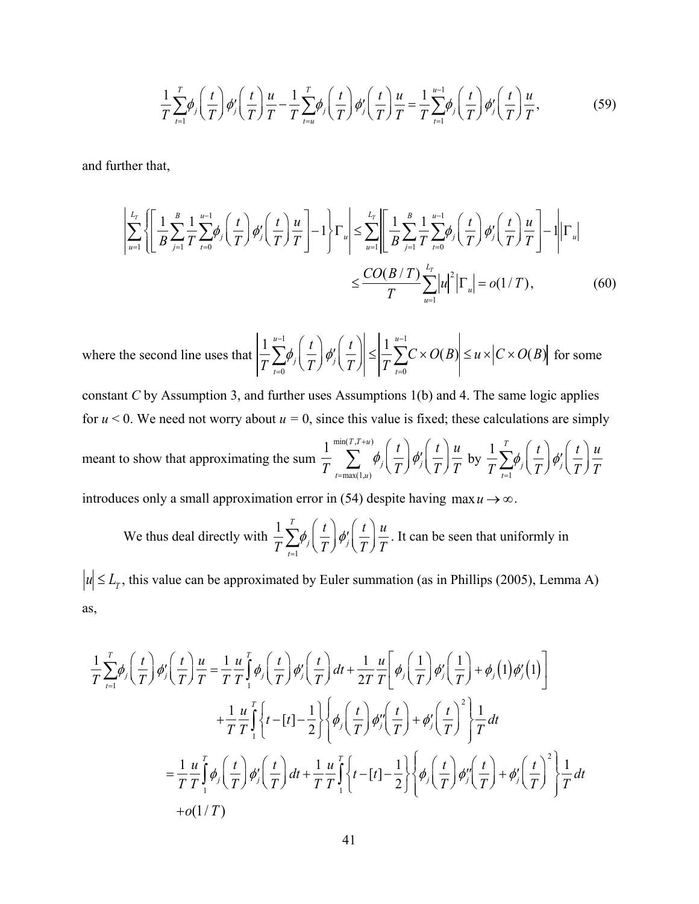$$\frac{1}{T}\sum_{t=1}^{T}\phi_j\left(\frac{t}{T}\right)\phi_j'\left(\frac{t}{T}\right)\frac{u}{T}-\frac{1}{T}\sum_{t=u}^{T}\phi_j\left(\frac{t}{T}\right)\phi_j'\left(\frac{t}{T}\right)\frac{u}{T}=\frac{1}{T}\sum_{t=1}^{u-1}\phi_j\left(\frac{t}{T}\right)\phi_j'\left(\frac{t}{T}\right)\frac{u}{T}, \tag{59}$$

and further that,

$$\left|\sum_{u=1}^{L_T}\left\{\left[\frac{1}{B}\sum_{j=1}^{B}\frac{1}{T}\sum_{t=0}^{u-1}\phi_j\left(\frac{t}{T}\right)\phi_j'\left(\frac{t}{T}\right)\frac{u}{T}\right]-1\right\}\Gamma_u\right|\leq\sum_{u=1}^{L_T}\left|\left[\frac{1}{B}\sum_{j=1}^{B}\frac{1}{T}\sum_{t=0}^{u-1}\phi_j\left(\frac{t}{T}\right)\phi_j'\left(\frac{t}{T}\right)\frac{u}{T}\right]-1\right|\left|\Gamma_u\right|$$

$$\leq\frac{CO(B/T)}{T}\sum_{u=1}^{L_T}\left|u\right|^2\left|\Gamma_u\right|=o(1/T), \tag{60}$$

where the second line uses that $\left|\frac{1}{T}\sum_{t=0}^{u-1}\phi_j\left(\frac{t}{T}\right)\phi_j'\left(\frac{t}{T}\right)\right|\leq\left|\frac{1}{T}\sum_{t=0}^{u-1}C\times O(B)\right|\leq u\times\left|C\times O(B)\right|$ for some constant $C$ by Assumption 3, and further uses Assumptions 1(b) and 4. The same logic applies for $u < 0$. We need not worry about $u = 0$, since this value is fixed; these calculations are simply meant to show that approximating the sum $\frac{1}{T}\sum_{t=\max(1,u)}^{\min(T,T+u)}\phi_j\left(\frac{t}{T}\right)\phi_j'\left(\frac{t}{T}\right)\frac{u}{T}$ by $\frac{1}{T}\sum_{t=1}^{T}\phi_j\left(\frac{t}{T}\right)\phi_j'\left(\frac{t}{T}\right)\frac{u}{T}$ introduces only a small approximation error in (54) despite having $\max u\to\infty$.

We thus deal directly with $\frac{1}{T}\sum_{t=1}^{T}\phi_j\left(\frac{t}{T}\right)\phi_j'\left(\frac{t}{T}\right)\frac{u}{T}$. It can be seen that uniformly in $|u|\leq L_T$, this value can be approximated by Euler summation (as in Phillips (2005), Lemma A) as,

$$\begin{aligned}
\frac{1}{T}\sum_{t=1}^{T}\phi_j\left(\frac{t}{T}\right)\phi_j'\left(\frac{t}{T}\right)\frac{u}{T}&=\frac{1}{T}\frac{u}{T}\int_1^T\phi_j\left(\frac{t}{T}\right)\phi_j'\left(\frac{t}{T}\right)dt+\frac{1}{2T}\frac{u}{T}\left[\phi_j\left(\frac{1}{T}\right)\phi_j'\left(\frac{1}{T}\right)+\phi_j(1)\phi_j'(1)\right]\\
&\quad+\frac{1}{T}\frac{u}{T}\int_1^T\left\{t-[t]-\frac{1}{2}\right\}\left\{\phi_j\left(\frac{t}{T}\right)\phi_j''\left(\frac{t}{T}\right)+\phi_j'\left(\frac{t}{T}\right)^2\right\}\frac{1}{T}dt\\
&=\frac{1}{T}\frac{u}{T}\int_1^T\phi_j\left(\frac{t}{T}\right)\phi_j'\left(\frac{t}{T}\right)dt+\frac{1}{T}\frac{u}{T}\int_1^T\left\{t-[t]-\frac{1}{2}\right\}\left\{\phi_j\left(\frac{t}{T}\right)\phi_j''\left(\frac{t}{T}\right)+\phi_j'\left(\frac{t}{T}\right)^2\right\}\frac{1}{T}dt\\
&\quad+o(1/T)
\end{aligned}$$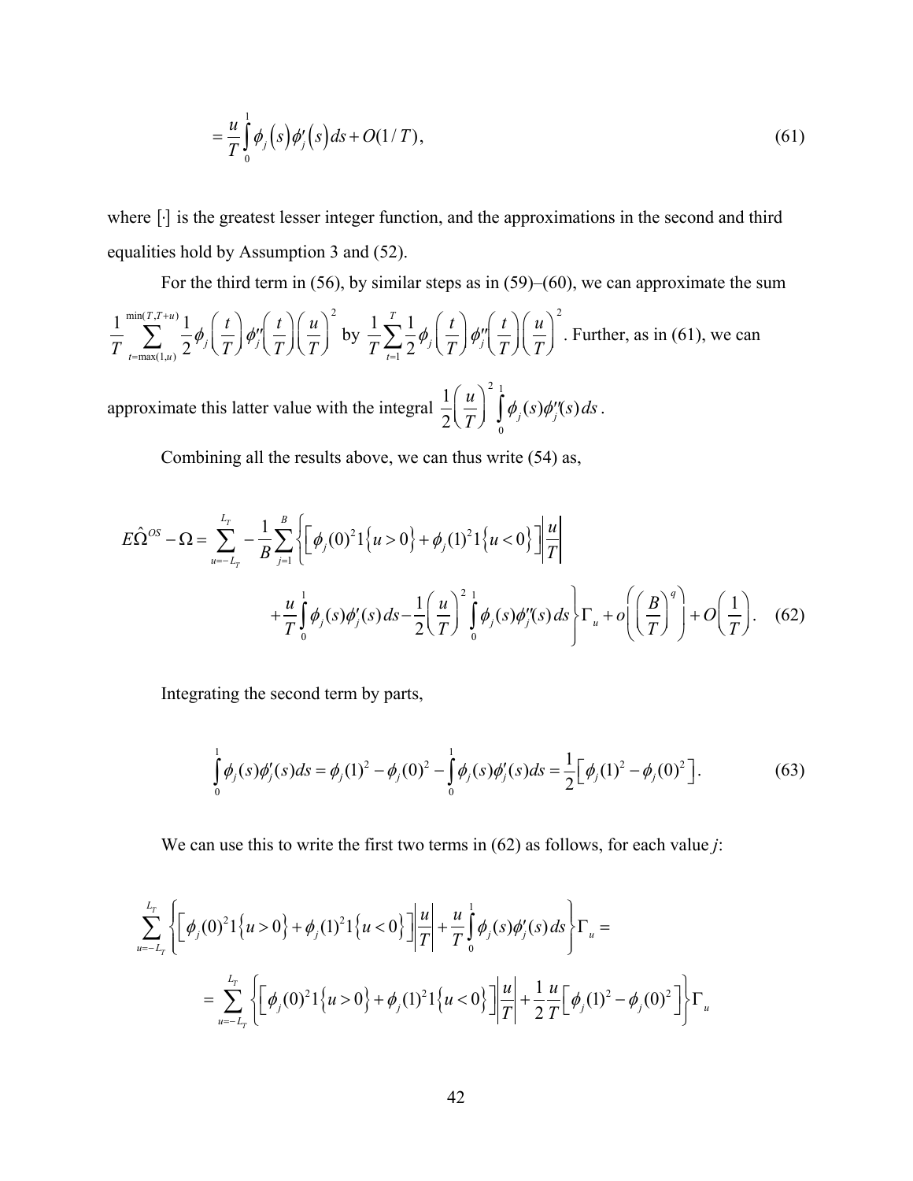$$= \frac{u}{T}\int_0^1 \phi_j(s)\phi_j'(s)\,ds + O(1/T), \tag{61}$$

where $[\cdot]$ is the greatest lesser integer function, and the approximations in the second and third equalities hold by Assumption 3 and (52).

For the third term in (56), by similar steps as in (59)–(60), we can approximate the sum $\frac{1}{T}\sum_{t=\max(1,u)}^{\min(T,T+u)} \frac{1}{2}\phi_j\left(\frac{t}{T}\right)\phi_j''\left(\frac{t}{T}\right)\left(\frac{u}{T}\right)^2$ by $\frac{1}{T}\sum_{t=1}^{T} \frac{1}{2}\phi_j\left(\frac{t}{T}\right)\phi_j''\left(\frac{t}{T}\right)\left(\frac{u}{T}\right)^2$. Further, as in (61), we can approximate this latter value with the integral $\frac{1}{2}\left(\frac{u}{T}\right)^2\int_0^1 \phi_j(s)\phi_j''(s)\,ds$.

Combining all the results above, we can thus write (54) as,

$$E\hat{\Omega}^{OS} - \Omega = \sum_{u=-L_T}^{L_T} -\frac{1}{B}\sum_{j=1}^{B}\left\{\left[\phi_j(0)^2 1\{u>0\} + \phi_j(1)^2 1\{u<0\}\right]\left|\frac{u}{T}\right| + \frac{u}{T}\int_0^1 \phi_j(s)\phi_j'(s)\,ds - \frac{1}{2}\left(\frac{u}{T}\right)^2\int_0^1 \phi_j(s)\phi_j''(s)\,ds\right\}\Gamma_u + o\left(\left(\frac{B}{T}\right)^q\right) + O\left(\frac{1}{T}\right). \tag{62}$$

Integrating the second term by parts,

$$\int_0^1 \phi_j(s)\phi_j'(s)ds = \phi_j(1)^2 - \phi_j(0)^2 - \int_0^1 \phi_j(s)\phi_j'(s)ds = \frac{1}{2}\left[\phi_j(1)^2 - \phi_j(0)^2\right]. \tag{63}$$

We can use this to write the first two terms in (62) as follows, for each value $j$:

$$\sum_{u=-L_T}^{L_T}\left\{\left[\phi_j(0)^2 1\{u>0\} + \phi_j(1)^2 1\{u<0\}\right]\left|\frac{u}{T}\right| + \frac{u}{T}\int_0^1 \phi_j(s)\phi_j'(s)\,ds\right\}\Gamma_u =$$

$$= \sum_{u=-L_T}^{L_T}\left\{\left[\phi_j(0)^2 1\{u>0\} + \phi_j(1)^2 1\{u<0\}\right]\left|\frac{u}{T}\right| + \frac{1}{2}\frac{u}{T}\left[\phi_j(1)^2 - \phi_j(0)^2\right]\right\}\Gamma_u$$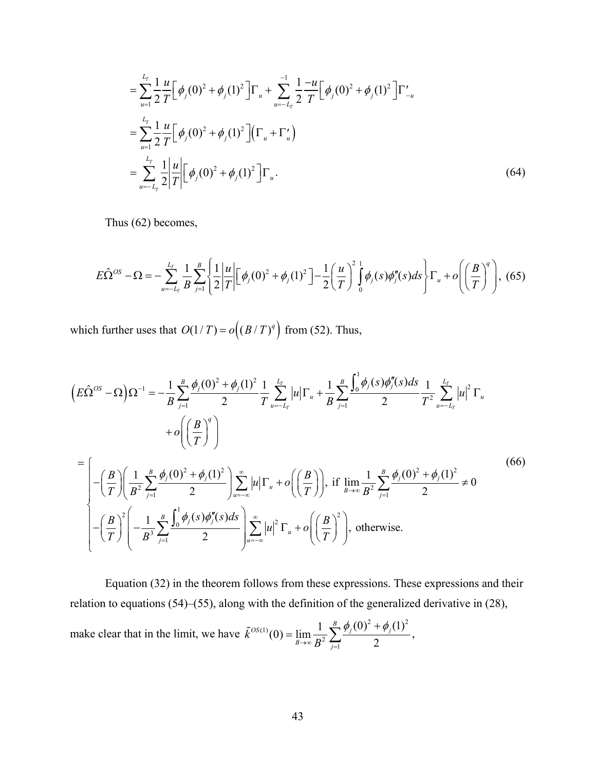$$
\begin{aligned}
&= \sum_{u=1}^{L_T} \frac{1}{2}\frac{u}{T}\left[\phi_j(0)^2+\phi_j(1)^2\right]\Gamma_u + \sum_{u=-L_T}^{-1} \frac{1}{2}\frac{-u}{T}\left[\phi_j(0)^2+\phi_j(1)^2\right]\Gamma'_{-u} \\
&= \sum_{u=1}^{L_T} \frac{1}{2}\frac{u}{T}\left[\phi_j(0)^2+\phi_j(1)^2\right]\left(\Gamma_u+\Gamma'_u\right) \\
&= \sum_{u=-L_T}^{L_T} \frac{1}{2}\left|\frac{u}{T}\right|\left[\phi_j(0)^2+\phi_j(1)^2\right]\Gamma_u .
\end{aligned} \tag{64}
$$

Thus (62) becomes,

$$
E\hat{\Omega}^{OS}-\Omega = -\sum_{u=-L_T}^{L_T}\frac{1}{B}\sum_{j=1}^{B}\left\{\frac{1}{2}\left|\frac{u}{T}\right|\left[\phi_j(0)^2+\phi_j(1)^2\right]-\frac{1}{2}\left(\frac{u}{T}\right)^2\int_0^1 \phi_j(s)\phi''_j(s)ds\right\}\Gamma_u + o\left(\left(\frac{B}{T}\right)^q\right), \tag{65}
$$

which further uses that $O(1/T)=o\left((B/T)^q\right)$ from (52). Thus,

$$
\begin{aligned}
\left(E\hat{\Omega}^{OS}-\Omega\right)\Omega^{-1} &= -\frac{1}{B}\sum_{j=1}^{B}\frac{\phi_j(0)^2+\phi_j(1)^2}{2}\frac{1}{T}\sum_{u=-L_T}^{L_T}|u|\Gamma_u + \frac{1}{B}\sum_{j=1}^{B}\frac{\int_0^1\phi_j(s)\phi''_j(s)ds}{2}\frac{1}{T^2}\sum_{u=-L_T}^{L_T}|u|^2\Gamma_u \\
&\quad + o\left(\left(\frac{B}{T}\right)^q\right) \\
&= \begin{cases}
-\left(\dfrac{B}{T}\right)\left(\dfrac{1}{B^2}\displaystyle\sum_{j=1}^{B}\dfrac{\phi_j(0)^2+\phi_j(1)^2}{2}\right)\displaystyle\sum_{u=-\infty}^{\infty}|u|\Gamma_u + o\left(\left(\dfrac{B}{T}\right)\right), & \text{if } \displaystyle\lim_{B\to\infty}\dfrac{1}{B^2}\sum_{j=1}^{B}\dfrac{\phi_j(0)^2+\phi_j(1)^2}{2}\neq 0 \\
-\left(\dfrac{B}{T}\right)^2\left(-\dfrac{1}{B^3}\displaystyle\sum_{j=1}^{B}\dfrac{\int_0^1\phi_j(s)\phi''_j(s)ds}{2}\right)\displaystyle\sum_{u=-\infty}^{\infty}|u|^2\Gamma_u + o\left(\left(\dfrac{B}{T}\right)^2\right), & \text{otherwise.}
\end{cases}
\end{aligned} \tag{66}
$$

Equation (32) in the theorem follows from these expressions. These expressions and their relation to equations (54)–(55), along with the definition of the generalized derivative in (28), make clear that in the limit, we have $\tilde{k}^{OS(1)}(0)=\lim_{B\to\infty}\frac{1}{B^2}\sum_{j=1}^{B}\frac{\phi_j(0)^2+\phi_j(1)^2}{2}$,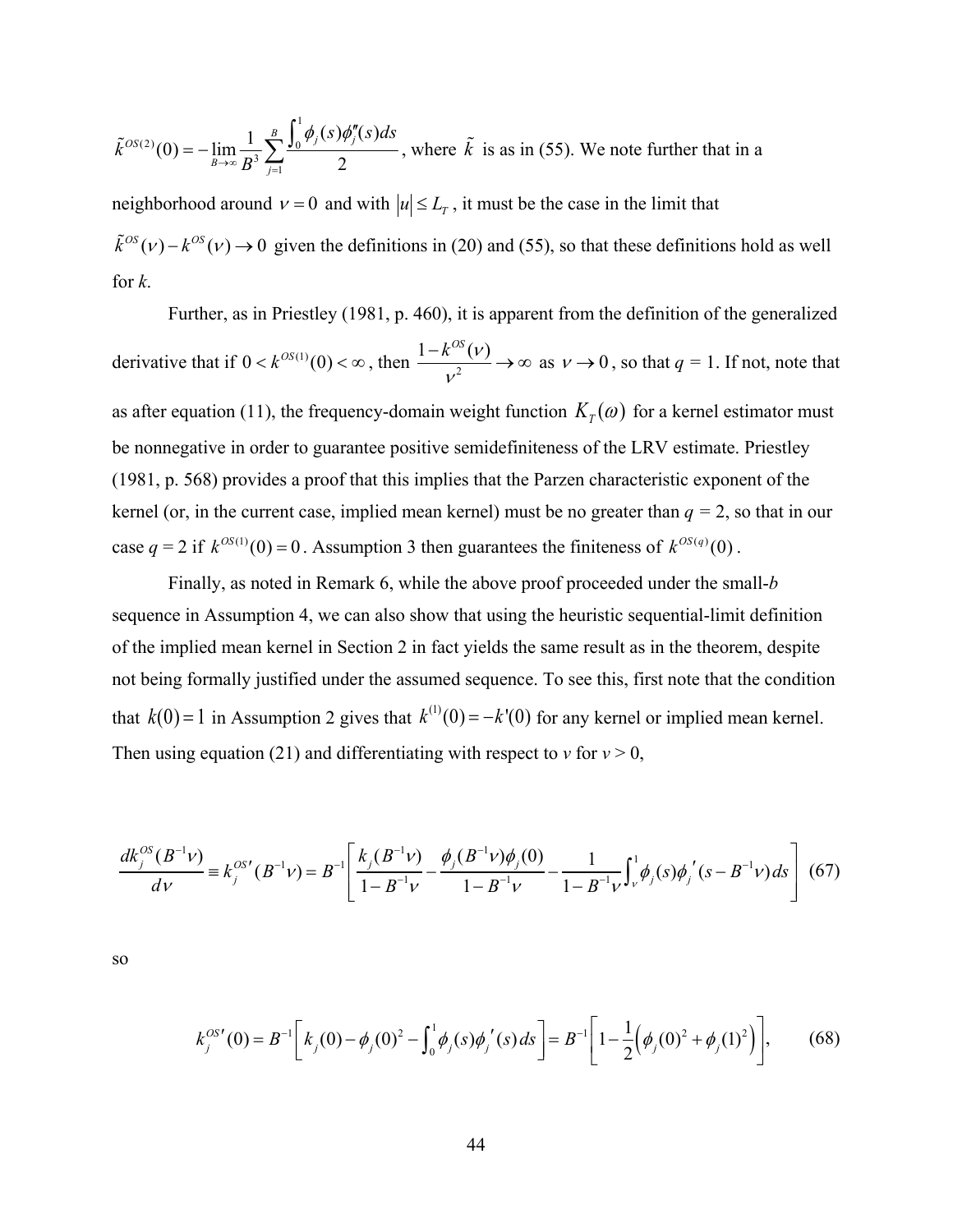$\tilde{k}^{OS(2)}(0) = -\lim_{B\to\infty} \frac{1}{B^3} \sum_{j=1}^{B} \frac{\int_0^1 \phi_j(s)\phi_j''(s)ds}{2}$, where $\tilde{k}$ is as in (55). We note further that in a neighborhood around $\nu = 0$ and with $|u| \le L_T$, it must be the case in the limit that $\tilde{k}^{OS}(\nu) - k^{OS}(\nu) \to 0$ given the definitions in (20) and (55), so that these definitions hold as well for *k*.

Further, as in Priestley (1981, p. 460), it is apparent from the definition of the generalized derivative that if $0 < k^{OS(1)}(0) < \infty$, then $\frac{1 - k^{OS}(\nu)}{\nu^2} \to \infty$ as $\nu \to 0$, so that $q = 1$. If not, note that as after equation (11), the frequency-domain weight function $K_T(\omega)$ for a kernel estimator must be nonnegative in order to guarantee positive semidefiniteness of the LRV estimate. Priestley (1981, p. 568) provides a proof that this implies that the Parzen characteristic exponent of the kernel (or, in the current case, implied mean kernel) must be no greater than $q = 2$, so that in our case $q = 2$ if $k^{OS(1)}(0) = 0$. Assumption 3 then guarantees the finiteness of $k^{OS(q)}(0)$.

Finally, as noted in Remark 6, while the above proof proceeded under the small-*b* sequence in Assumption 4, we can also show that using the heuristic sequential-limit definition of the implied mean kernel in Section 2 in fact yields the same result as in the theorem, despite not being formally justified under the assumed sequence. To see this, first note that the condition that $k(0) = 1$ in Assumption 2 gives that $k^{(1)}(0) = -k'(0)$ for any kernel or implied mean kernel. Then using equation (21) and differentiating with respect to *v* for *v* > 0,

$$\frac{dk_j^{OS}(B^{-1}\nu)}{d\nu} \equiv k_j^{OS\prime}(B^{-1}\nu) = B^{-1}\left[\frac{k_j(B^{-1}\nu)}{1 - B^{-1}\nu} - \frac{\phi_j(B^{-1}\nu)\phi_j(0)}{1 - B^{-1}\nu} - \frac{1}{1 - B^{-1}\nu}\int_\nu^1 \phi_j(s)\phi_j{}'(s - B^{-1}\nu)ds\right] \quad (67)$$

so

$$k_j^{OS\prime}(0) = B^{-1}\left[k_j(0) - \phi_j(0)^2 - \int_0^1 \phi_j(s)\phi_j{}'(s)ds\right] = B^{-1}\left[1 - \frac{1}{2}\left(\phi_j(0)^2 + \phi_j(1)^2\right)\right], \quad (68)$$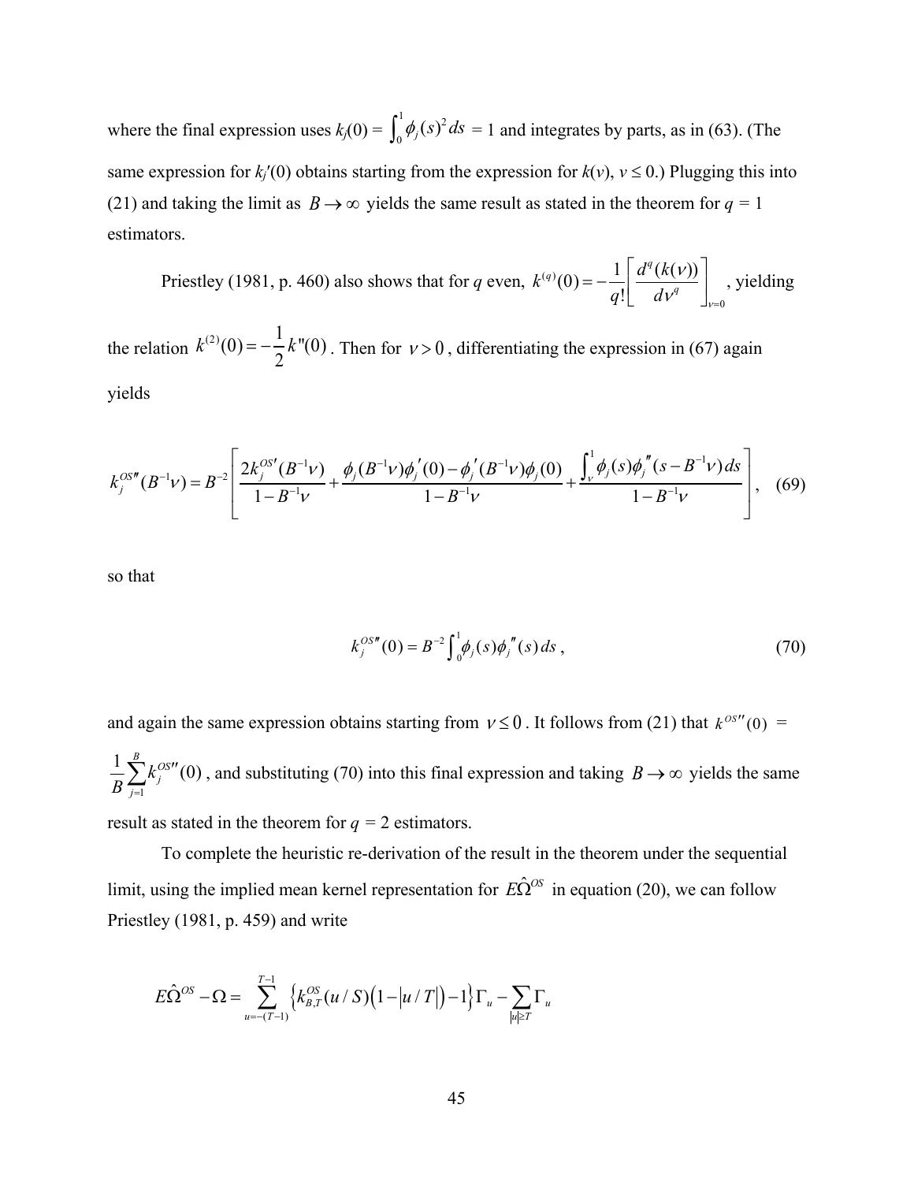where the final expression uses $k_j(0) = \int_0^1 \phi_j(s)^2 ds = 1$ and integrates by parts, as in (63). (The same expression for $k_j'(0)$ obtains starting from the expression for $k(\nu)$, $\nu \le 0$.) Plugging this into (21) and taking the limit as $B \to \infty$ yields the same result as stated in the theorem for $q = 1$ estimators.

Priestley (1981, p. 460) also shows that for $q$ even, $k^{(q)}(0) = -\frac{1}{q!}\left[\frac{d^q(k(\nu))}{d\nu^q}\right]_{\nu=0}$, yielding the relation $k^{(2)}(0) = -\frac{1}{2}k''(0)$. Then for $\nu > 0$, differentiating the expression in (67) again yields

$$k_j^{OS''}(B^{-1}\nu) = B^{-2}\left[\frac{2k_j^{OS'}(B^{-1}\nu)}{1-B^{-1}\nu} + \frac{\phi_j(B^{-1}\nu)\phi_j'(0) - \phi_j'(B^{-1}\nu)\phi_j(0)}{1-B^{-1}\nu} + \frac{\int_\nu^1 \phi_j(s)\phi_j''(s-B^{-1}\nu)\,ds}{1-B^{-1}\nu}\right], \quad (69)$$

so that

$$k_j^{OS''}(0) = B^{-2}\int_0^1 \phi_j(s)\phi_j''(s)\,ds\,, \quad (70)$$

and again the same expression obtains starting from $\nu \le 0$. It follows from (21) that $k^{OS''}(0) = \frac{1}{B}\sum_{j=1}^{B} k_j^{OS''}(0)$, and substituting (70) into this final expression and taking $B \to \infty$ yields the same result as stated in the theorem for $q = 2$ estimators.

To complete the heuristic re-derivation of the result in the theorem under the sequential limit, using the implied mean kernel representation for $E\hat{\Omega}^{OS}$ in equation (20), we can follow Priestley (1981, p. 459) and write

$$E\hat{\Omega}^{OS} - \Omega = \sum_{u=-(T-1)}^{T-1}\left\{k_{B,T}^{OS}(u/S)\left(1-|u/T|\right)-1\right\}\Gamma_u - \sum_{|u|\ge T}\Gamma_u$$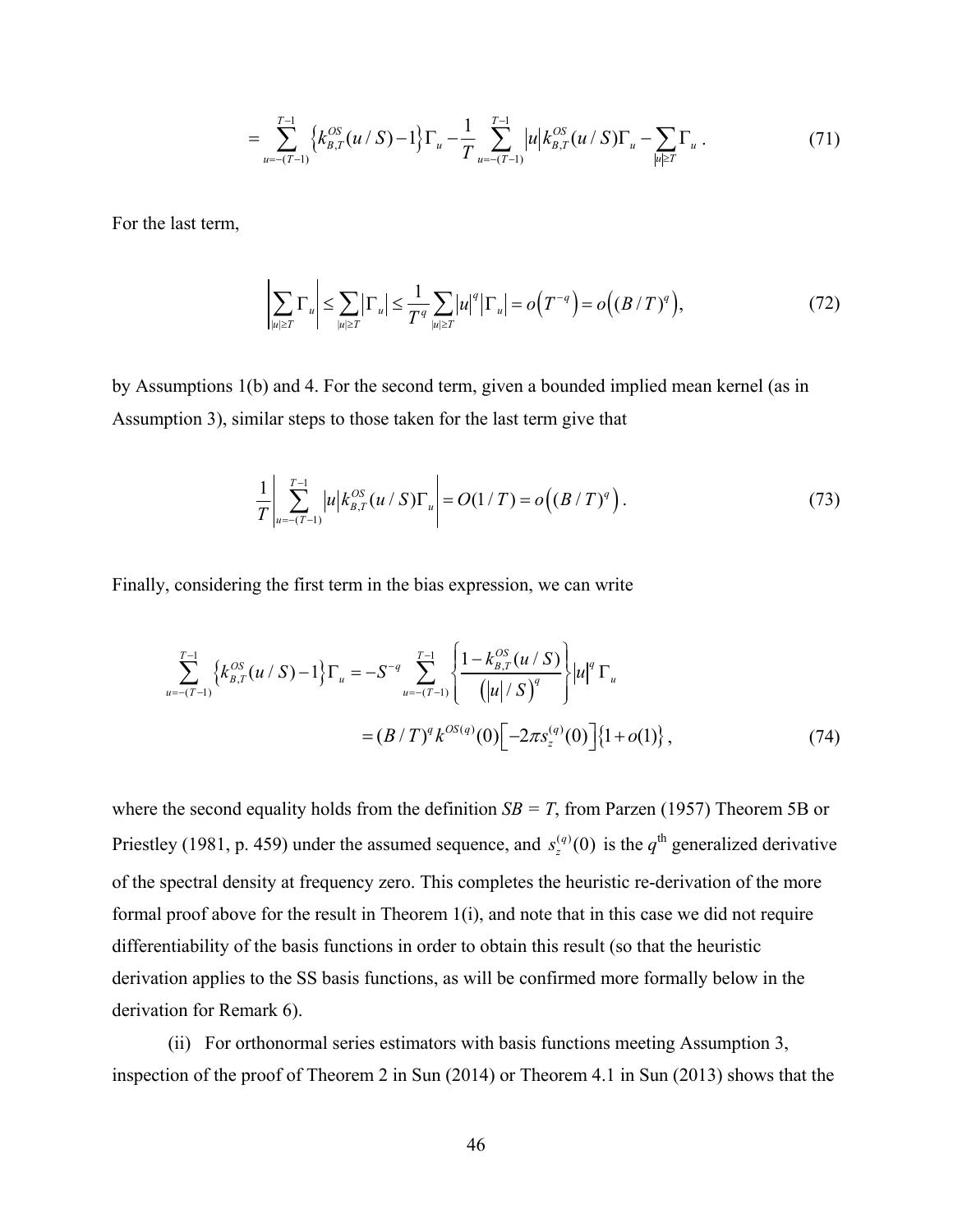$$= \sum_{u=-(T-1)}^{T-1} \left\{ k_{B,T}^{OS}(u/S) - 1 \right\} \Gamma_u - \frac{1}{T} \sum_{u=-(T-1)}^{T-1} |u| k_{B,T}^{OS}(u/S) \Gamma_u - \sum_{|u| \geq T} \Gamma_u \,. \tag{71}$$

For the last term,

$$\left| \sum_{|u| \geq T} \Gamma_u \right| \leq \sum_{|u| \geq T} |\Gamma_u| \leq \frac{1}{T^q} \sum_{|u| \geq T} |u|^q |\Gamma_u| = o\left(T^{-q}\right) = o\left((B/T)^q\right), \tag{72}$$

by Assumptions 1(b) and 4. For the second term, given a bounded implied mean kernel (as in Assumption 3), similar steps to those taken for the last term give that

$$\frac{1}{T} \left| \sum_{u=-(T-1)}^{T-1} |u| k_{B,T}^{OS}(u/S) \Gamma_u \right| = O(1/T) = o\left((B/T)^q\right). \tag{73}$$

Finally, considering the first term in the bias expression, we can write

$$\begin{aligned}
\sum_{u=-(T-1)}^{T-1} \left\{ k_{B,T}^{OS}(u/S) - 1 \right\} \Gamma_u &= -S^{-q} \sum_{u=-(T-1)}^{T-1} \left\{ \frac{1 - k_{B,T}^{OS}(u/S)}{\left(|u|/S\right)^q} \right\} |u|^q \Gamma_u \\
&= (B/T)^q k^{OS(q)}(0) \left[ -2\pi s_z^{(q)}(0) \right] \left\{ 1 + o(1) \right\},
\end{aligned} \tag{74}$$

where the second equality holds from the definition $SB = T$, from Parzen (1957) Theorem 5B or Priestley (1981, p. 459) under the assumed sequence, and $s_z^{(q)}(0)$ is the $q^{\text{th}}$ generalized derivative of the spectral density at frequency zero. This completes the heuristic re-derivation of the more formal proof above for the result in Theorem 1(i), and note that in this case we did not require differentiability of the basis functions in order to obtain this result (so that the heuristic derivation applies to the SS basis functions, as will be confirmed more formally below in the derivation for Remark 6).

(ii) For orthonormal series estimators with basis functions meeting Assumption 3, inspection of the proof of Theorem 2 in Sun (2014) or Theorem 4.1 in Sun (2013) shows that the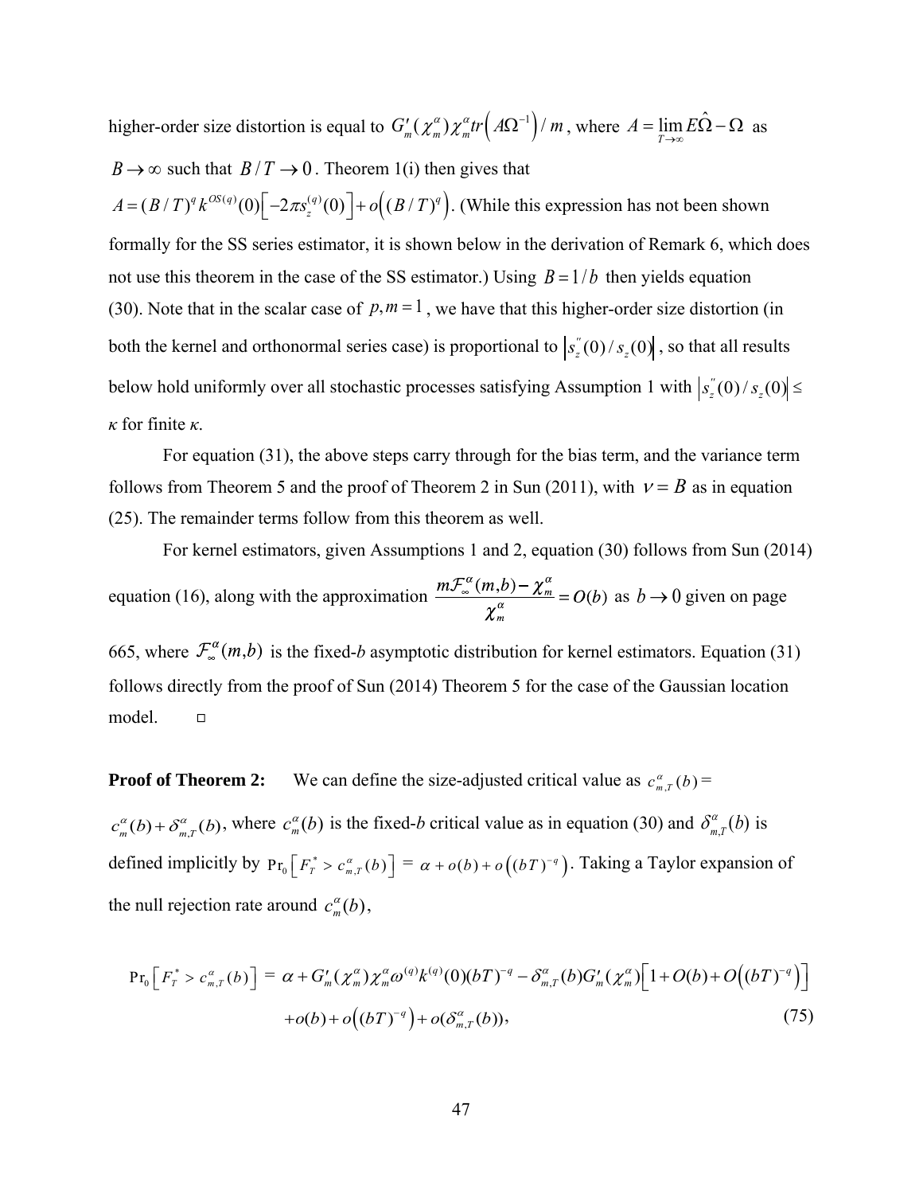higher-order size distortion is equal to $G_m'(\chi_m^\alpha)\chi_m^\alpha tr\left(A\Omega^{-1}\right)/m$, where $A = \lim_{T\to\infty} E\hat{\Omega} - \Omega$ as $B \to \infty$ such that $B/T \to 0$. Theorem 1(i) then gives that $A = (B/T)^q k^{OS(q)}(0)\left[-2\pi s_z^{(q)}(0)\right] + o\left((B/T)^q\right)$. (While this expression has not been shown formally for the SS series estimator, it is shown below in the derivation of Remark 6, which does not use this theorem in the case of the SS estimator.) Using $B = 1/b$ then yields equation (30). Note that in the scalar case of $p, m = 1$, we have that this higher-order size distortion (in both the kernel and orthonormal series case) is proportional to $\left|s_z''(0)/s_z(0)\right|$, so that all results below hold uniformly over all stochastic processes satisfying Assumption 1 with $\left|s_z''(0)/s_z(0)\right| \leq$ *κ* for finite *κ*.

For equation (31), the above steps carry through for the bias term, and the variance term follows from Theorem 5 and the proof of Theorem 2 in Sun (2011), with $\nu = B$ as in equation (25). The remainder terms follow from this theorem as well.

For kernel estimators, given Assumptions 1 and 2, equation (30) follows from Sun (2014) equation (16), along with the approximation $\dfrac{m\mathcal{F}_\infty^\alpha(m,b) - \chi_m^\alpha}{\chi_m^\alpha} = O(b)$ as $b \to 0$ given on page 665, where $\mathcal{F}_\infty^\alpha(m,b)$ is the fixed-*b* asymptotic distribution for kernel estimators. Equation (31) follows directly from the proof of Sun (2014) Theorem 5 for the case of the Gaussian location model. □

**Proof of Theorem 2:** We can define the size-adjusted critical value as $c_{m,T}^\alpha(b) = c_m^\alpha(b) + \delta_{m,T}^\alpha(b)$, where $c_m^\alpha(b)$ is the fixed-*b* critical value as in equation (30) and $\delta_{m,T}^\alpha(b)$ is defined implicitly by $\Pr_0\left[F_T^* > c_{m,T}^\alpha(b)\right] = \alpha + o(b) + o\left((bT)^{-q}\right)$. Taking a Taylor expansion of the null rejection rate around $c_m^\alpha(b)$,

$$
\Pr_0\left[F_T^* > c_{m,T}^\alpha(b)\right] = \alpha + G_m'(\chi_m^\alpha)\chi_m^\alpha\omega^{(q)}k^{(q)}(0)(bT)^{-q} - \delta_{m,T}^\alpha(b)G_m'(\chi_m^\alpha)\left[1 + O(b) + O\left((bT)^{-q}\right)\right]
$$
$$
+ o(b) + o\left((bT)^{-q}\right) + o(\delta_{m,T}^\alpha(b)), \tag{75}
$$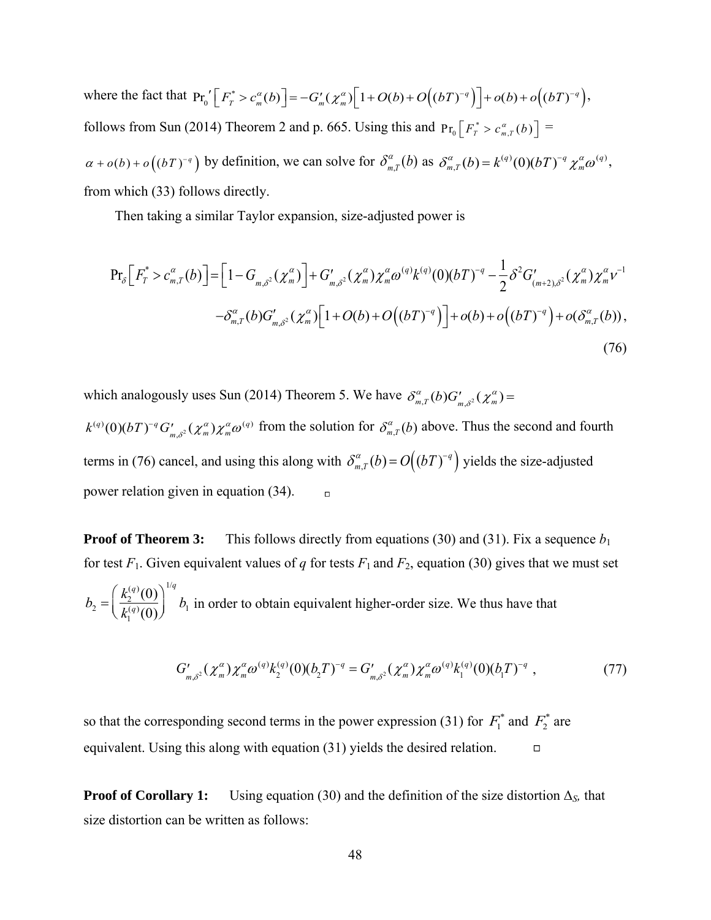where the fact that $\Pr_0{}'\left[F_T^* > c_m^\alpha(b)\right] = -G_m'(\chi_m^\alpha)\left[1+O(b)+O\left((bT)^{-q}\right)\right]+o(b)+o\left((bT)^{-q}\right)$, follows from Sun (2014) Theorem 2 and p. 665. Using this and $\Pr_0\left[F_T^* > c_{m,T}^\alpha(b)\right] =$ $\alpha + o(b) + o\left((bT)^{-q}\right)$ by definition, we can solve for $\delta_{m,T}^\alpha(b)$ as $\delta_{m,T}^\alpha(b) = k^{(q)}(0)(bT)^{-q}\chi_m^\alpha\omega^{(q)}$, from which (33) follows directly.

Then taking a similar Taylor expansion, size-adjusted power is

$$
\begin{aligned}
\Pr_\delta\left[F_T^* > c_{m,T}^\alpha(b)\right] &= \left[1 - G_{m,\delta^2}(\chi_m^\alpha)\right] + G'_{m,\delta^2}(\chi_m^\alpha)\chi_m^\alpha\omega^{(q)}k^{(q)}(0)(bT)^{-q} - \frac{1}{2}\delta^2 G'_{(m+2),\delta^2}(\chi_m^\alpha)\chi_m^\alpha\nu^{-1} \\
&\quad - \delta_{m,T}^\alpha(b)G'_{m,\delta^2}(\chi_m^\alpha)\left[1+O(b)+O\left((bT)^{-q}\right)\right]+o(b)+o\left((bT)^{-q}\right)+o(\delta_{m,T}^\alpha(b)),
\end{aligned}
\tag{76}
$$

which analogously uses Sun (2014) Theorem 5. We have $\delta_{m,T}^\alpha(b)G'_{m,\delta^2}(\chi_m^\alpha) =$ $k^{(q)}(0)(bT)^{-q}G'_{m,\delta^2}(\chi_m^\alpha)\chi_m^\alpha\omega^{(q)}$ from the solution for $\delta_{m,T}^\alpha(b)$ above. Thus the second and fourth terms in (76) cancel, and using this along with $\delta_{m,T}^\alpha(b) = O\left((bT)^{-q}\right)$ yields the size-adjusted power relation given in equation (34). □

**Proof of Theorem 3:** This follows directly from equations (30) and (31). Fix a sequence $b_1$ for test $F_1$. Given equivalent values of $q$ for tests $F_1$ and $F_2$, equation (30) gives that we must set $b_2 = \left(\frac{k_2^{(q)}(0)}{k_1^{(q)}(0)}\right)^{1/q} b_1$ in order to obtain equivalent higher-order size. We thus have that

$$
G'_{m,\delta^2}(\chi_m^\alpha)\chi_m^\alpha\omega^{(q)}k_2^{(q)}(0)(b_2T)^{-q} = G'_{m,\delta^2}(\chi_m^\alpha)\chi_m^\alpha\omega^{(q)}k_1^{(q)}(0)(b_1T)^{-q}, \tag{77}
$$

so that the corresponding second terms in the power expression (31) for $F_1^*$ and $F_2^*$ are equivalent. Using this along with equation (31) yields the desired relation. □

**Proof of Corollary 1:** Using equation (30) and the definition of the size distortion $\Delta_S$, that size distortion can be written as follows: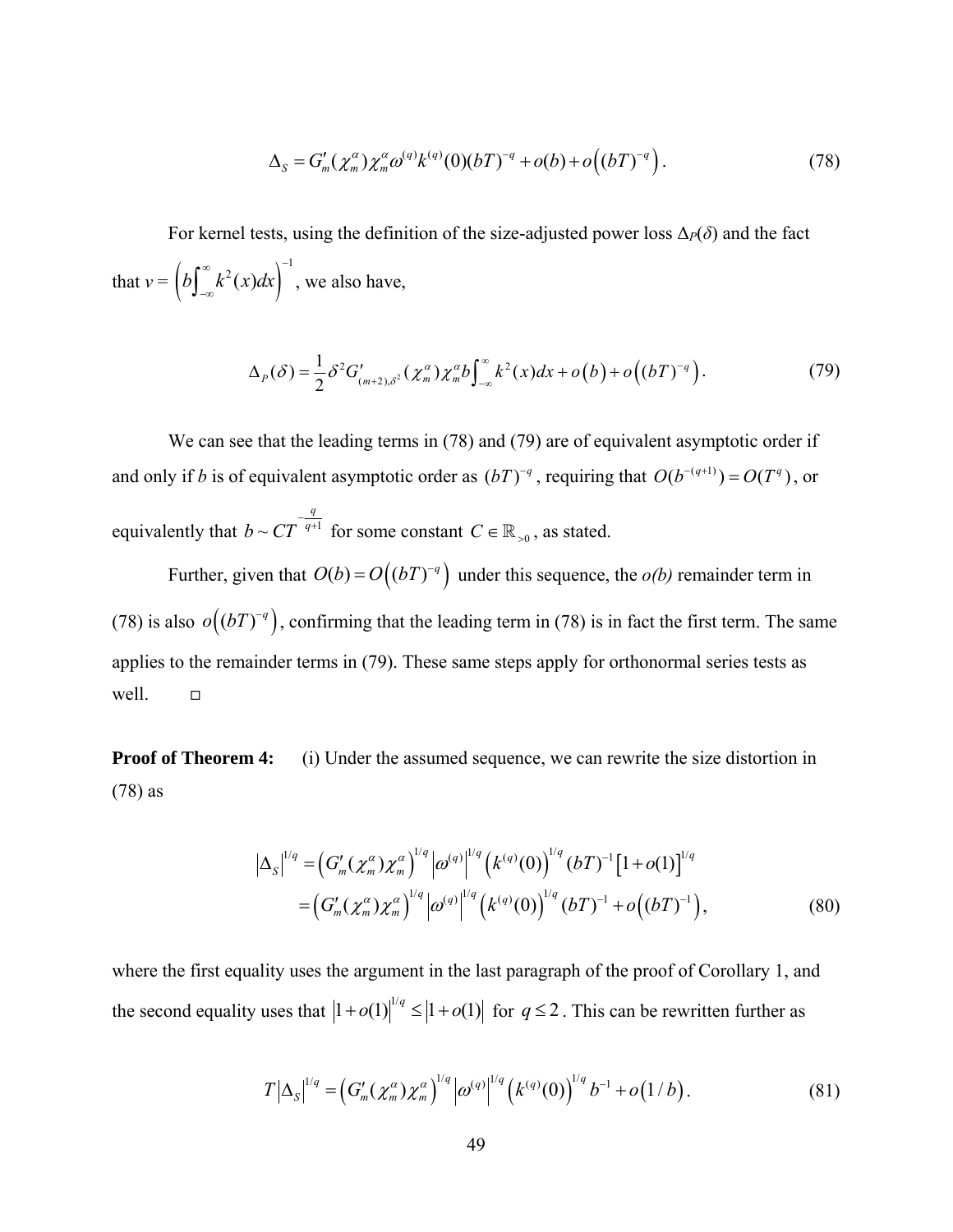$$\Delta_S = G'_m(\chi_m^\alpha)\chi_m^\alpha \omega^{(q)} k^{(q)}(0)(bT)^{-q} + o(b) + o\left((bT)^{-q}\right). \tag{78}$$

For kernel tests, using the definition of the size-adjusted power loss $\Delta_P(\delta)$ and the fact that $v = \left(b\int_{-\infty}^{\infty} k^2(x)dx\right)^{-1}$, we also have,

$$\Delta_P(\delta) = \frac{1}{2}\delta^2 G'_{(m+2),\delta^2}(\chi_m^\alpha)\chi_m^\alpha b\int_{-\infty}^{\infty} k^2(x)dx + o\left(b\right) + o\left((bT)^{-q}\right). \tag{79}$$

We can see that the leading terms in (78) and (79) are of equivalent asymptotic order if and only if *b* is of equivalent asymptotic order as $(bT)^{-q}$, requiring that $O(b^{-(q+1)}) = O(T^q)$, or equivalently that $b \sim CT^{-\frac{q}{q+1}}$ for some constant $C \in \mathbb{R}_{>0}$, as stated.

Further, given that $O(b) = O\left((bT)^{-q}\right)$ under this sequence, the *o(b)* remainder term in (78) is also $o\left((bT)^{-q}\right)$, confirming that the leading term in (78) is in fact the first term. The same applies to the remainder terms in (79). These same steps apply for orthonormal series tests as well. □

**Proof of Theorem 4:** (i) Under the assumed sequence, we can rewrite the size distortion in (78) as

$$\begin{aligned}
\left|\Delta_S\right|^{1/q} &= \left(G'_m(\chi_m^\alpha)\chi_m^\alpha\right)^{1/q} \left|\omega^{(q)}\right|^{1/q} \left(k^{(q)}(0)\right)^{1/q} (bT)^{-1}\left[1+o(1)\right]^{1/q} \\
&= \left(G'_m(\chi_m^\alpha)\chi_m^\alpha\right)^{1/q} \left|\omega^{(q)}\right|^{1/q} \left(k^{(q)}(0)\right)^{1/q} (bT)^{-1} + o\left((bT)^{-1}\right),
\end{aligned} \tag{80}$$

where the first equality uses the argument in the last paragraph of the proof of Corollary 1, and the second equality uses that $\left|1+o(1)\right|^{1/q} \leq \left|1+o(1)\right|$ for $q \leq 2$. This can be rewritten further as

$$T\left|\Delta_S\right|^{1/q} = \left(G'_m(\chi_m^\alpha)\chi_m^\alpha\right)^{1/q} \left|\omega^{(q)}\right|^{1/q} \left(k^{(q)}(0)\right)^{1/q} b^{-1} + o\left(1/b\right). \tag{81}$$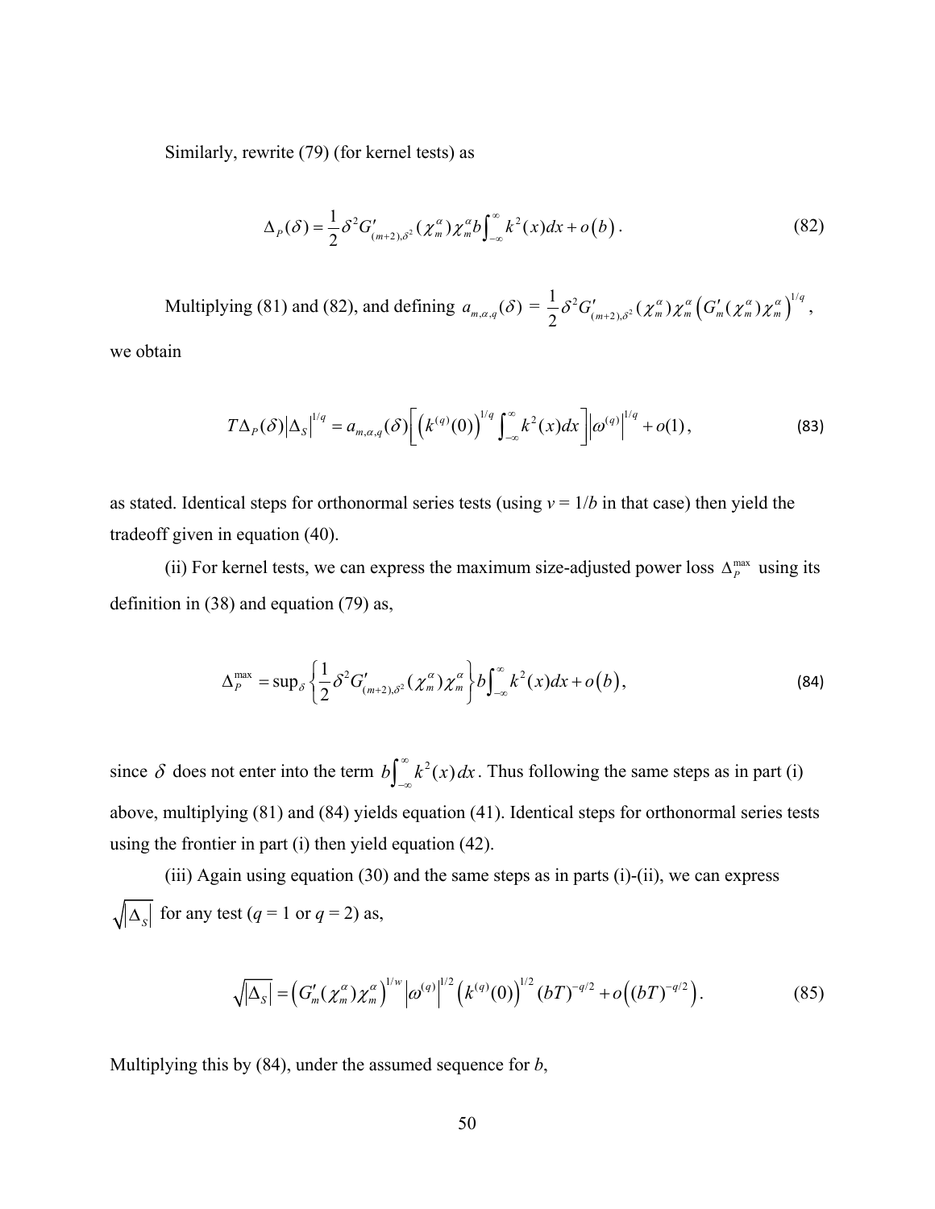Similarly, rewrite (79) (for kernel tests) as

$$\Delta_P(\delta) = \frac{1}{2}\delta^2 G'_{(m+2),\delta^2}(\chi_m^\alpha)\chi_m^\alpha b\int_{-\infty}^{\infty} k^2(x)dx + o\left(b\right). \tag{82}$$

Multiplying (81) and (82), and defining $a_{m,\alpha,q}(\delta) = \frac{1}{2}\delta^2 G'_{(m+2),\delta^2}(\chi_m^\alpha)\chi_m^\alpha \left(G'_m(\chi_m^\alpha)\chi_m^\alpha\right)^{1/q}$, we obtain

$$T\Delta_P(\delta)\left|\Delta_S\right|^{1/q} = a_{m,\alpha,q}(\delta)\left[\left(k^{(q)}(0)\right)^{1/q}\int_{-\infty}^{\infty} k^2(x)dx\right]\left|\omega^{(q)}\right|^{1/q} + o(1), \tag{83}$$

as stated. Identical steps for orthonormal series tests (using $v = 1/b$ in that case) then yield the tradeoff given in equation (40).

(ii) For kernel tests, we can express the maximum size-adjusted power loss $\Delta_P^{\max}$ using its definition in (38) and equation (79) as,

$$\Delta_P^{\max} = \sup\nolimits_\delta \left\{\frac{1}{2}\delta^2 G'_{(m+2),\delta^2}(\chi_m^\alpha)\chi_m^\alpha\right\} b\int_{-\infty}^{\infty} k^2(x)dx + o\left(b\right), \tag{84}$$

since $\delta$ does not enter into the term $b\int_{-\infty}^{\infty} k^2(x)\,dx$. Thus following the same steps as in part (i) above, multiplying (81) and (84) yields equation (41). Identical steps for orthonormal series tests using the frontier in part (i) then yield equation (42).

(iii) Again using equation (30) and the same steps as in parts (i)-(ii), we can express $\sqrt{\left|\Delta_S\right|}$ for any test ($q$ = 1 or $q$ = 2) as,

$$\sqrt{\left|\Delta_S\right|} = \left(G'_m(\chi_m^\alpha)\chi_m^\alpha\right)^{1/w}\left|\omega^{(q)}\right|^{1/2}\left(k^{(q)}(0)\right)^{1/2}(bT)^{-q/2} + o\left((bT)^{-q/2}\right). \tag{85}$$

Multiplying this by (84), under the assumed sequence for $b$,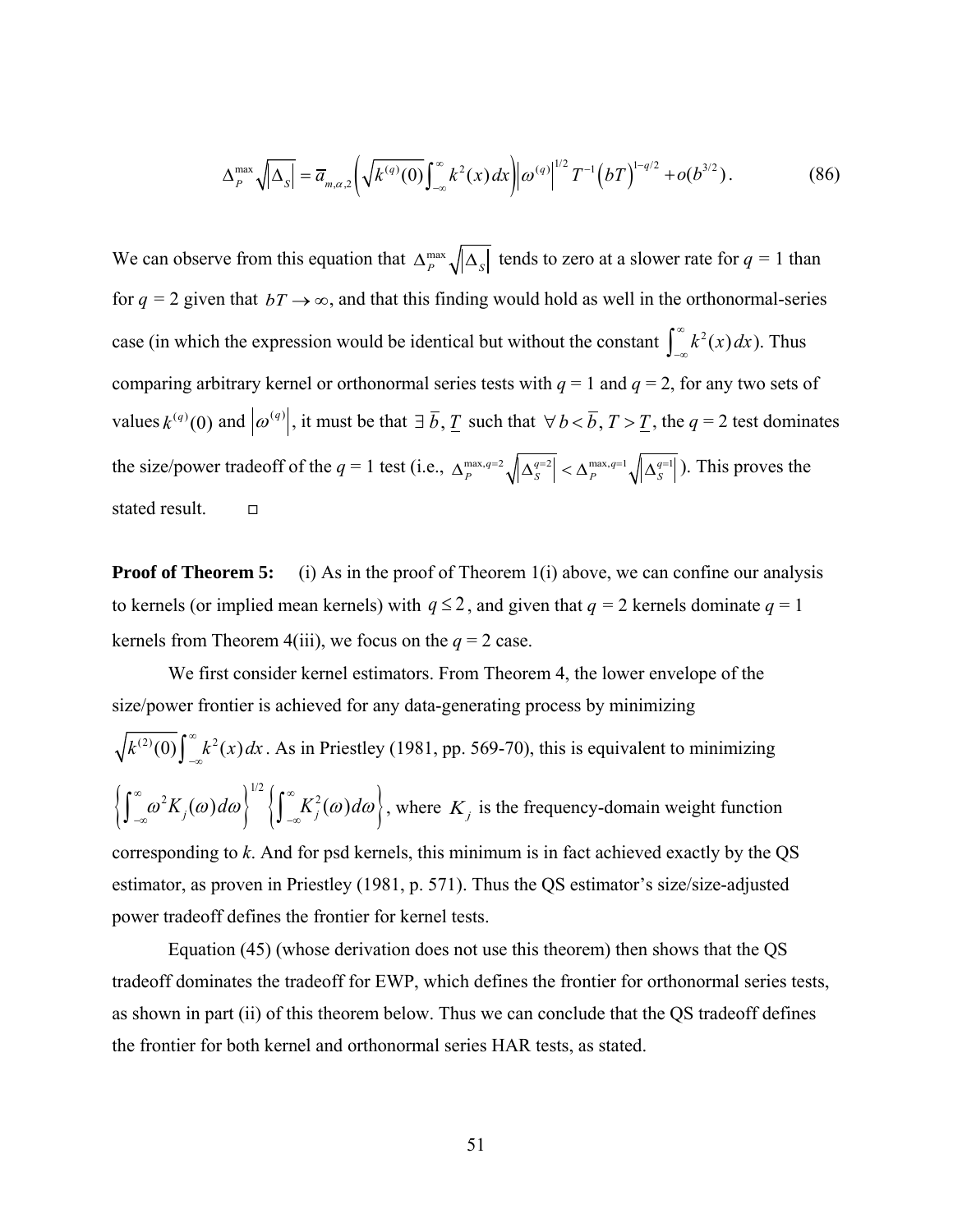$$\Delta_P^{\max}\sqrt{|\Delta_S|} = \bar{a}_{m,\alpha,2}\left(\sqrt{k^{(q)}(0)}\int_{-\infty}^{\infty}k^2(x)\,dx\right)\left|\omega^{(q)}\right|^{1/2}T^{-1}\left(bT\right)^{1-q/2} + o(b^{3/2}). \tag{86}$$

We can observe from this equation that $\Delta_P^{\max}\sqrt{|\Delta_S|}$ tends to zero at a slower rate for $q$ = 1 than for $q$ = 2 given that $bT \to \infty$, and that this finding would hold as well in the orthonormal-series case (in which the expression would be identical but without the constant $\int_{-\infty}^{\infty}k^2(x)\,dx$). Thus comparing arbitrary kernel or orthonormal series tests with $q$ = 1 and $q$ = 2, for any two sets of values $k^{(q)}(0)$ and $\left|\omega^{(q)}\right|$, it must be that $\exists\ \bar{b}, \underline{T}$ such that $\forall\, b < \bar{b}, T > \underline{T}$, the $q$ = 2 test dominates the size/power tradeoff of the $q$ = 1 test (i.e., $\Delta_P^{\max,q=2}\sqrt{\left|\Delta_S^{q=2}\right|} < \Delta_P^{\max,q=1}\sqrt{\left|\Delta_S^{q=1}\right|}$). This proves the stated result. □

**Proof of Theorem 5:** (i) As in the proof of Theorem 1(i) above, we can confine our analysis to kernels (or implied mean kernels) with $q \le 2$, and given that $q$ = 2 kernels dominate $q$ = 1 kernels from Theorem 4(iii), we focus on the $q$ = 2 case.

We first consider kernel estimators. From Theorem 4, the lower envelope of the size/power frontier is achieved for any data-generating process by minimizing $\sqrt{k^{(2)}(0)}\int_{-\infty}^{\infty}k^2(x)\,dx$. As in Priestley (1981, pp. 569-70), this is equivalent to minimizing $\left\{\int_{-\infty}^{\infty}\omega^2 K_j(\omega)\,d\omega\right\}^{1/2}\left\{\int_{-\infty}^{\infty}K_j^2(\omega)\,d\omega\right\}$, where $K_j$ is the frequency-domain weight function corresponding to $k$. And for psd kernels, this minimum is in fact achieved exactly by the QS estimator, as proven in Priestley (1981, p. 571). Thus the QS estimator's size/size-adjusted power tradeoff defines the frontier for kernel tests.

Equation (45) (whose derivation does not use this theorem) then shows that the QS tradeoff dominates the tradeoff for EWP, which defines the frontier for orthonormal series tests, as shown in part (ii) of this theorem below. Thus we can conclude that the QS tradeoff defines the frontier for both kernel and orthonormal series HAR tests, as stated.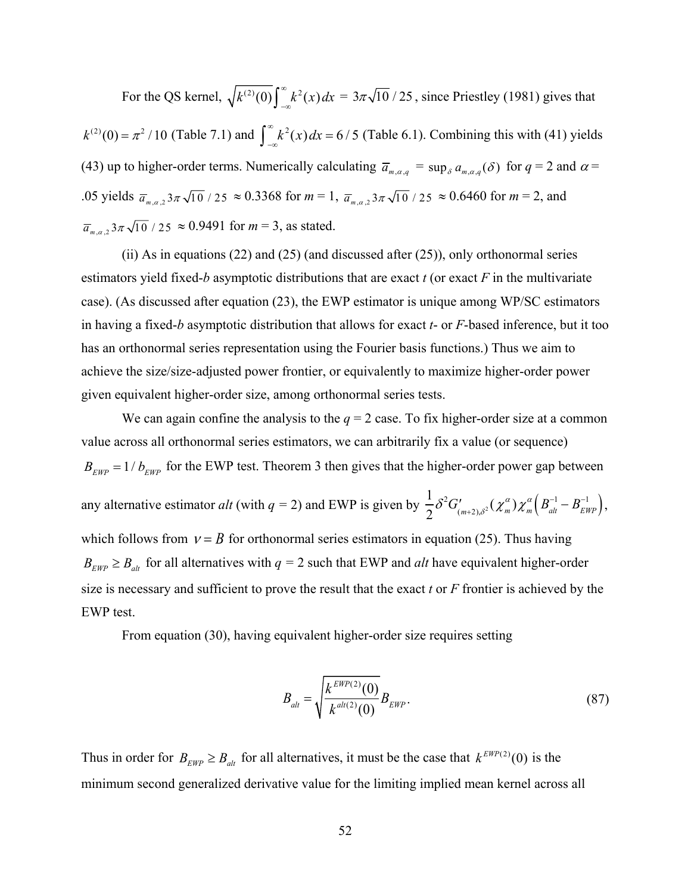For the QS kernel, $\sqrt{k^{(2)}(0)}\int_{-\infty}^{\infty} k^2(x)\,dx = 3\pi\sqrt{10}/25$, since Priestley (1981) gives that $k^{(2)}(0) = \pi^2/10$ (Table 7.1) and $\int_{-\infty}^{\infty} k^2(x)\,dx = 6/5$ (Table 6.1). Combining this with (41) yields (43) up to higher-order terms. Numerically calculating $\overline{a}_{m,\alpha,q} = \sup_{\delta} a_{m,\alpha,q}(\delta)$ for $q$ = 2 and $\alpha$ = .05 yields $\overline{a}_{m,\alpha,2}3\pi\sqrt{10}/25 \approx 0.3368$ for $m$ = 1, $\overline{a}_{m,\alpha,2}3\pi\sqrt{10}/25 \approx 0.6460$ for $m$ = 2, and $\overline{a}_{m,\alpha,2}3\pi\sqrt{10}/25 \approx 0.9491$ for $m$ = 3, as stated.

(ii) As in equations (22) and (25) (and discussed after (25)), only orthonormal series estimators yield fixed-*b* asymptotic distributions that are exact *t* (or exact *F* in the multivariate case). (As discussed after equation (23), the EWP estimator is unique among WP/SC estimators in having a fixed-*b* asymptotic distribution that allows for exact *t*- or *F*-based inference, but it too has an orthonormal series representation using the Fourier basis functions.) Thus we aim to achieve the size/size-adjusted power frontier, or equivalently to maximize higher-order power given equivalent higher-order size, among orthonormal series tests.

We can again confine the analysis to the $q$ = 2 case. To fix higher-order size at a common value across all orthonormal series estimators, we can arbitrarily fix a value (or sequence) $B_{EWP} = 1/b_{EWP}$ for the EWP test. Theorem 3 then gives that the higher-order power gap between any alternative estimator *alt* (with $q$ = 2) and EWP is given by $\frac{1}{2}\delta^2 G'_{(m+2),\delta^2}(\chi_m^\alpha)\chi_m^\alpha\left(B_{alt}^{-1} - B_{EWP}^{-1}\right)$, which follows from $\nu = B$ for orthonormal series estimators in equation (25). Thus having $B_{EWP} \geq B_{alt}$ for all alternatives with $q$ = 2 such that EWP and *alt* have equivalent higher-order size is necessary and sufficient to prove the result that the exact *t* or *F* frontier is achieved by the EWP test.

From equation (30), having equivalent higher-order size requires setting

$$B_{alt} = \sqrt{\frac{k^{EWP(2)}(0)}{k^{alt(2)}(0)}}B_{EWP}. \tag{87}$$

Thus in order for $B_{EWP} \geq B_{alt}$ for all alternatives, it must be the case that $k^{EWP(2)}(0)$ is the minimum second generalized derivative value for the limiting implied mean kernel across all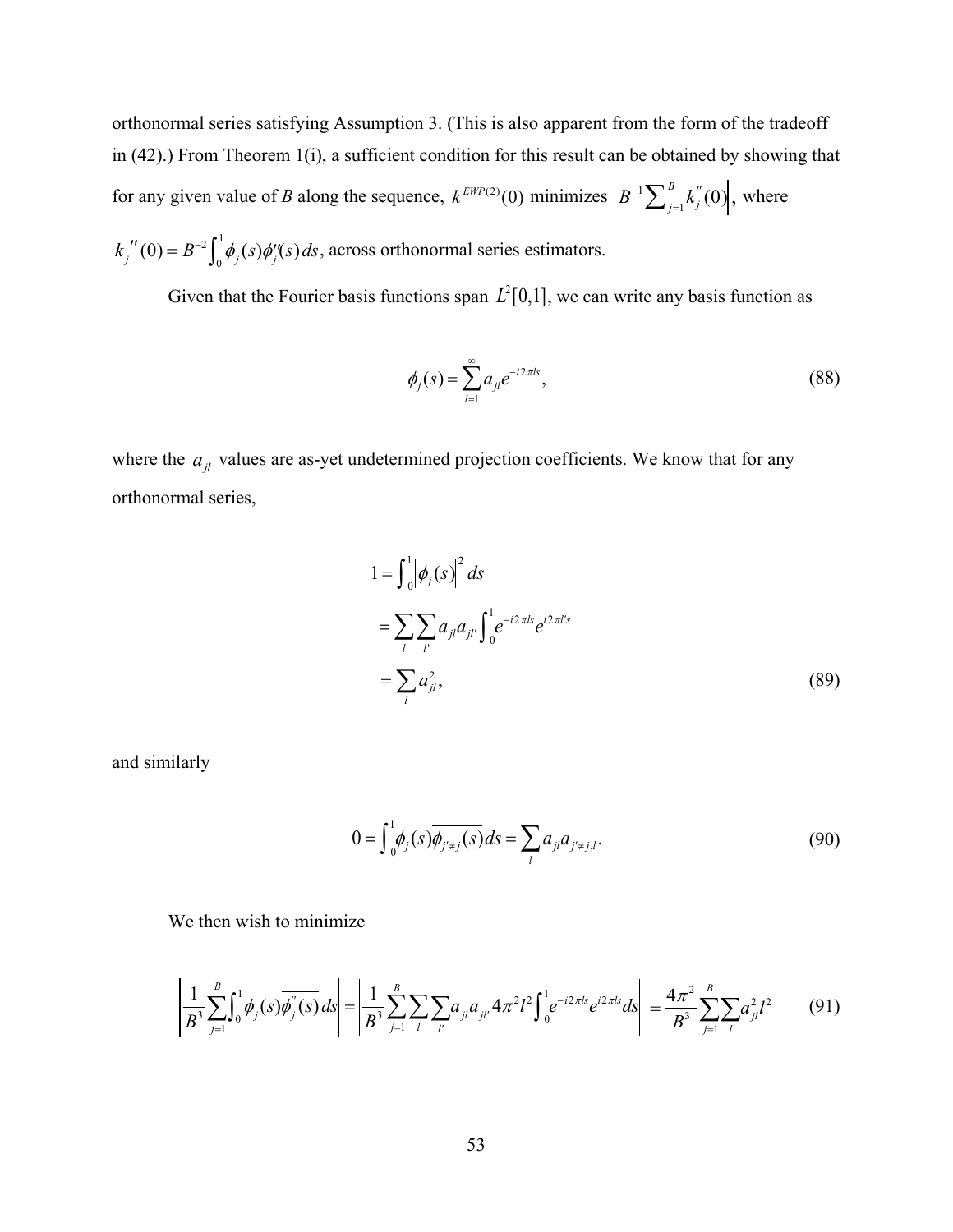orthonormal series satisfying Assumption 3. (This is also apparent from the form of the tradeoff in (42).) From Theorem 1(i), a sufficient condition for this result can be obtained by showing that for any given value of $B$ along the sequence, $k^{EWP(2)}(0)$ minimizes $\left|B^{-1}\sum_{j=1}^{B} k_j^{''}(0)\right|$, where $k_j{''}(0) = B^{-2}\int_0^1 \phi_j(s)\phi_j''(s)\,ds$, across orthonormal series estimators.

Given that the Fourier basis functions span $L^2[0,1]$, we can write any basis function as

$$\phi_j(s) = \sum_{l=1}^{\infty} a_{jl} e^{-i2\pi ls}, \tag{88}$$

where the $a_{jl}$ values are as-yet undetermined projection coefficients. We know that for any orthonormal series,

$$\begin{aligned} 1 &= \int_0^1 \left|\phi_j(s)\right|^2 ds \\ &= \sum_{l}\sum_{l'} a_{jl} a_{jl'} \int_0^1 e^{-i2\pi ls} e^{i2\pi l's} \\ &= \sum_{l} a_{jl}^2, \end{aligned} \tag{89}$$

and similarly

$$0 = \int_0^1 \phi_j(s)\overline{\phi_{j'\neq j}(s)}\,ds = \sum_l a_{jl} a_{j'\neq j,l}. \tag{90}$$

We then wish to minimize

$$\left|\frac{1}{B^3}\sum_{j=1}^{B}\int_0^1 \phi_j(s)\overline{\phi_j^{''}(s)}\,ds\right| = \left|\frac{1}{B^3}\sum_{j=1}^{B}\sum_{l}\sum_{l'} a_{jl}a_{jl'}4\pi^2 l^2 \int_0^1 e^{-i2\pi ls}e^{i2\pi ls}ds\right| = \frac{4\pi^2}{B^3}\sum_{j=1}^{B}\sum_{l} a_{jl}^2 l^2 \tag{91}$$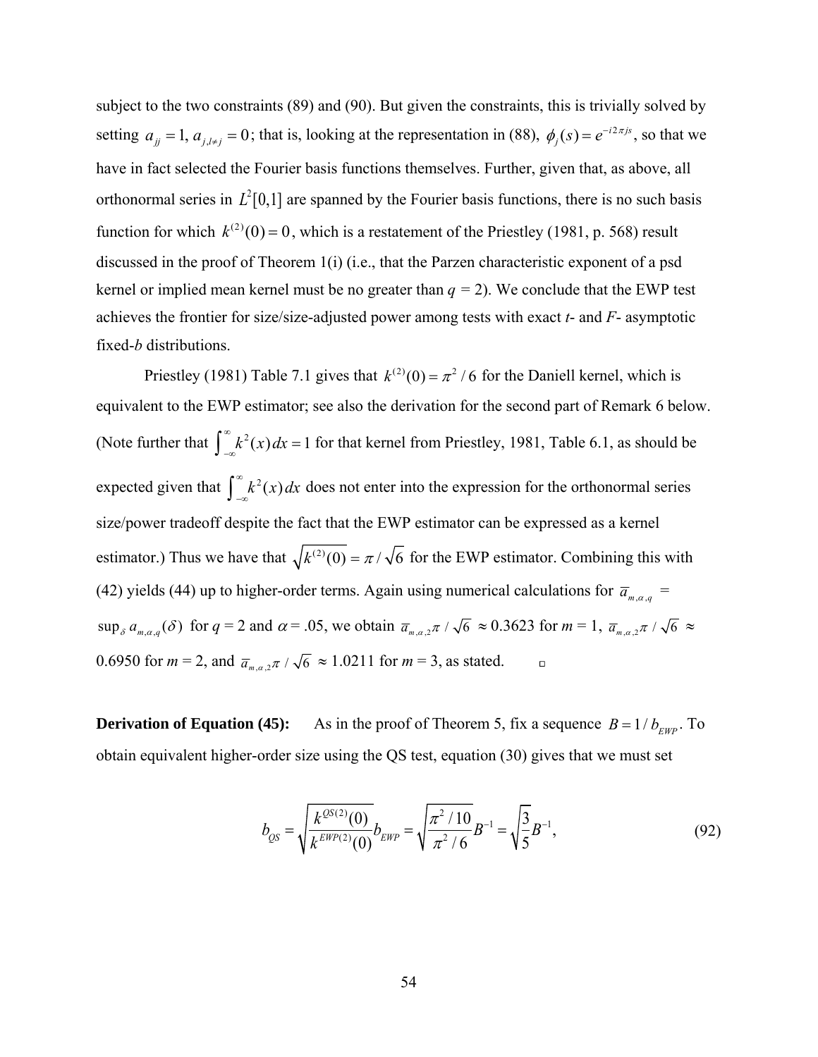subject to the two constraints (89) and (90). But given the constraints, this is trivially solved by setting $a_{jj} = 1, a_{j,l\neq j} = 0$; that is, looking at the representation in (88), $\phi_j(s) = e^{-i2\pi js}$, so that we have in fact selected the Fourier basis functions themselves. Further, given that, as above, all orthonormal series in $L^2[0,1]$ are spanned by the Fourier basis functions, there is no such basis function for which $k^{(2)}(0) = 0$, which is a restatement of the Priestley (1981, p. 568) result discussed in the proof of Theorem 1(i) (i.e., that the Parzen characteristic exponent of a psd kernel or implied mean kernel must be no greater than $q$ = 2). We conclude that the EWP test achieves the frontier for size/size-adjusted power among tests with exact *t*- and *F*- asymptotic fixed-*b* distributions.

Priestley (1981) Table 7.1 gives that $k^{(2)}(0) = \pi^2/6$ for the Daniell kernel, which is equivalent to the EWP estimator; see also the derivation for the second part of Remark 6 below. (Note further that $\int_{-\infty}^{\infty} k^2(x)\,dx = 1$ for that kernel from Priestley, 1981, Table 6.1, as should be expected given that $\int_{-\infty}^{\infty} k^2(x)\,dx$ does not enter into the expression for the orthonormal series size/power tradeoff despite the fact that the EWP estimator can be expressed as a kernel estimator.) Thus we have that $\sqrt{k^{(2)}(0)} = \pi/\sqrt{6}$ for the EWP estimator. Combining this with (42) yields (44) up to higher-order terms. Again using numerical calculations for $\overline{a}_{m,\alpha,q}$ = $\sup_\delta a_{m,\alpha,q}(\delta)$ for $q$ = 2 and $\alpha$ = .05, we obtain $\overline{a}_{m,\alpha,2}\pi/\sqrt{6} \approx 0.3623$ for $m$ = 1, $\overline{a}_{m,\alpha,2}\pi/\sqrt{6} \approx 0.6950$ for $m$ = 2, and $\overline{a}_{m,\alpha,2}\pi/\sqrt{6} \approx 1.0211$ for $m$ = 3, as stated. □

**Derivation of Equation (45):** As in the proof of Theorem 5, fix a sequence $B = 1/b_{EWP}$. To obtain equivalent higher-order size using the QS test, equation (30) gives that we must set

$$b_{QS} = \sqrt{\frac{k^{QS(2)}(0)}{k^{EWP(2)}(0)}}b_{EWP} = \sqrt{\frac{\pi^2/10}{\pi^2/6}}B^{-1} = \sqrt{\frac{3}{5}}B^{-1}, \tag{92}$$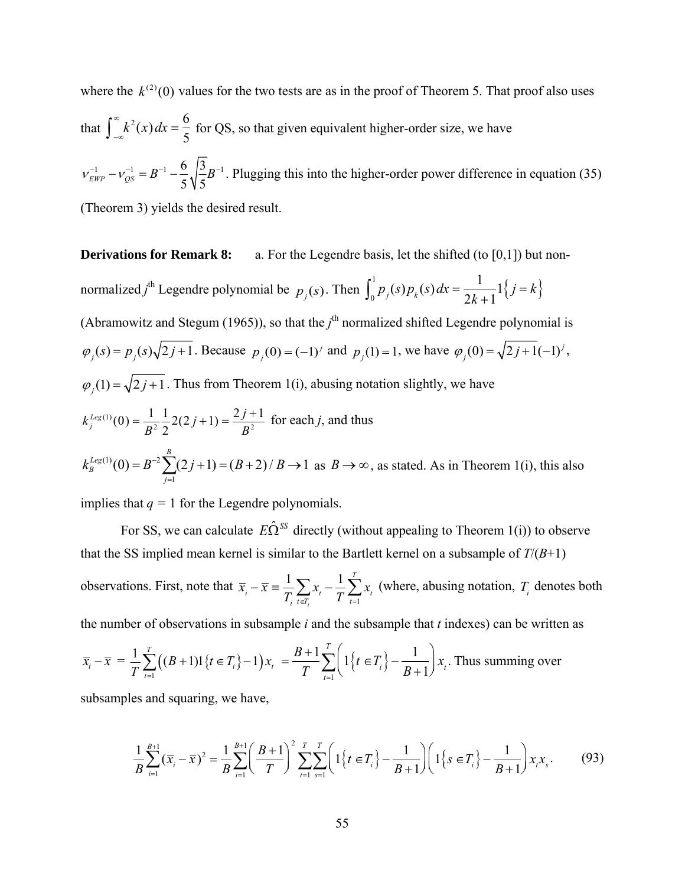where the $k^{(2)}(0)$ values for the two tests are as in the proof of Theorem 5. That proof also uses that $\int_{-\infty}^{\infty} k^2(x)\,dx = \frac{6}{5}$ for QS, so that given equivalent higher-order size, we have $\nu_{EWP}^{-1} - \nu_{QS}^{-1} = B^{-1} - \frac{6}{5}\sqrt{\frac{3}{5}}B^{-1}$. Plugging this into the higher-order power difference in equation (35) (Theorem 3) yields the desired result.

**Derivations for Remark 8:** a. For the Legendre basis, let the shifted (to [0,1]) but non-normalized $j^{\text{th}}$ Legendre polynomial be $p_j(s)$. Then $\int_0^1 p_j(s)p_k(s)\,dx = \frac{1}{2k+1}1\{j=k\}$ (Abramowitz and Stegum (1965)), so that the $j^{\text{th}}$ normalized shifted Legendre polynomial is $\varphi_j(s) = p_j(s)\sqrt{2j+1}$. Because $p_j(0) = (-1)^j$ and $p_j(1) = 1$, we have $\varphi_j(0) = \sqrt{2j+1}(-1)^j$, $\varphi_j(1) = \sqrt{2j+1}$. Thus from Theorem 1(i), abusing notation slightly, we have $k_j^{Leg(1)}(0) = \frac{1}{B^2}\frac{1}{2}2(2j+1) = \frac{2j+1}{B^2}$ for each *j*, and thus $k_B^{Leg(1)}(0) = B^{-2}\sum_{j=1}^{B}(2j+1) = (B+2)/B \to 1$ as $B \to \infty$, as stated. As in Theorem 1(i), this also implies that $q = 1$ for the Legendre polynomials.

For SS, we can calculate $E\hat{\Omega}^{SS}$ directly (without appealing to Theorem 1(i)) to observe that the SS implied mean kernel is similar to the Bartlett kernel on a subsample of $T/(B+1)$ observations. First, note that $\bar{x}_i - \bar{x} \equiv \frac{1}{T_i}\sum_{t\in T_i} x_t - \frac{1}{T}\sum_{t=1}^{T} x_t$ (where, abusing notation, $T_i$ denotes both the number of observations in subsample *i* and the subsample that *t* indexes) can be written as $\bar{x}_i - \bar{x} = \frac{1}{T}\sum_{t=1}^{T}\left((B+1)1\{t\in T_i\} - 1\right)x_t = \frac{B+1}{T}\sum_{t=1}^{T}\left(1\{t\in T_i\} - \frac{1}{B+1}\right)x_t$. Thus summing over subsamples and squaring, we have,

$$\frac{1}{B}\sum_{i=1}^{B+1}(\bar{x}_i - \bar{x})^2 = \frac{1}{B}\sum_{i=1}^{B+1}\left(\frac{B+1}{T}\right)^2\sum_{t=1}^{T}\sum_{s=1}^{T}\left(1\{t\in T_i\} - \frac{1}{B+1}\right)\left(1\{s\in T_i\} - \frac{1}{B+1}\right)x_t x_s. \quad (93)$$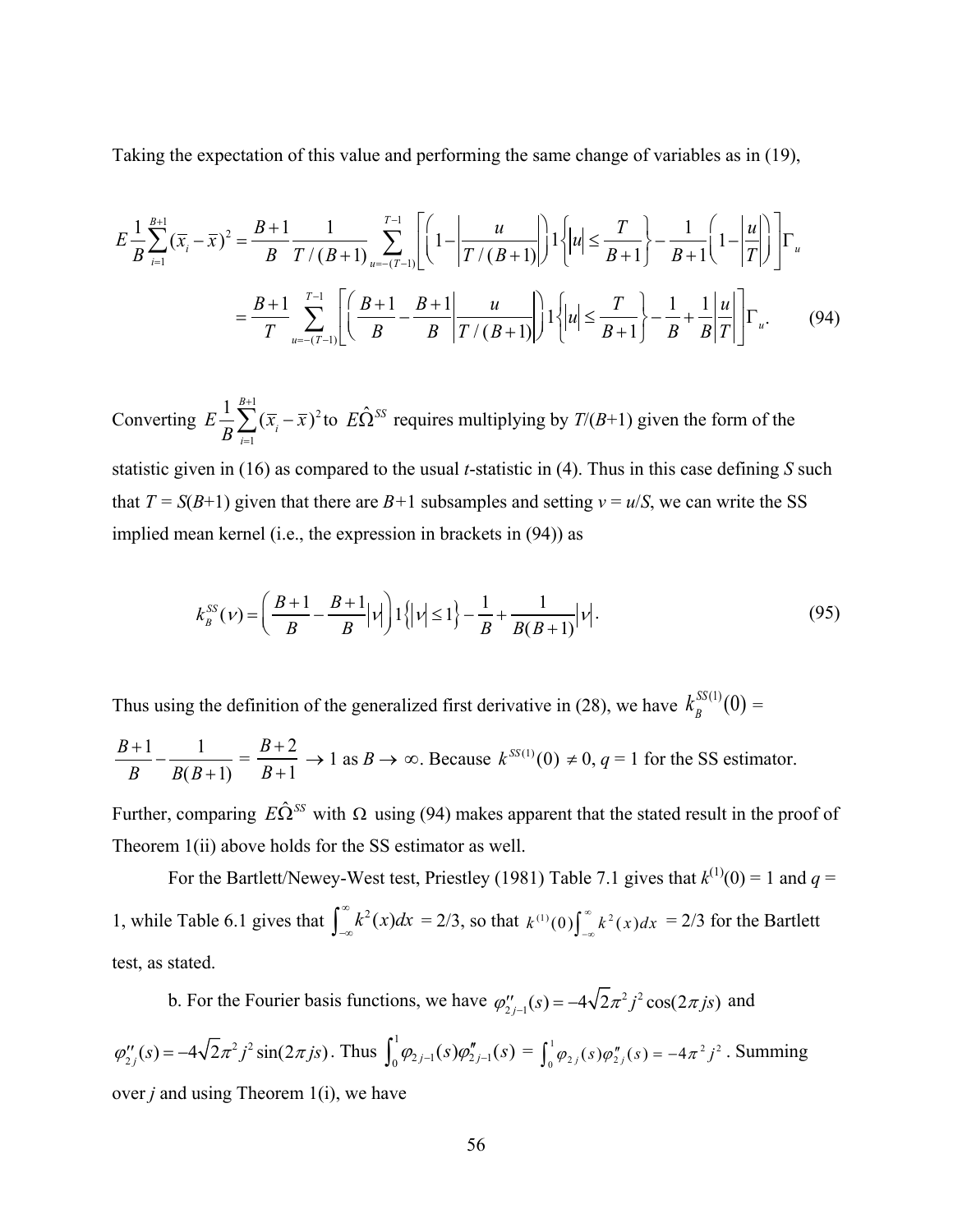Taking the expectation of this value and performing the same change of variables as in (19),

$$E\frac{1}{B}\sum_{i=1}^{B+1}(\bar{x}_i-\bar{x})^2 = \frac{B+1}{B}\frac{1}{T/(B+1)}\sum_{u=-(T-1)}^{T-1}\left[\left(1-\left|\frac{u}{T/(B+1)}\right|\right)1\left\{|u|\le\frac{T}{B+1}\right\}-\frac{1}{B+1}\left(1-\left|\frac{u}{T}\right|\right)\right]\Gamma_u$$

$$=\frac{B+1}{T}\sum_{u=-(T-1)}^{T-1}\left[\left(\frac{B+1}{B}-\frac{B+1}{B}\left|\frac{u}{T/(B+1)}\right|\right)1\left\{|u|\le\frac{T}{B+1}\right\}-\frac{1}{B}+\frac{1}{B}\left|\frac{u}{T}\right|\right]\Gamma_u. \tag{94}$$

Converting $E\frac{1}{B}\sum_{i=1}^{B+1}(\bar{x}_i-\bar{x})^2$ to $E\hat{\Omega}^{SS}$ requires multiplying by $T/(B+1)$ given the form of the statistic given in (16) as compared to the usual *t*-statistic in (4). Thus in this case defining $S$ such that $T = S(B+1)$ given that there are $B+1$ subsamples and setting $v = u/S$, we can write the SS implied mean kernel (i.e., the expression in brackets in (94)) as

$$k_B^{SS}(\nu)=\left(\frac{B+1}{B}-\frac{B+1}{B}|\nu|\right)1\left\{|\nu|\le 1\right\}-\frac{1}{B}+\frac{1}{B(B+1)}|\nu|. \tag{95}$$

Thus using the definition of the generalized first derivative in (28), we have $k_B^{SS(1)}(0) = \frac{B+1}{B}-\frac{1}{B(B+1)} = \frac{B+2}{B+1} \to 1$ as $B \to \infty$. Because $k^{SS(1)}(0) \neq 0$, $q = 1$ for the SS estimator. Further, comparing $E\hat{\Omega}^{SS}$ with $\Omega$ using (94) makes apparent that the stated result in the proof of Theorem 1(ii) above holds for the SS estimator as well.

For the Bartlett/Newey-West test, Priestley (1981) Table 7.1 gives that $k^{(1)}(0) = 1$ and $q = 1$, while Table 6.1 gives that $\int_{-\infty}^{\infty}k^2(x)dx = 2/3$, so that $k^{(1)}(0)\int_{-\infty}^{\infty}k^2(x)dx = 2/3$ for the Bartlett test, as stated.

b. For the Fourier basis functions, we have $\varphi''_{2j-1}(s) = -4\sqrt{2}\pi^2 j^2\cos(2\pi js)$ and $\varphi''_{2j}(s) = -4\sqrt{2}\pi^2 j^2\sin(2\pi js)$. Thus $\int_0^1\varphi_{2j-1}(s)\varphi''_{2j-1}(s) = \int_0^1\varphi_{2j}(s)\varphi''_{2j}(s) = -4\pi^2 j^2$. Summing over $j$ and using Theorem 1(i), we have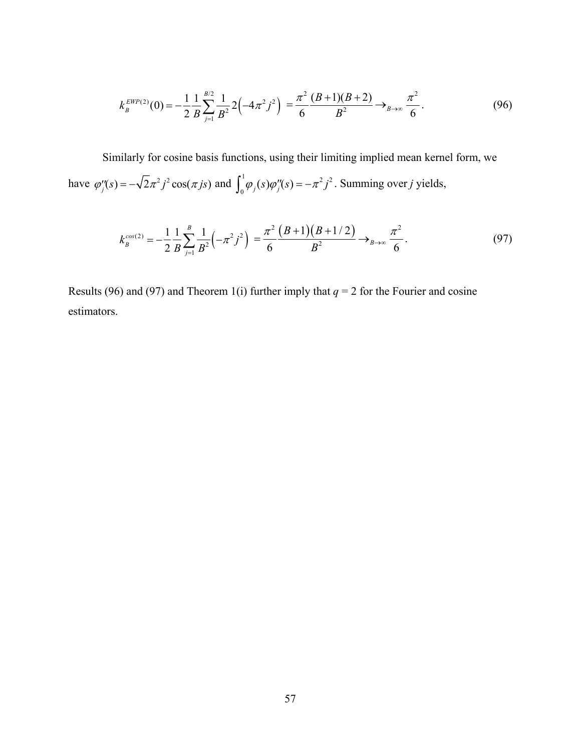$$k_B^{EWP(2)}(0) = -\frac{1}{2}\frac{1}{B}\sum_{j=1}^{B/2}\frac{1}{B^2}2\left(-4\pi^2 j^2\right) = \frac{\pi^2}{6}\frac{(B+1)(B+2)}{B^2} \rightarrow_{B\to\infty} \frac{\pi^2}{6}. \tag{96}$$

Similarly for cosine basis functions, using their limiting implied mean kernel form, we have $\varphi_j''(s) = -\sqrt{2}\pi^2 j^2 \cos(\pi js)$ and $\int_0^1 \varphi_j(s)\varphi_j''(s) = -\pi^2 j^2$. Summing over $j$ yields,

$$k_B^{cos(2)} = -\frac{1}{2}\frac{1}{B}\sum_{j=1}^{B}\frac{1}{B^2}\left(-\pi^2 j^2\right) = \frac{\pi^2}{6}\frac{\left(B+1\right)\left(B+1/2\right)}{B^2} \rightarrow_{B\to\infty} \frac{\pi^2}{6}. \tag{97}$$

Results (96) and (97) and Theorem 1(i) further imply that $q = 2$ for the Fourier and cosine estimators.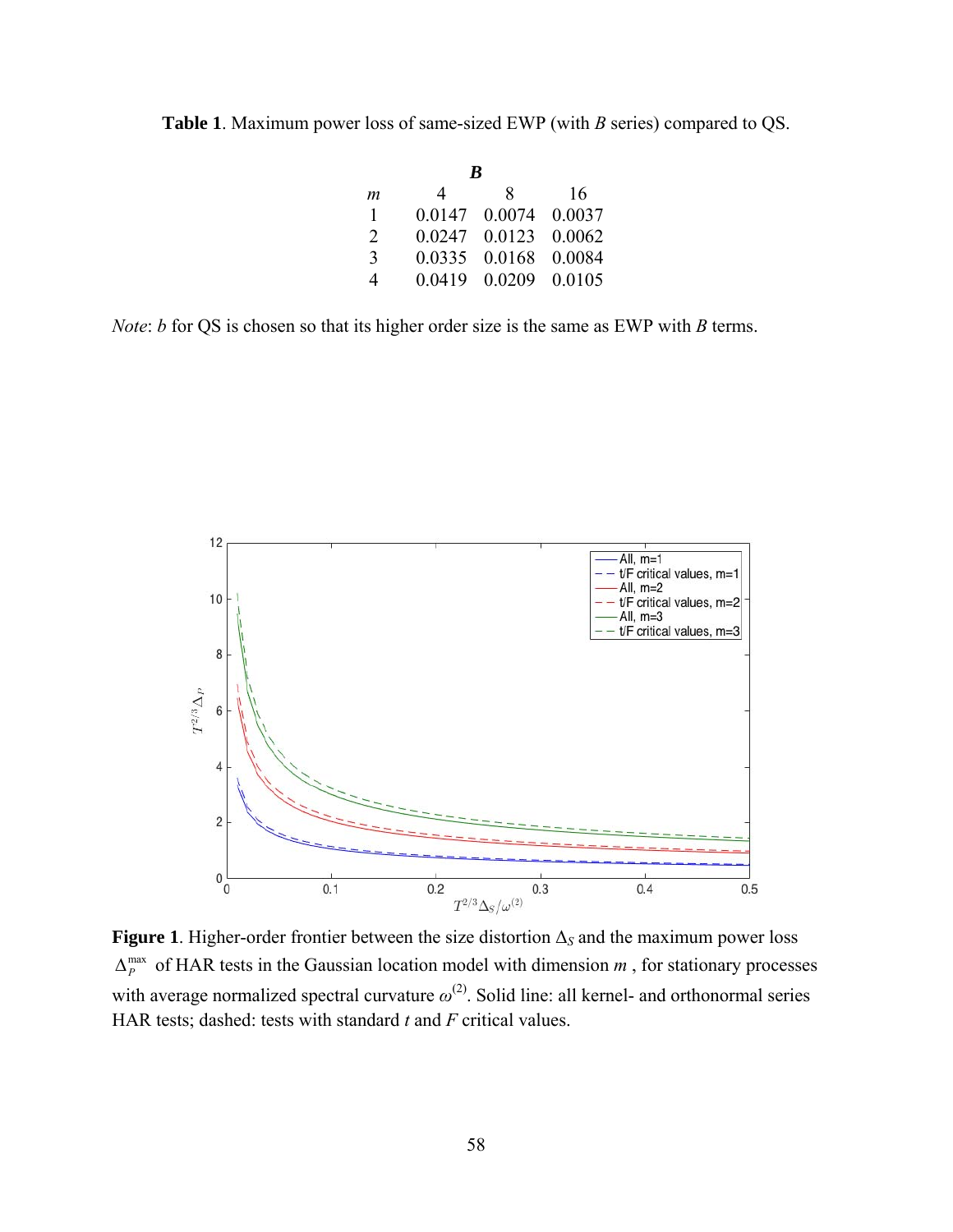**Table 1**. Maximum power loss of same-sized EWP (with $B$ series) compared to QS.

| | ***B*** | | |
|---|---|---|---|
| $m$ | 4 | 8 | 16 |
| 1 | 0.0147 | 0.0074 | 0.0037 |
| 2 | 0.0247 | 0.0123 | 0.0062 |
| 3 | 0.0335 | 0.0168 | 0.0084 |
| 4 | 0.0419 | 0.0209 | 0.0105 |

*Note*: $b$ for QS is chosen so that its higher order size is the same as EWP with $B$ terms.

**Figure 1**. Higher-order frontier between the size distortion $\Delta_S$ and the maximum power loss $\Delta_P^{\max}$ of HAR tests in the Gaussian location model with dimension $m$ , for stationary processes with average normalized spectral curvature $\omega^{(2)}$. Solid line: all kernel- and orthonormal series HAR tests; dashed: tests with standard $t$ and $F$ critical values.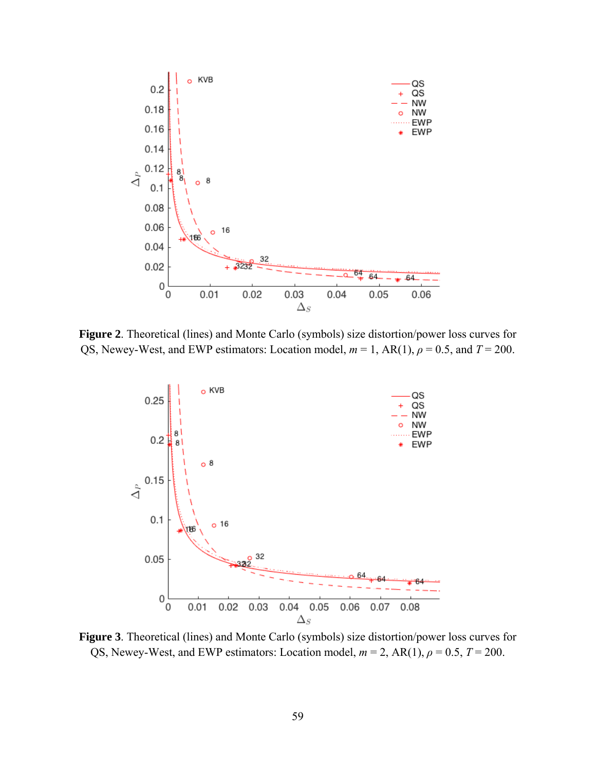**Figure 2**. Theoretical (lines) and Monte Carlo (symbols) size distortion/power loss curves for QS, Newey-West, and EWP estimators: Location model, $m = 1$, AR(1), $\rho = 0.5$, and $T = 200$.

**Figure 3**. Theoretical (lines) and Monte Carlo (symbols) size distortion/power loss curves for QS, Newey-West, and EWP estimators: Location model, $m = 2$, AR(1), $\rho = 0.5$, $T = 200$.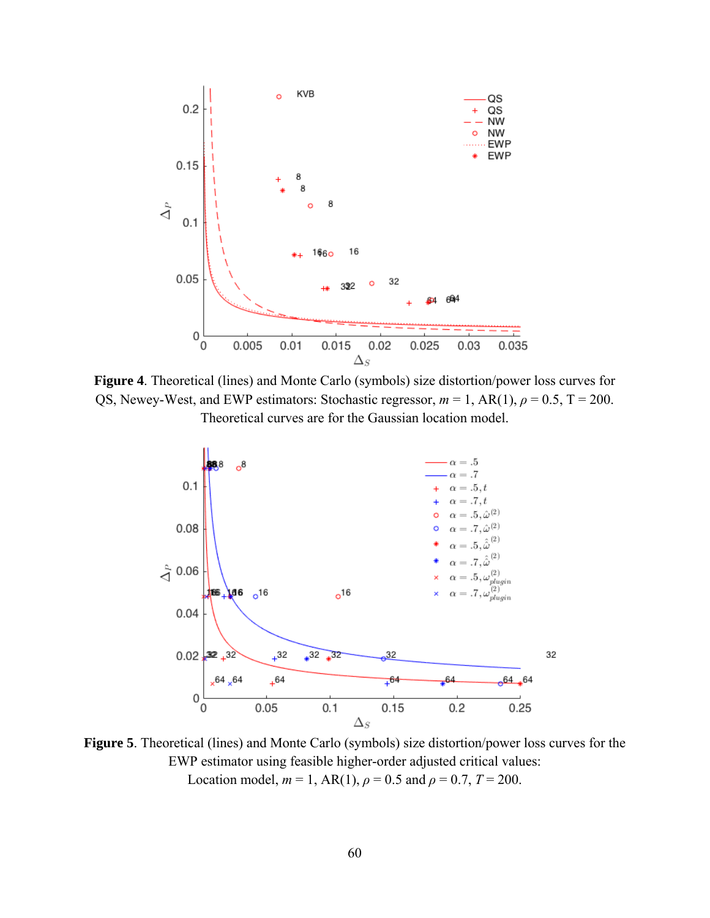KVB

QS
QS
NW
NW
EWP
EWP

0.2
0.15
0.1
0.05
0

$\Delta_P$

0 0.005 0.01 0.015 0.02 0.025 0.03 0.035

$\Delta_S$

8
8
8
16
16
16
32
32
32
64
64

**Figure 4**. Theoretical (lines) and Monte Carlo (symbols) size distortion/power loss curves for QS, Newey-West, and EWP estimators: Stochastic regressor, *m* = 1, AR(1), $\rho$ = 0.5, T = 200. Theoretical curves are for the Gaussian location model.

$\alpha = .5$
$\alpha = .7$
$\alpha = .5, t$
$\alpha = .7, t$
$\alpha = .5, \hat{\omega}^{(2)}$
$\alpha = .7, \hat{\omega}^{(2)}$
$\alpha = .5, \hat{\hat{\omega}}^{(2)}$
$\alpha = .7, \hat{\hat{\omega}}^{(2)}$
$\alpha = .5, \omega^{(2)}_{plugin}$
$\alpha = .7, \omega^{(2)}_{plugin}$

0.1
0.08
0.06
0.04
0.02
0

$\Delta_P$

0 0.05 0.1 0.15 0.2 0.25

$\Delta_S$

8
8
16
16
16
32
32
32
32
32
64
64
64
64
64
64

**Figure 5**. Theoretical (lines) and Monte Carlo (symbols) size distortion/power loss curves for the EWP estimator using feasible higher-order adjusted critical values: Location model, *m* = 1, AR(1), $\rho$ = 0.5 and $\rho$ = 0.7, *T* = 200.